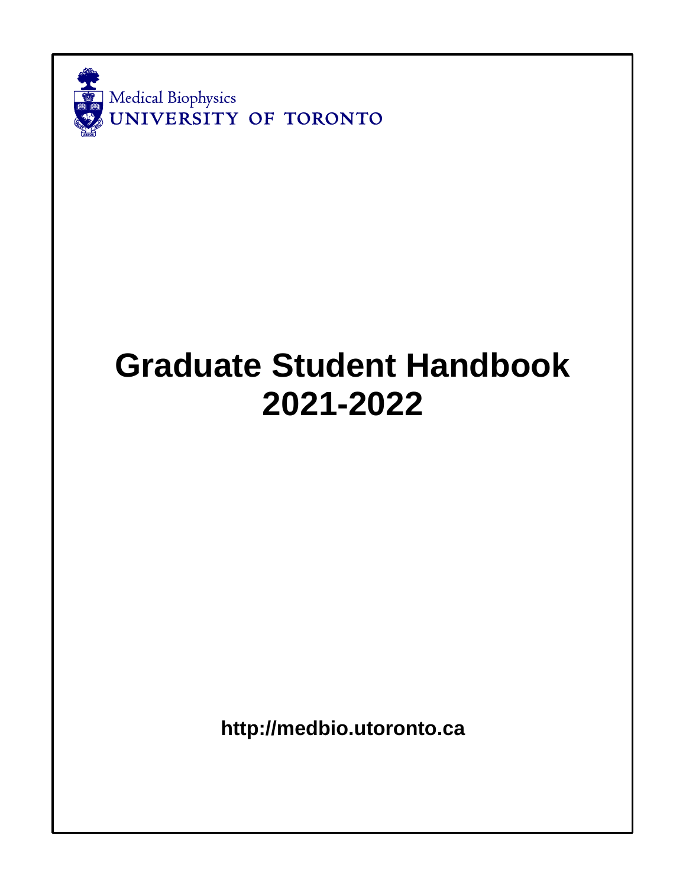Medical Biophysics
UNIVERSITY OF TORONTO

# Graduate Student Handbook 2021-2022

**http://medbio.utoronto.ca**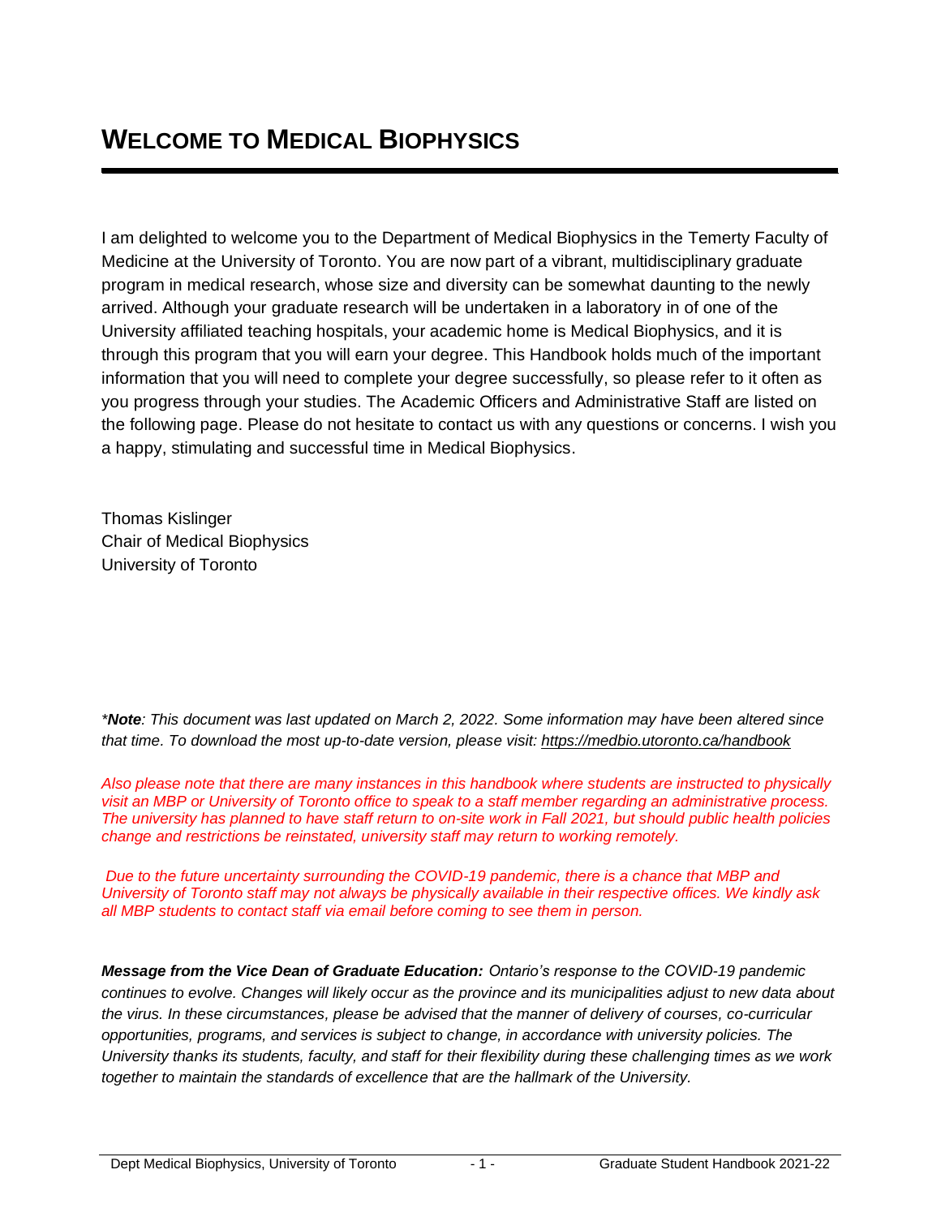# WELCOME TO MEDICAL BIOPHYSICS

I am delighted to welcome you to the Department of Medical Biophysics in the Temerty Faculty of Medicine at the University of Toronto. You are now part of a vibrant, multidisciplinary graduate program in medical research, whose size and diversity can be somewhat daunting to the newly arrived. Although your graduate research will be undertaken in a laboratory in of one of the University affiliated teaching hospitals, your academic home is Medical Biophysics, and it is through this program that you will earn your degree. This Handbook holds much of the important information that you will need to complete your degree successfully, so please refer to it often as you progress through your studies. The Academic Officers and Administrative Staff are listed on the following page. Please do not hesitate to contact us with any questions or concerns. I wish you a happy, stimulating and successful time in Medical Biophysics.

Thomas Kislinger
Chair of Medical Biophysics
University of Toronto

*\*__Note__: This document was last updated on March 2, 2022. Some information may have been altered since that time. To download the most up-to-date version, please visit: https://medbio.utoronto.ca/handbook*

*Also please note that there are many instances in this handbook where students are instructed to physically visit an MBP or University of Toronto office to speak to a staff member regarding an administrative process. The university has planned to have staff return to on-site work in Fall 2021, but should public health policies change and restrictions be reinstated, university staff may return to working remotely.*

*Due to the future uncertainty surrounding the COVID-19 pandemic, there is a chance that MBP and University of Toronto staff may not always be physically available in their respective offices. We kindly ask all MBP students to contact staff via email before coming to see them in person.*

***Message from the Vice Dean of Graduate Education:*** *Ontario's response to the COVID-19 pandemic continues to evolve. Changes will likely occur as the province and its municipalities adjust to new data about the virus. In these circumstances, please be advised that the manner of delivery of courses, co-curricular opportunities, programs, and services is subject to change, in accordance with university policies. The University thanks its students, faculty, and staff for their flexibility during these challenging times as we work together to maintain the standards of excellence that are the hallmark of the University.*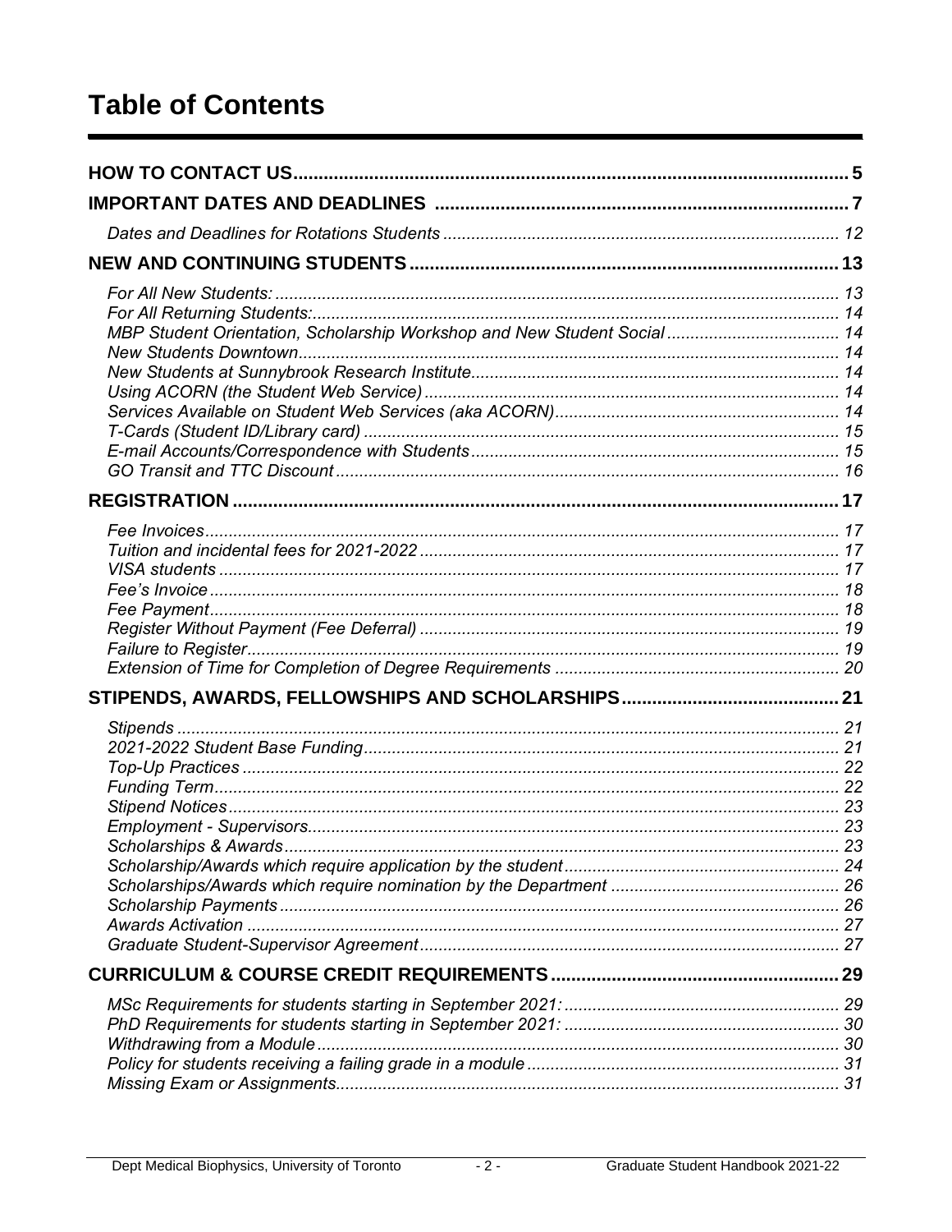# Table of Contents

**HOW TO CONTACT US** .......... 5

**IMPORTANT DATES AND DEADLINES** .......... 7

*Dates and Deadlines for Rotations Students* .......... 12

**NEW AND CONTINUING STUDENTS** .......... 13

*For All New Students:* .......... 13
*For All Returning Students:* .......... 14
*MBP Student Orientation, Scholarship Workshop and New Student Social* .......... 14
*New Students Downtown* .......... 14
*New Students at Sunnybrook Research Institute* .......... 14
*Using ACORN (the Student Web Service)* .......... 14
*Services Available on Student Web Services (aka ACORN)* .......... 14
*T-Cards (Student ID/Library card)* .......... 15
*E-mail Accounts/Correspondence with Students* .......... 15
*GO Transit and TTC Discount* .......... 16

**REGISTRATION** .......... 17

*Fee Invoices* .......... 17
*Tuition and incidental fees for 2021-2022* .......... 17
*VISA students* .......... 17
*Fee's Invoice* .......... 18
*Fee Payment* .......... 18
*Register Without Payment (Fee Deferral)* .......... 19
*Failure to Register* .......... 19
*Extension of Time for Completion of Degree Requirements* .......... 20

**STIPENDS, AWARDS, FELLOWSHIPS AND SCHOLARSHIPS** .......... 21

*Stipends* .......... 21
*2021-2022 Student Base Funding* .......... 21
*Top-Up Practices* .......... 22
*Funding Term* .......... 22
*Stipend Notices* .......... 23
*Employment - Supervisors* .......... 23
*Scholarships & Awards* .......... 23
*Scholarship/Awards which require application by the student* .......... 24
*Scholarships/Awards which require nomination by the Department* .......... 26
*Scholarship Payments* .......... 26
*Awards Activation* .......... 27
*Graduate Student-Supervisor Agreement* .......... 27

**CURRICULUM & COURSE CREDIT REQUIREMENTS** .......... 29

*MSc Requirements for students starting in September 2021:* .......... 29
*PhD Requirements for students starting in September 2021:* .......... 30
*Withdrawing from a Module* .......... 30
*Policy for students receiving a failing grade in a module* .......... 31
*Missing Exam or Assignments* .......... 31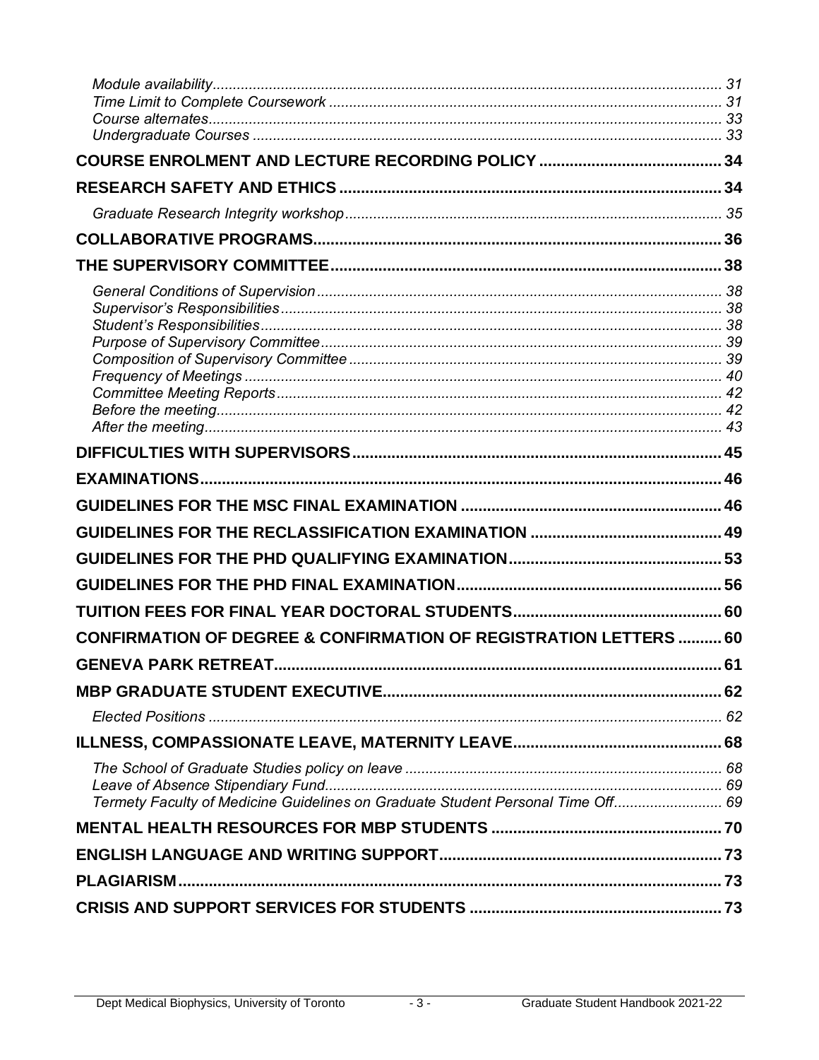*Module availability* ........ 31
*Time Limit to Complete Coursework* ........ 31
*Course alternates* ........ 33
*Undergraduate Courses* ........ 33

**COURSE ENROLMENT AND LECTURE RECORDING POLICY** ........ 34

**RESEARCH SAFETY AND ETHICS** ........ 34

*Graduate Research Integrity workshop* ........ 35

**COLLABORATIVE PROGRAMS** ........ 36

**THE SUPERVISORY COMMITTEE** ........ 38

*General Conditions of Supervision* ........ 38
*Supervisor's Responsibilities* ........ 38
*Student's Responsibilities* ........ 38
*Purpose of Supervisory Committee* ........ 39
*Composition of Supervisory Committee* ........ 39
*Frequency of Meetings* ........ 40
*Committee Meeting Reports* ........ 42
*Before the meeting* ........ 42
*After the meeting* ........ 43

**DIFFICULTIES WITH SUPERVISORS** ........ 45

**EXAMINATIONS** ........ 46

**GUIDELINES FOR THE MSC FINAL EXAMINATION** ........ 46

**GUIDELINES FOR THE RECLASSIFICATION EXAMINATION** ........ 49

**GUIDELINES FOR THE PHD QUALIFYING EXAMINATION** ........ 53

**GUIDELINES FOR THE PHD FINAL EXAMINATION** ........ 56

**TUITION FEES FOR FINAL YEAR DOCTORAL STUDENTS** ........ 60

**CONFIRMATION OF DEGREE & CONFIRMATION OF REGISTRATION LETTERS** ........ 60

**GENEVA PARK RETREAT** ........ 61

**MBP GRADUATE STUDENT EXECUTIVE** ........ 62

*Elected Positions* ........ 62

**ILLNESS, COMPASSIONATE LEAVE, MATERNITY LEAVE** ........ 68

*The School of Graduate Studies policy on leave* ........ 68
*Leave of Absence Stipendiary Fund* ........ 69
*Termety Faculty of Medicine Guidelines on Graduate Student Personal Time Off* ........ 69

**MENTAL HEALTH RESOURCES FOR MBP STUDENTS** ........ 70

**ENGLISH LANGUAGE AND WRITING SUPPORT** ........ 73

**PLAGIARISM** ........ 73

**CRISIS AND SUPPORT SERVICES FOR STUDENTS** ........ 73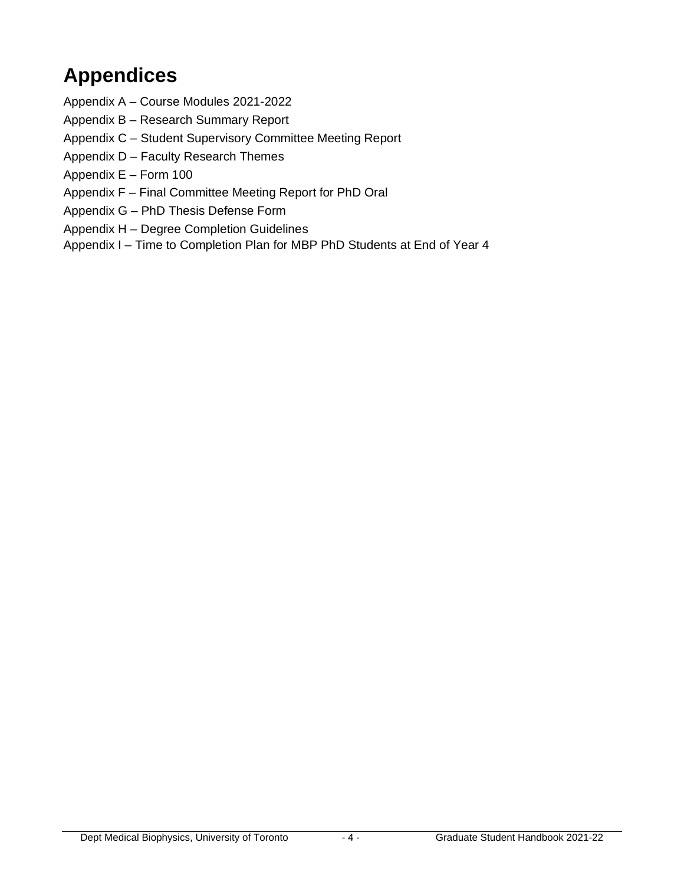# Appendices

Appendix A – Course Modules 2021-2022

Appendix B – Research Summary Report

Appendix C – Student Supervisory Committee Meeting Report

Appendix D – Faculty Research Themes

Appendix E – Form 100

Appendix F – Final Committee Meeting Report for PhD Oral

Appendix G – PhD Thesis Defense Form

Appendix H – Degree Completion Guidelines

Appendix I – Time to Completion Plan for MBP PhD Students at End of Year 4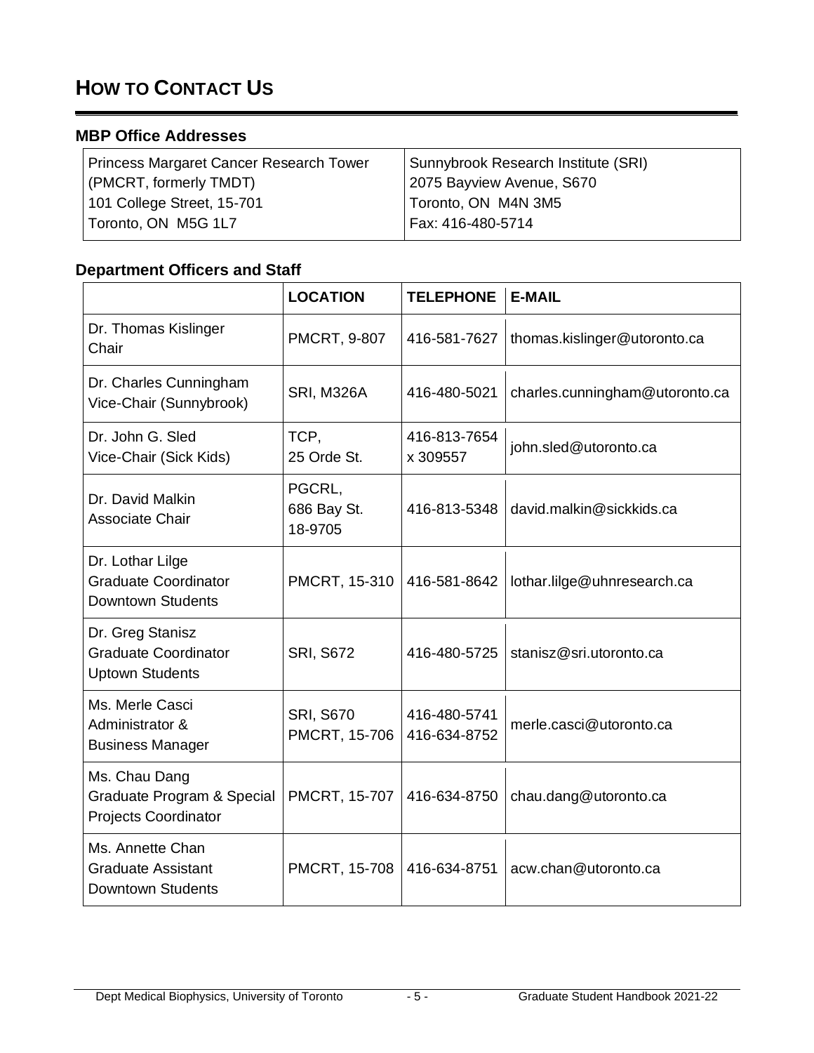# HOW TO CONTACT US

### MBP Office Addresses

| Princess Margaret Cancer Research Tower<br>(PMCRT, formerly TMDT)<br>101 College Street, 15-701<br>Toronto, ON M5G 1L7 | Sunnybrook Research Institute (SRI)<br>2075 Bayview Avenue, S670<br>Toronto, ON M4N 3M5<br>Fax: 416-480-5714 |
|---|---|

### Department Officers and Staff

| | LOCATION | TELEPHONE | E-MAIL |
|---|---|---|---|
| Dr. Thomas Kislinger<br>Chair | PMCRT, 9-807 | 416-581-7627 | thomas.kislinger@utoronto.ca |
| Dr. Charles Cunningham<br>Vice-Chair (Sunnybrook) | SRI, M326A | 416-480-5021 | charles.cunningham@utoronto.ca |
| Dr. John G. Sled<br>Vice-Chair (Sick Kids) | TCP,<br>25 Orde St. | 416-813-7654<br>x 309557 | john.sled@utoronto.ca |
| Dr. David Malkin<br>Associate Chair | PGCRL,<br>686 Bay St.<br>18-9705 | 416-813-5348 | david.malkin@sickkids.ca |
| Dr. Lothar Lilge<br>Graduate Coordinator<br>Downtown Students | PMCRT, 15-310 | 416-581-8642 | lothar.lilge@uhnresearch.ca |
| Dr. Greg Stanisz<br>Graduate Coordinator<br>Uptown Students | SRI, S672 | 416-480-5725 | stanisz@sri.utoronto.ca |
| Ms. Merle Casci<br>Administrator &<br>Business Manager | SRI, S670<br>PMCRT, 15-706 | 416-480-5741<br>416-634-8752 | merle.casci@utoronto.ca |
| Ms. Chau Dang<br>Graduate Program & Special<br>Projects Coordinator | PMCRT, 15-707 | 416-634-8750 | chau.dang@utoronto.ca |
| Ms. Annette Chan<br>Graduate Assistant<br>Downtown Students | PMCRT, 15-708 | 416-634-8751 | acw.chan@utoronto.ca |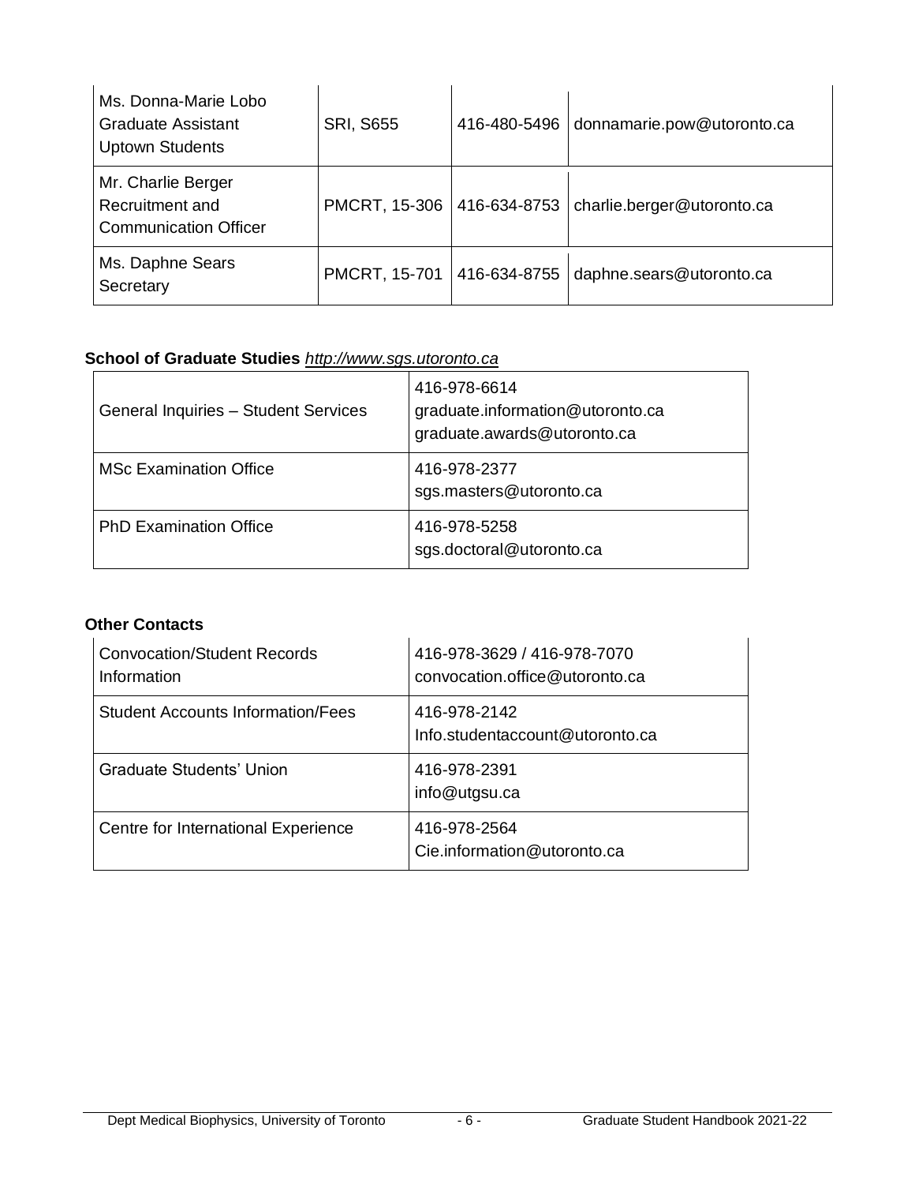| | | | |
|---|---|---|---|
| Ms. Donna-Marie Lobo<br>Graduate Assistant<br>Uptown Students | SRI, S655 | 416-480-5496 | donnamarie.pow@utoronto.ca |
| Mr. Charlie Berger<br>Recruitment and<br>Communication Officer | PMCRT, 15-306 | 416-634-8753 | charlie.berger@utoronto.ca |
| Ms. Daphne Sears<br>Secretary | PMCRT, 15-701 | 416-634-8755 | daphne.sears@utoronto.ca |

**School of Graduate Studies** *http://www.sgs.utoronto.ca*

| | |
|---|---|
| General Inquiries – Student Services | 416-978-6614<br>graduate.information@utoronto.ca<br>graduate.awards@utoronto.ca |
| MSc Examination Office | 416-978-2377<br>sgs.masters@utoronto.ca |
| PhD Examination Office | 416-978-5258<br>sgs.doctoral@utoronto.ca |

**Other Contacts**

| | |
|---|---|
| Convocation/Student Records Information | 416-978-3629 / 416-978-7070<br>convocation.office@utoronto.ca |
| Student Accounts Information/Fees | 416-978-2142<br>Info.studentaccount@utoronto.ca |
| Graduate Students' Union | 416-978-2391<br>info@utgsu.ca |
| Centre for International Experience | 416-978-2564<br>Cie.information@utoronto.ca |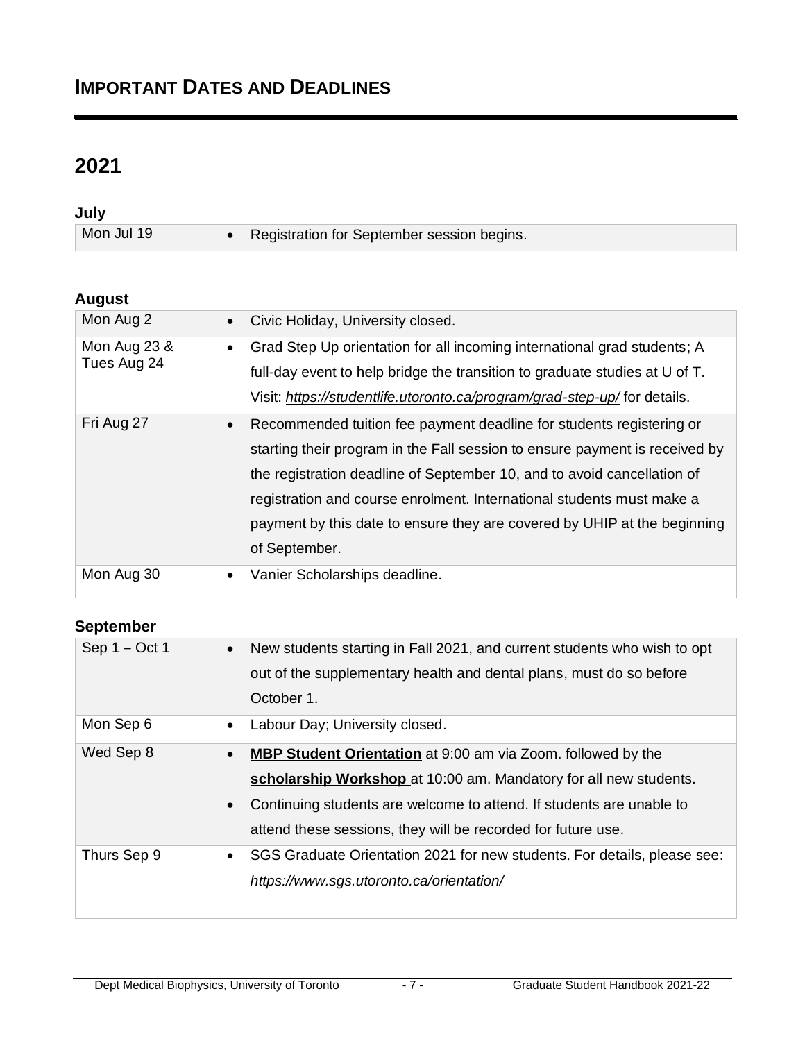# IMPORTANT DATES AND DEADLINES

## 2021

### July

| | |
|---|---|
| Mon Jul 19 | • Registration for September session begins. |

### August

| | |
|---|---|
| Mon Aug 2 | • Civic Holiday, University closed. |
| Mon Aug 23 & Tues Aug 24 | • Grad Step Up orientation for all incoming international grad students; A full-day event to help bridge the transition to graduate studies at U of T. Visit: *https://studentlife.utoronto.ca/program/grad-step-up/* for details. |
| Fri Aug 27 | • Recommended tuition fee payment deadline for students registering or starting their program in the Fall session to ensure payment is received by the registration deadline of September 10, and to avoid cancellation of registration and course enrolment. International students must make a payment by this date to ensure they are covered by UHIP at the beginning of September. |
| Mon Aug 30 | • Vanier Scholarships deadline. |

### September

| | |
|---|---|
| Sep 1 – Oct 1 | • New students starting in Fall 2021, and current students who wish to opt out of the supplementary health and dental plans, must do so before October 1. |
| Mon Sep 6 | • Labour Day; University closed. |
| Wed Sep 8 | • **MBP Student Orientation** at 9:00 am via Zoom. followed by the **scholarship Workshop** at 10:00 am. Mandatory for all new students. • Continuing students are welcome to attend. If students are unable to attend these sessions, they will be recorded for future use. |
| Thurs Sep 9 | • SGS Graduate Orientation 2021 for new students. For details, please see: *https://www.sgs.utoronto.ca/orientation/* |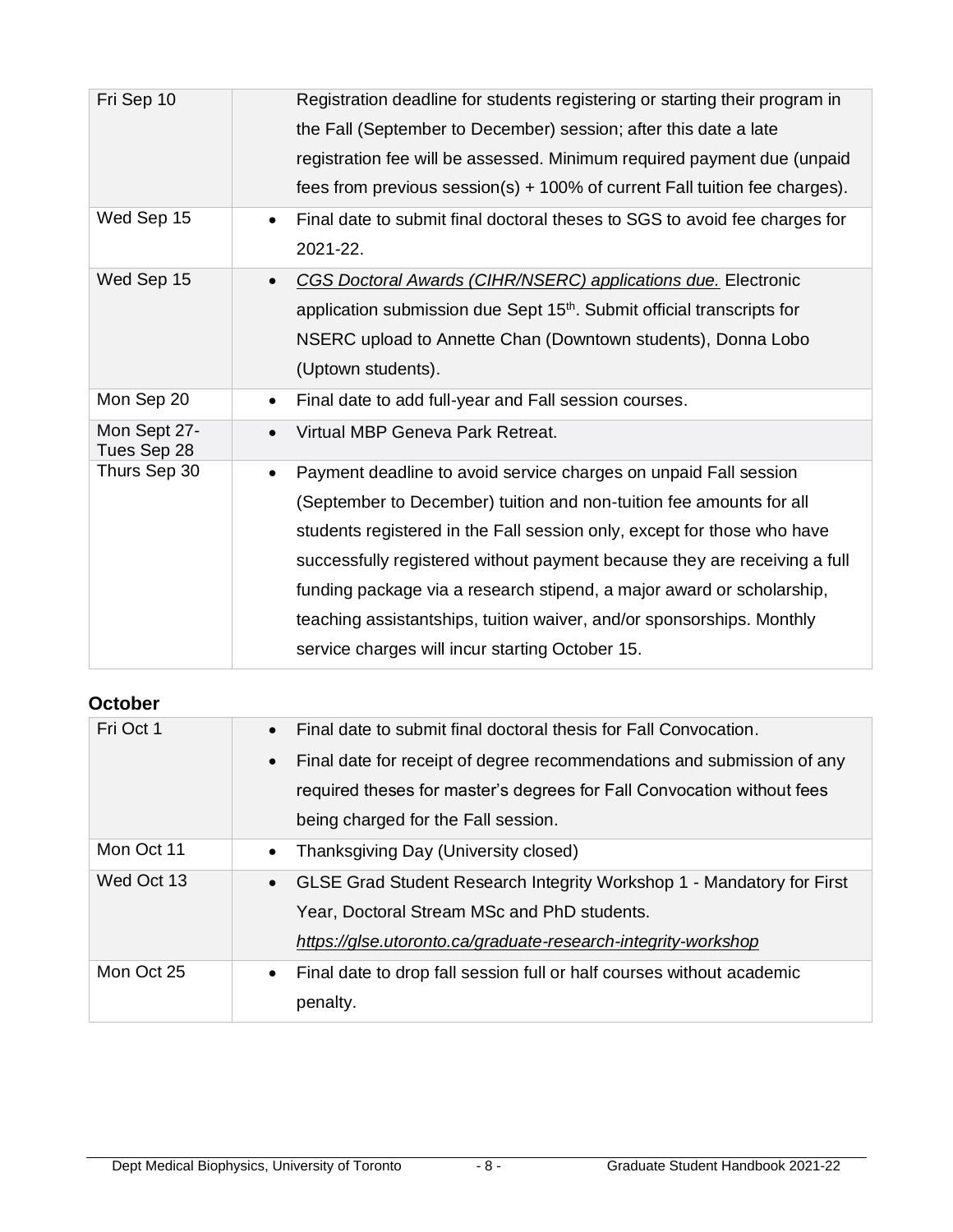| | |
|---|---|
| Fri Sep 10 | Registration deadline for students registering or starting their program in the Fall (September to December) session; after this date a late registration fee will be assessed. Minimum required payment due (unpaid fees from previous session(s) + 100% of current Fall tuition fee charges). |
| Wed Sep 15 | • Final date to submit final doctoral theses to SGS to avoid fee charges for 2021-22. |
| Wed Sep 15 | • *CGS Doctoral Awards (CIHR/NSERC) applications due.* Electronic application submission due Sept 15th. Submit official transcripts for NSERC upload to Annette Chan (Downtown students), Donna Lobo (Uptown students). |
| Mon Sep 20 | • Final date to add full-year and Fall session courses. |
| Mon Sept 27-Tues Sep 28 | • Virtual MBP Geneva Park Retreat. |
| Thurs Sep 30 | • Payment deadline to avoid service charges on unpaid Fall session (September to December) tuition and non-tuition fee amounts for all students registered in the Fall session only, except for those who have successfully registered without payment because they are receiving a full funding package via a research stipend, a major award or scholarship, teaching assistantships, tuition waiver, and/or sponsorships. Monthly service charges will incur starting October 15. |

### October

| | |
|---|---|
| Fri Oct 1 | • Final date to submit final doctoral thesis for Fall Convocation.<br>• Final date for receipt of degree recommendations and submission of any required theses for master's degrees for Fall Convocation without fees being charged for the Fall session. |
| Mon Oct 11 | • Thanksgiving Day (University closed) |
| Wed Oct 13 | • GLSE Grad Student Research Integrity Workshop 1 - Mandatory for First Year, Doctoral Stream MSc and PhD students. *https://glse.utoronto.ca/graduate-research-integrity-workshop* |
| Mon Oct 25 | • Final date to drop fall session full or half courses without academic penalty. |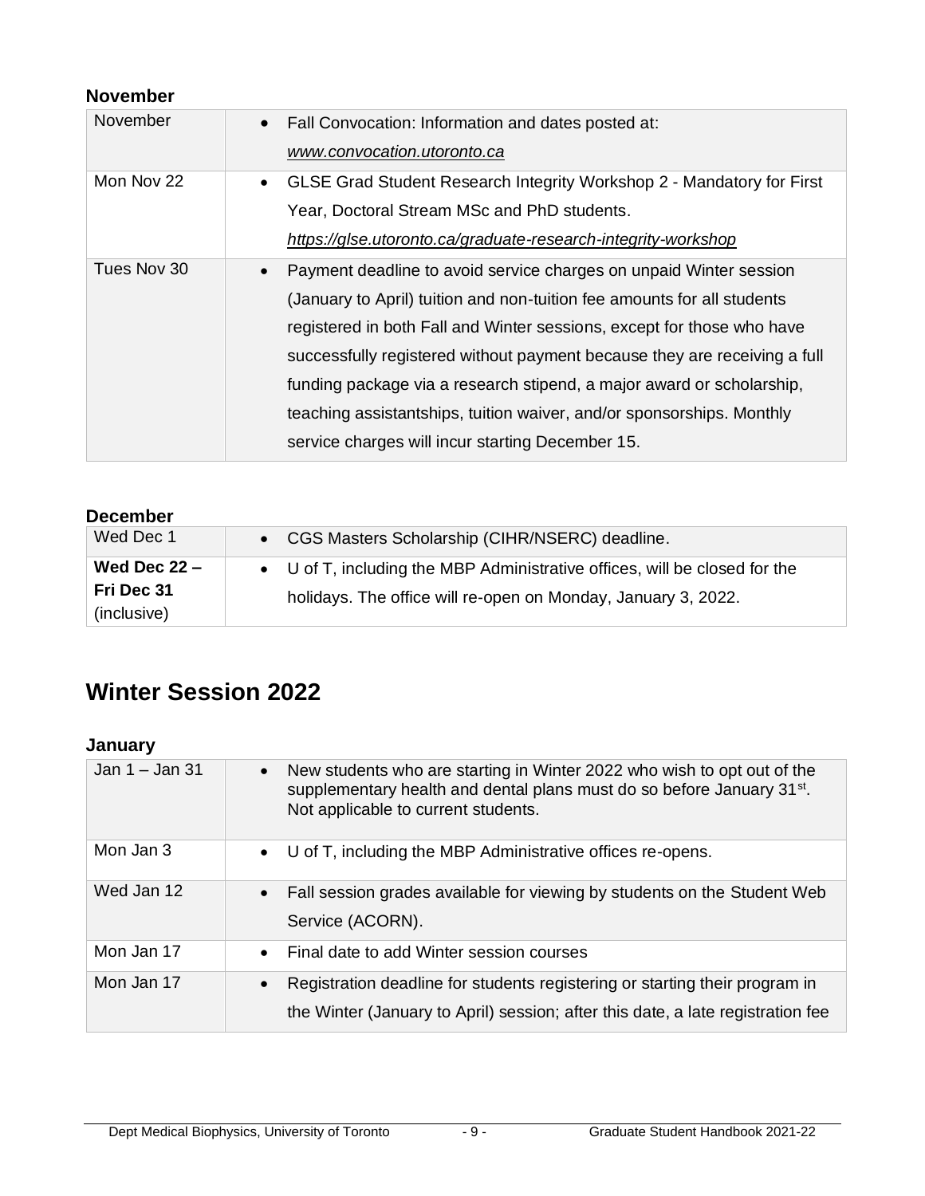### November

| | |
|---|---|
| November | • Fall Convocation: Information and dates posted at: *www.convocation.utoronto.ca* |
| Mon Nov 22 | • GLSE Grad Student Research Integrity Workshop 2 - Mandatory for First Year, Doctoral Stream MSc and PhD students. *https://glse.utoronto.ca/graduate-research-integrity-workshop* |
| Tues Nov 30 | • Payment deadline to avoid service charges on unpaid Winter session (January to April) tuition and non-tuition fee amounts for all students registered in both Fall and Winter sessions, except for those who have successfully registered without payment because they are receiving a full funding package via a research stipend, a major award or scholarship, teaching assistantships, tuition waiver, and/or sponsorships. Monthly service charges will incur starting December 15. |

### December

| | |
|---|---|
| Wed Dec 1 | • CGS Masters Scholarship (CIHR/NSERC) deadline. |
| **Wed Dec 22 – Fri Dec 31** (inclusive) | • U of T, including the MBP Administrative offices, will be closed for the holidays. The office will re-open on Monday, January 3, 2022. |

## Winter Session 2022

### January

| | |
|---|---|
| Jan 1 – Jan 31 | • New students who are starting in Winter 2022 who wish to opt out of the supplementary health and dental plans must do so before January 31st. Not applicable to current students. |
| Mon Jan 3 | • U of T, including the MBP Administrative offices re-opens. |
| Wed Jan 12 | • Fall session grades available for viewing by students on the Student Web Service (ACORN). |
| Mon Jan 17 | • Final date to add Winter session courses |
| Mon Jan 17 | • Registration deadline for students registering or starting their program in the Winter (January to April) session; after this date, a late registration fee |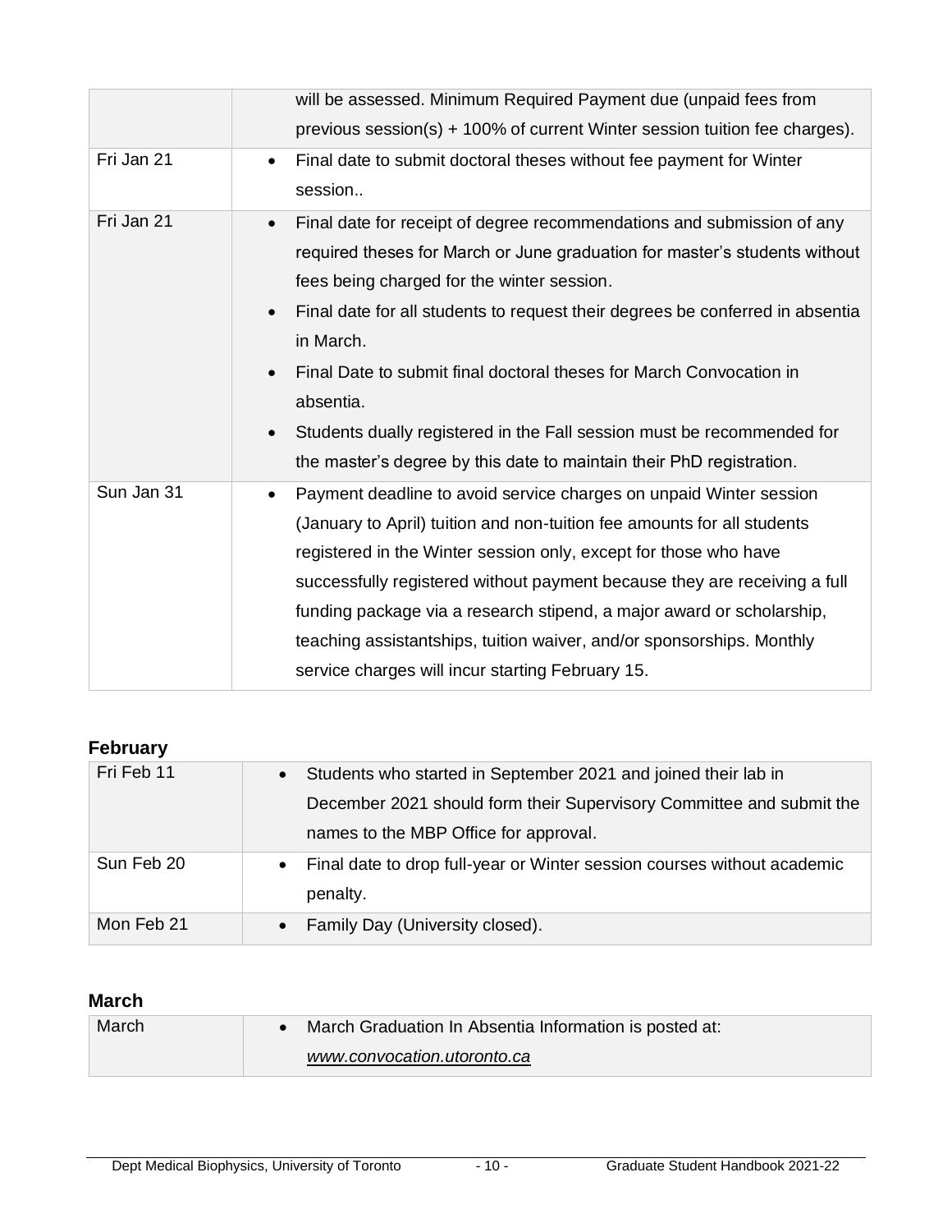| | |
|---|---|
| | will be assessed. Minimum Required Payment due (unpaid fees from previous session(s) + 100% of current Winter session tuition fee charges). |
| Fri Jan 21 | • Final date to submit doctoral theses without fee payment for Winter session.. |
| Fri Jan 21 | • Final date for receipt of degree recommendations and submission of any required theses for March or June graduation for master's students without fees being charged for the winter session.<br>• Final date for all students to request their degrees be conferred in absentia in March.<br>• Final Date to submit final doctoral theses for March Convocation in absentia.<br>• Students dually registered in the Fall session must be recommended for the master's degree by this date to maintain their PhD registration. |
| Sun Jan 31 | • Payment deadline to avoid service charges on unpaid Winter session (January to April) tuition and non-tuition fee amounts for all students registered in the Winter session only, except for those who have successfully registered without payment because they are receiving a full funding package via a research stipend, a major award or scholarship, teaching assistantships, tuition waiver, and/or sponsorships. Monthly service charges will incur starting February 15. |

### February

| | |
|---|---|
| Fri Feb 11 | • Students who started in September 2021 and joined their lab in December 2021 should form their Supervisory Committee and submit the names to the MBP Office for approval. |
| Sun Feb 20 | • Final date to drop full-year or Winter session courses without academic penalty. |
| Mon Feb 21 | • Family Day (University closed). |

### March

| | |
|---|---|
| March | • March Graduation In Absentia Information is posted at: *www.convocation.utoronto.ca* |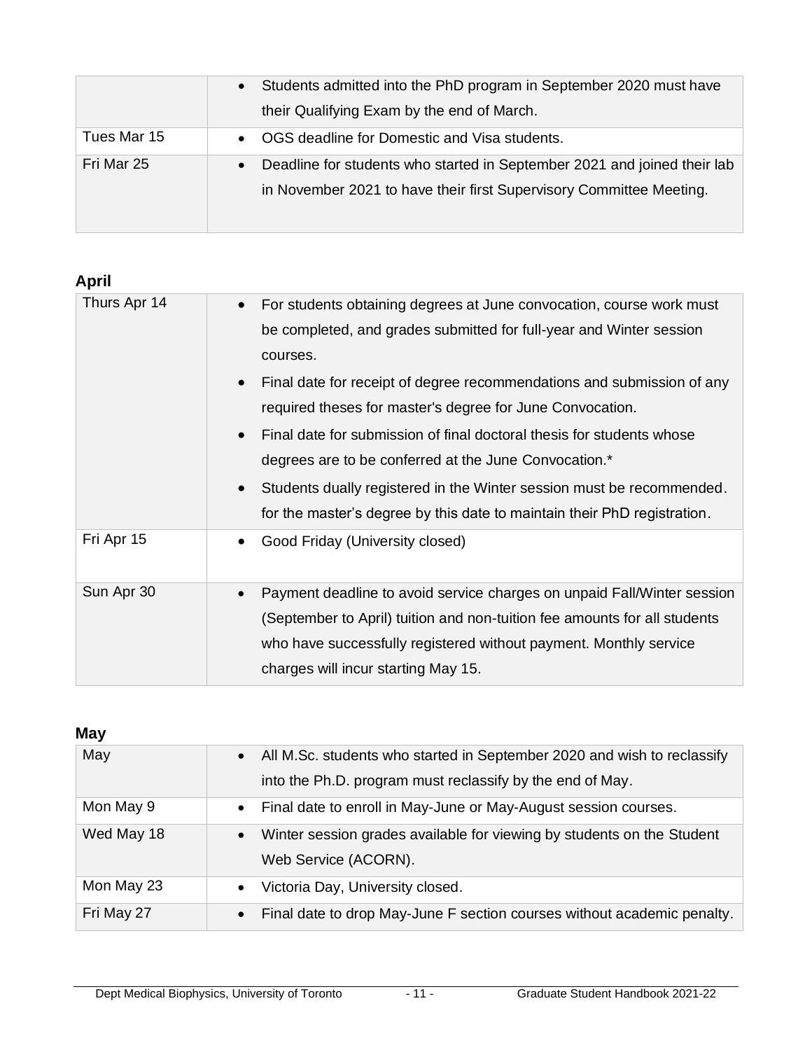| | |
|---|---|
| | • Students admitted into the PhD program in September 2020 must have their Qualifying Exam by the end of March. |
| Tues Mar 15 | • OGS deadline for Domestic and Visa students. |
| Fri Mar 25 | • Deadline for students who started in September 2021 and joined their lab in November 2021 to have their first Supervisory Committee Meeting. |

## April

| | |
|---|---|
| Thurs Apr 14 | • For students obtaining degrees at June convocation, course work must be completed, and grades submitted for full-year and Winter session courses.<br>• Final date for receipt of degree recommendations and submission of any required theses for master's degree for June Convocation.<br>• Final date for submission of final doctoral thesis for students whose degrees are to be conferred at the June Convocation.*<br>• Students dually registered in the Winter session must be recommended. for the master's degree by this date to maintain their PhD registration. |
| Fri Apr 15 | • Good Friday (University closed) |
| Sun Apr 30 | • Payment deadline to avoid service charges on unpaid Fall/Winter session (September to April) tuition and non-tuition fee amounts for all students who have successfully registered without payment. Monthly service charges will incur starting May 15. |

## May

| | |
|---|---|
| May | • All M.Sc. students who started in September 2020 and wish to reclassify into the Ph.D. program must reclassify by the end of May. |
| Mon May 9 | • Final date to enroll in May-June or May-August session courses. |
| Wed May 18 | • Winter session grades available for viewing by students on the Student Web Service (ACORN). |
| Mon May 23 | • Victoria Day, University closed. |
| Fri May 27 | • Final date to drop May-June F section courses without academic penalty. |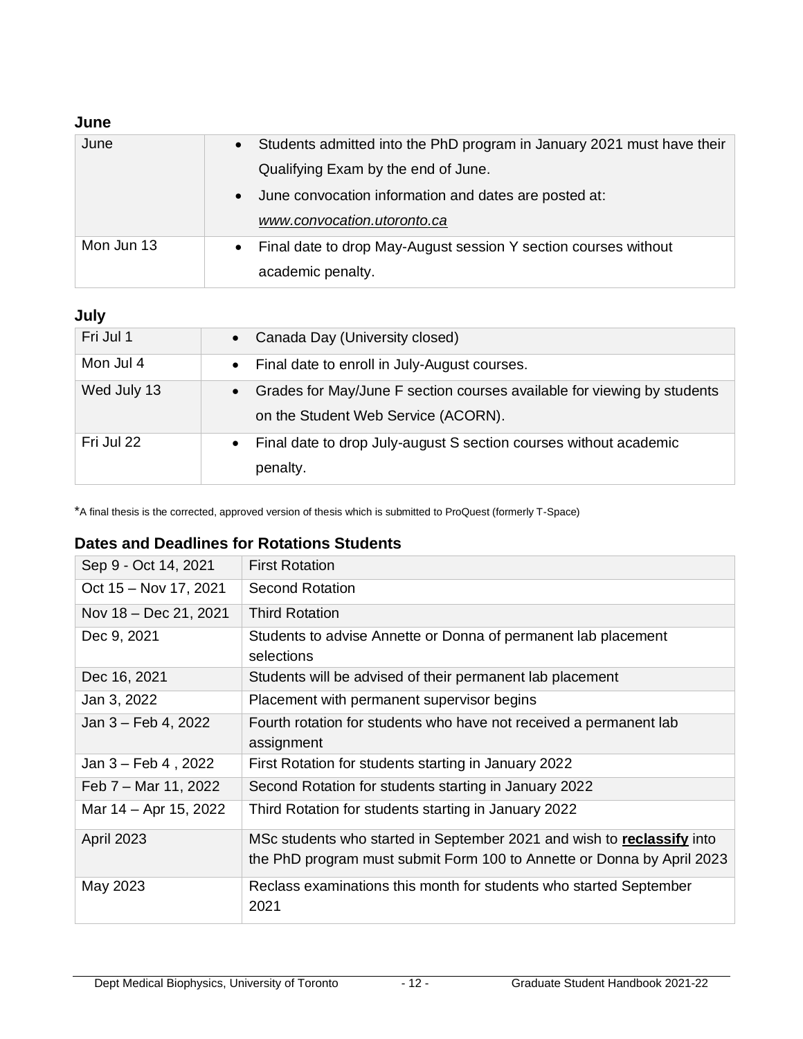### June

| | |
|---|---|
| June | • Students admitted into the PhD program in January 2021 must have their Qualifying Exam by the end of June.<br>• June convocation information and dates are posted at: *www.convocation.utoronto.ca* |
| Mon Jun 13 | • Final date to drop May-August session Y section courses without academic penalty. |

### July

| | |
|---|---|
| Fri Jul 1 | • Canada Day (University closed) |
| Mon Jul 4 | • Final date to enroll in July-August courses. |
| Wed July 13 | • Grades for May/June F section courses available for viewing by students on the Student Web Service (ACORN). |
| Fri Jul 22 | • Final date to drop July-august S section courses without academic penalty. |

*A final thesis is the corrected, approved version of thesis which is submitted to ProQuest (formerly T-Space)

### Dates and Deadlines for Rotations Students

| | |
|---|---|
| Sep 9 - Oct 14, 2021 | First Rotation |
| Oct 15 – Nov 17, 2021 | Second Rotation |
| Nov 18 – Dec 21, 2021 | Third Rotation |
| Dec 9, 2021 | Students to advise Annette or Donna of permanent lab placement selections |
| Dec 16, 2021 | Students will be advised of their permanent lab placement |
| Jan 3, 2022 | Placement with permanent supervisor begins |
| Jan 3 – Feb 4, 2022 | Fourth rotation for students who have not received a permanent lab assignment |
| Jan 3 – Feb 4 , 2022 | First Rotation for students starting in January 2022 |
| Feb 7 – Mar 11, 2022 | Second Rotation for students starting in January 2022 |
| Mar 14 – Apr 15, 2022 | Third Rotation for students starting in January 2022 |
| April 2023 | MSc students who started in September 2021 and wish to **reclassify** into the PhD program must submit Form 100 to Annette or Donna by April 2023 |
| May 2023 | Reclass examinations this month for students who started September 2021 |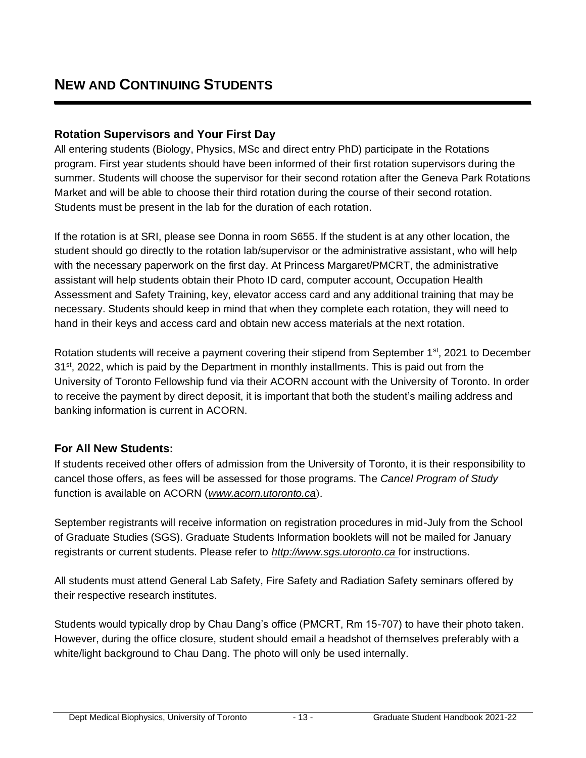# NEW AND CONTINUING STUDENTS

## Rotation Supervisors and Your First Day

All entering students (Biology, Physics, MSc and direct entry PhD) participate in the Rotations program. First year students should have been informed of their first rotation supervisors during the summer. Students will choose the supervisor for their second rotation after the Geneva Park Rotations Market and will be able to choose their third rotation during the course of their second rotation. Students must be present in the lab for the duration of each rotation.

If the rotation is at SRI, please see Donna in room S655. If the student is at any other location, the student should go directly to the rotation lab/supervisor or the administrative assistant, who will help with the necessary paperwork on the first day. At Princess Margaret/PMCRT, the administrative assistant will help students obtain their Photo ID card, computer account, Occupation Health Assessment and Safety Training, key, elevator access card and any additional training that may be necessary. Students should keep in mind that when they complete each rotation, they will need to hand in their keys and access card and obtain new access materials at the next rotation.

Rotation students will receive a payment covering their stipend from September 1st, 2021 to December 31st, 2022, which is paid by the Department in monthly installments. This is paid out from the University of Toronto Fellowship fund via their ACORN account with the University of Toronto. In order to receive the payment by direct deposit, it is important that both the student's mailing address and banking information is current in ACORN.

## For All New Students:

If students received other offers of admission from the University of Toronto, it is their responsibility to cancel those offers, as fees will be assessed for those programs. The *Cancel Program of Study* function is available on ACORN (*www.acorn.utoronto.ca*).

September registrants will receive information on registration procedures in mid-July from the School of Graduate Studies (SGS). Graduate Students Information booklets will not be mailed for January registrants or current students. Please refer to *http://www.sgs.utoronto.ca* for instructions.

All students must attend General Lab Safety, Fire Safety and Radiation Safety seminars offered by their respective research institutes.

Students would typically drop by Chau Dang's office (PMCRT, Rm 15-707) to have their photo taken. However, during the office closure, student should email a headshot of themselves preferably with a white/light background to Chau Dang. The photo will only be used internally.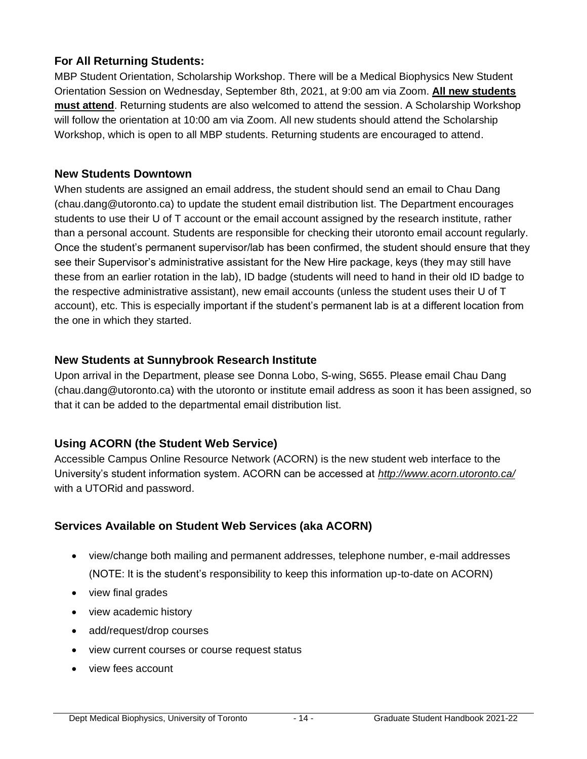### For All Returning Students:

MBP Student Orientation, Scholarship Workshop. There will be a Medical Biophysics New Student Orientation Session on Wednesday, September 8th, 2021, at 9:00 am via Zoom. **All new students must attend**. Returning students are also welcomed to attend the session. A Scholarship Workshop will follow the orientation at 10:00 am via Zoom. All new students should attend the Scholarship Workshop, which is open to all MBP students. Returning students are encouraged to attend.

### New Students Downtown

When students are assigned an email address, the student should send an email to Chau Dang (chau.dang@utoronto.ca) to update the student email distribution list. The Department encourages students to use their U of T account or the email account assigned by the research institute, rather than a personal account. Students are responsible for checking their utoronto email account regularly. Once the student's permanent supervisor/lab has been confirmed, the student should ensure that they see their Supervisor's administrative assistant for the New Hire package, keys (they may still have these from an earlier rotation in the lab), ID badge (students will need to hand in their old ID badge to the respective administrative assistant), new email accounts (unless the student uses their U of T account), etc. This is especially important if the student's permanent lab is at a different location from the one in which they started.

### New Students at Sunnybrook Research Institute

Upon arrival in the Department, please see Donna Lobo, S-wing, S655. Please email Chau Dang (chau.dang@utoronto.ca) with the utoronto or institute email address as soon it has been assigned, so that it can be added to the departmental email distribution list.

### Using ACORN (the Student Web Service)

Accessible Campus Online Resource Network (ACORN) is the new student web interface to the University's student information system. ACORN can be accessed at *http://www.acorn.utoronto.ca/* with a UTORid and password.

### Services Available on Student Web Services (aka ACORN)

- view/change both mailing and permanent addresses, telephone number, e-mail addresses (NOTE: It is the student's responsibility to keep this information up-to-date on ACORN)
- view final grades
- view academic history
- add/request/drop courses
- view current courses or course request status
- view fees account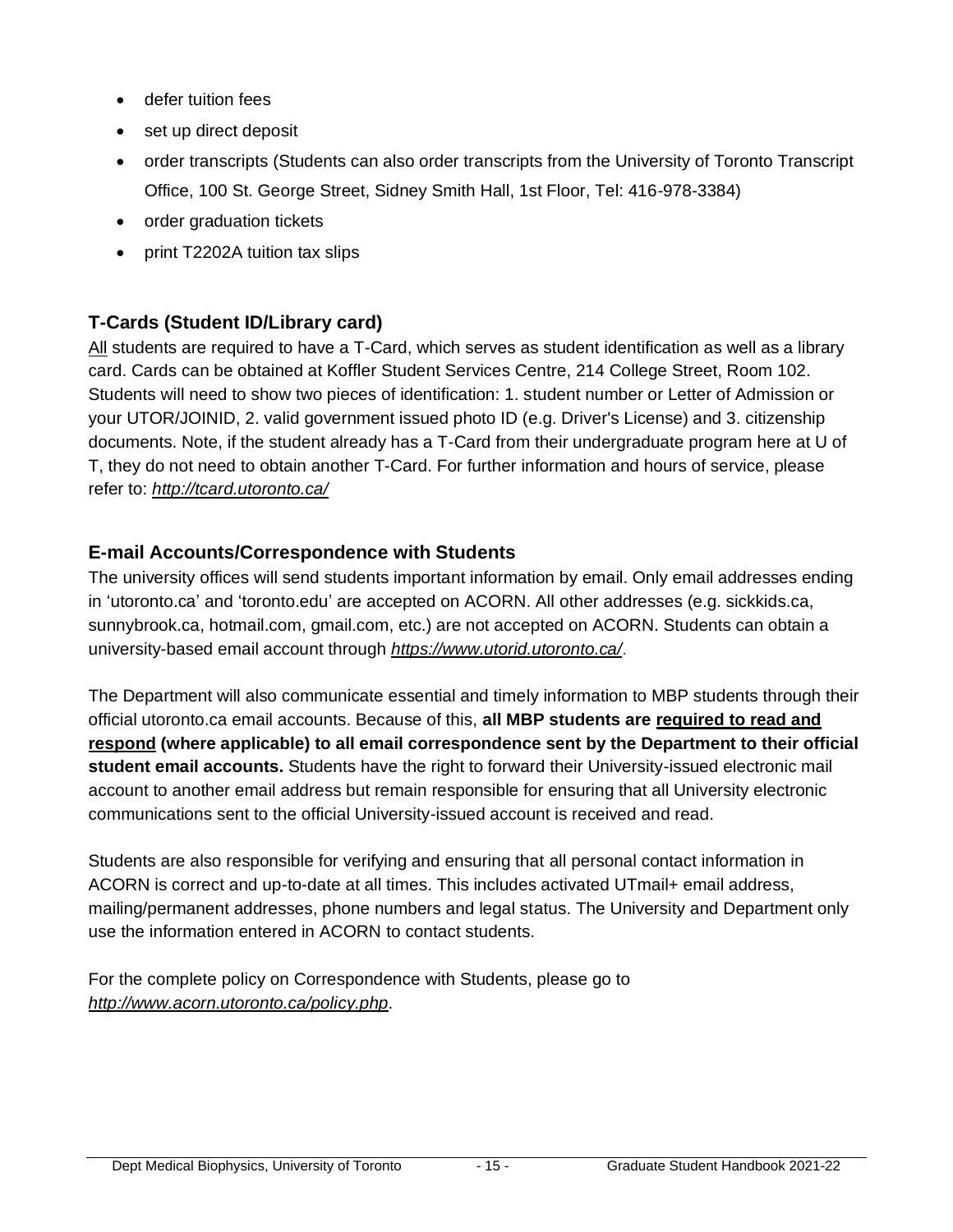- defer tuition fees
- set up direct deposit
- order transcripts (Students can also order transcripts from the University of Toronto Transcript Office, 100 St. George Street, Sidney Smith Hall, 1st Floor, Tel: 416-978-3384)
- order graduation tickets
- print T2202A tuition tax slips

## T-Cards (Student ID/Library card)

<u>All</u> students are required to have a T-Card, which serves as student identification as well as a library card. Cards can be obtained at Koffler Student Services Centre, 214 College Street, Room 102. Students will need to show two pieces of identification: 1. student number or Letter of Admission or your UTOR/JOINID, 2. valid government issued photo ID (e.g. Driver's License) and 3. citizenship documents. Note, if the student already has a T-Card from their undergraduate program here at U of T, they do not need to obtain another T-Card. For further information and hours of service, please refer to: *http://tcard.utoronto.ca/*

## E-mail Accounts/Correspondence with Students

The university offices will send students important information by email. Only email addresses ending in 'utoronto.ca' and 'toronto.edu' are accepted on ACORN. All other addresses (e.g. sickkids.ca, sunnybrook.ca, hotmail.com, gmail.com, etc.) are not accepted on ACORN. Students can obtain a university-based email account through *https://www.utorid.utoronto.ca/*.

The Department will also communicate essential and timely information to MBP students through their official utoronto.ca email accounts. Because of this, **all MBP students are <u>required to read and respond</u> (where applicable) to all email correspondence sent by the Department to their official student email accounts.** Students have the right to forward their University-issued electronic mail account to another email address but remain responsible for ensuring that all University electronic communications sent to the official University-issued account is received and read.

Students are also responsible for verifying and ensuring that all personal contact information in ACORN is correct and up-to-date at all times. This includes activated UTmail+ email address, mailing/permanent addresses, phone numbers and legal status. The University and Department only use the information entered in ACORN to contact students.

For the complete policy on Correspondence with Students, please go to *http://www.acorn.utoronto.ca/policy.php*.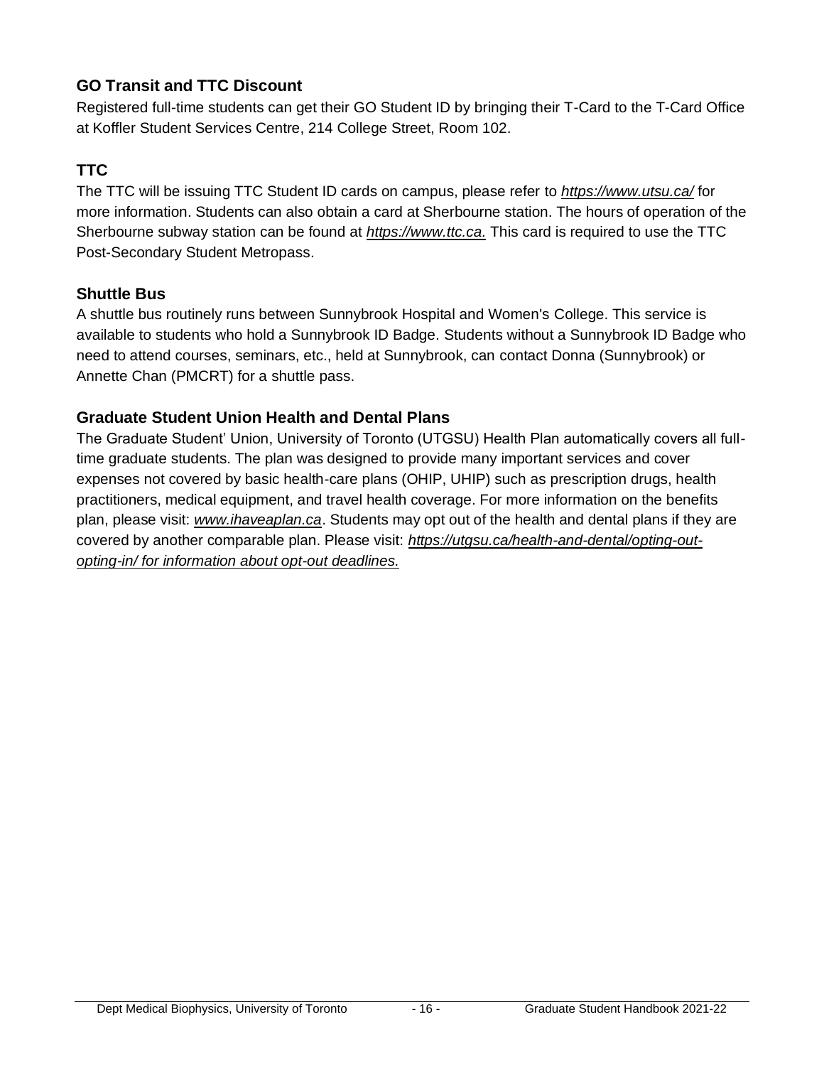## GO Transit and TTC Discount

Registered full-time students can get their GO Student ID by bringing their T-Card to the T-Card Office at Koffler Student Services Centre, 214 College Street, Room 102.

## TTC

The TTC will be issuing TTC Student ID cards on campus, please refer to *https://www.utsu.ca/* for more information. Students can also obtain a card at Sherbourne station. The hours of operation of the Sherbourne subway station can be found at *https://www.ttc.ca.* This card is required to use the TTC Post-Secondary Student Metropass.

## Shuttle Bus

A shuttle bus routinely runs between Sunnybrook Hospital and Women's College. This service is available to students who hold a Sunnybrook ID Badge. Students without a Sunnybrook ID Badge who need to attend courses, seminars, etc., held at Sunnybrook, can contact Donna (Sunnybrook) or Annette Chan (PMCRT) for a shuttle pass.

## Graduate Student Union Health and Dental Plans

The Graduate Student' Union, University of Toronto (UTGSU) Health Plan automatically covers all full-time graduate students. The plan was designed to provide many important services and cover expenses not covered by basic health-care plans (OHIP, UHIP) such as prescription drugs, health practitioners, medical equipment, and travel health coverage. For more information on the benefits plan, please visit: *www.ihaveaplan.ca*. Students may opt out of the health and dental plans if they are covered by another comparable plan. Please visit: *https://utgsu.ca/health-and-dental/opting-out-opting-in/ for information about opt-out deadlines.*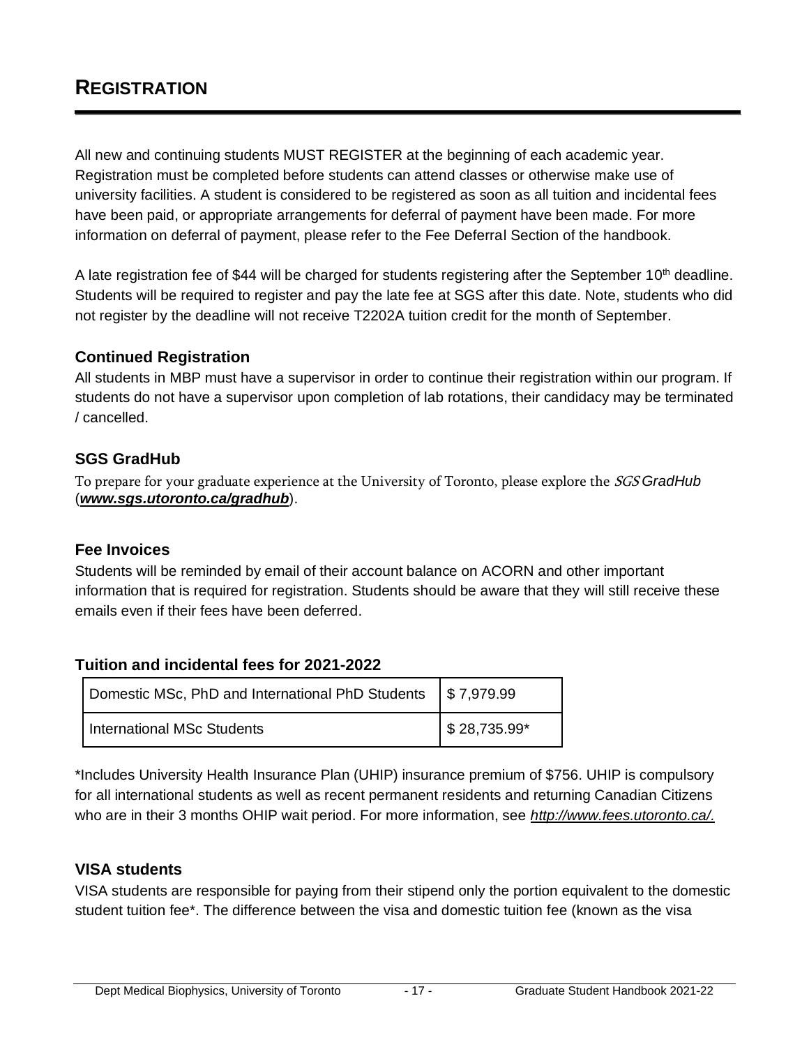# REGISTRATION

All new and continuing students MUST REGISTER at the beginning of each academic year. Registration must be completed before students can attend classes or otherwise make use of university facilities. A student is considered to be registered as soon as all tuition and incidental fees have been paid, or appropriate arrangements for deferral of payment have been made. For more information on deferral of payment, please refer to the Fee Deferral Section of the handbook.

A late registration fee of $44 will be charged for students registering after the September 10th deadline. Students will be required to register and pay the late fee at SGS after this date. Note, students who did not register by the deadline will not receive T2202A tuition credit for the month of September.

### Continued Registration

All students in MBP must have a supervisor in order to continue their registration within our program. If students do not have a supervisor upon completion of lab rotations, their candidacy may be terminated / cancelled.

### SGS GradHub

To prepare for your graduate experience at the University of Toronto, please explore the *SGS GradHub* (***www.sgs.utoronto.ca/gradhub***).

### Fee Invoices

Students will be reminded by email of their account balance on ACORN and other important information that is required for registration. Students should be aware that they will still receive these emails even if their fees have been deferred.

### Tuition and incidental fees for 2021-2022

| | |
|---|---|
| Domestic MSc, PhD and International PhD Students | $ 7,979.99 |
| International MSc Students | $ 28,735.99* |

*Includes University Health Insurance Plan (UHIP) insurance premium of $756. UHIP is compulsory for all international students as well as recent permanent residents and returning Canadian Citizens who are in their 3 months OHIP wait period. For more information, see *http://www.fees.utoronto.ca/.*

### VISA students

VISA students are responsible for paying from their stipend only the portion equivalent to the domestic student tuition fee*. The difference between the visa and domestic tuition fee (known as the visa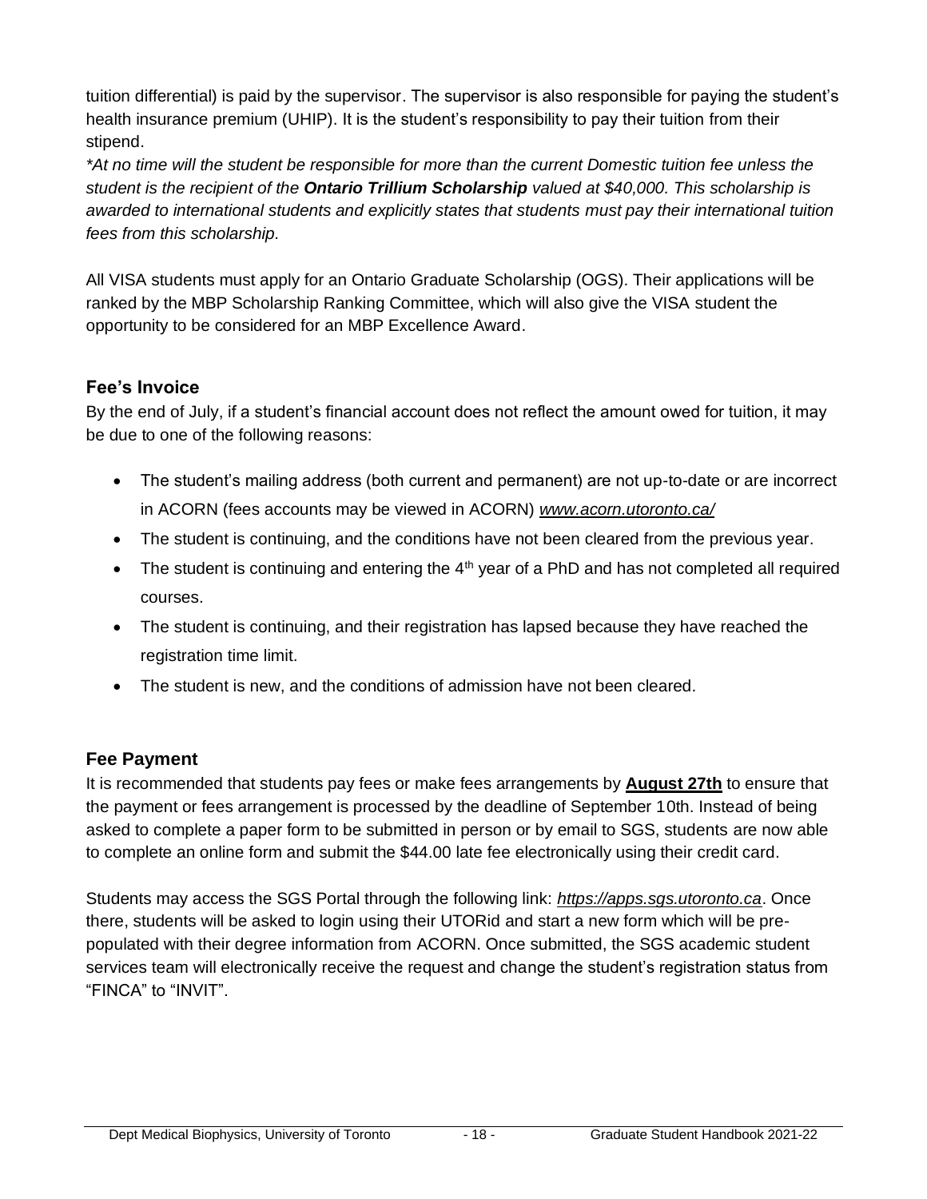tuition differential) is paid by the supervisor. The supervisor is also responsible for paying the student's health insurance premium (UHIP). It is the student's responsibility to pay their tuition from their stipend.

**Ontario Trillium Scholarship**

*\*At no time will the student be responsible for more than the current Domestic tuition fee unless the student is the recipient of the* ***Ontario Trillium Scholarship*** *valued at $40,000. This scholarship is awarded to international students and explicitly states that students must pay their international tuition fees from this scholarship.*

All VISA students must apply for an Ontario Graduate Scholarship (OGS). Their applications will be ranked by the MBP Scholarship Ranking Committee, which will also give the VISA student the opportunity to be considered for an MBP Excellence Award.

## Fee's Invoice

By the end of July, if a student's financial account does not reflect the amount owed for tuition, it may be due to one of the following reasons:

- The student's mailing address (both current and permanent) are not up-to-date or are incorrect in ACORN (fees accounts may be viewed in ACORN) *www.acorn.utoronto.ca/*
- The student is continuing, and the conditions have not been cleared from the previous year.
- The student is continuing and entering the 4th year of a PhD and has not completed all required courses.
- The student is continuing, and their registration has lapsed because they have reached the registration time limit.
- The student is new, and the conditions of admission have not been cleared.

## Fee Payment

It is recommended that students pay fees or make fees arrangements by **August 27th** to ensure that the payment or fees arrangement is processed by the deadline of September 10th. Instead of being asked to complete a paper form to be submitted in person or by email to SGS, students are now able to complete an online form and submit the $44.00 late fee electronically using their credit card.

Students may access the SGS Portal through the following link: *https://apps.sgs.utoronto.ca*. Once there, students will be asked to login using their UTORid and start a new form which will be pre-populated with their degree information from ACORN. Once submitted, the SGS academic student services team will electronically receive the request and change the student's registration status from "FINCA" to "INVIT".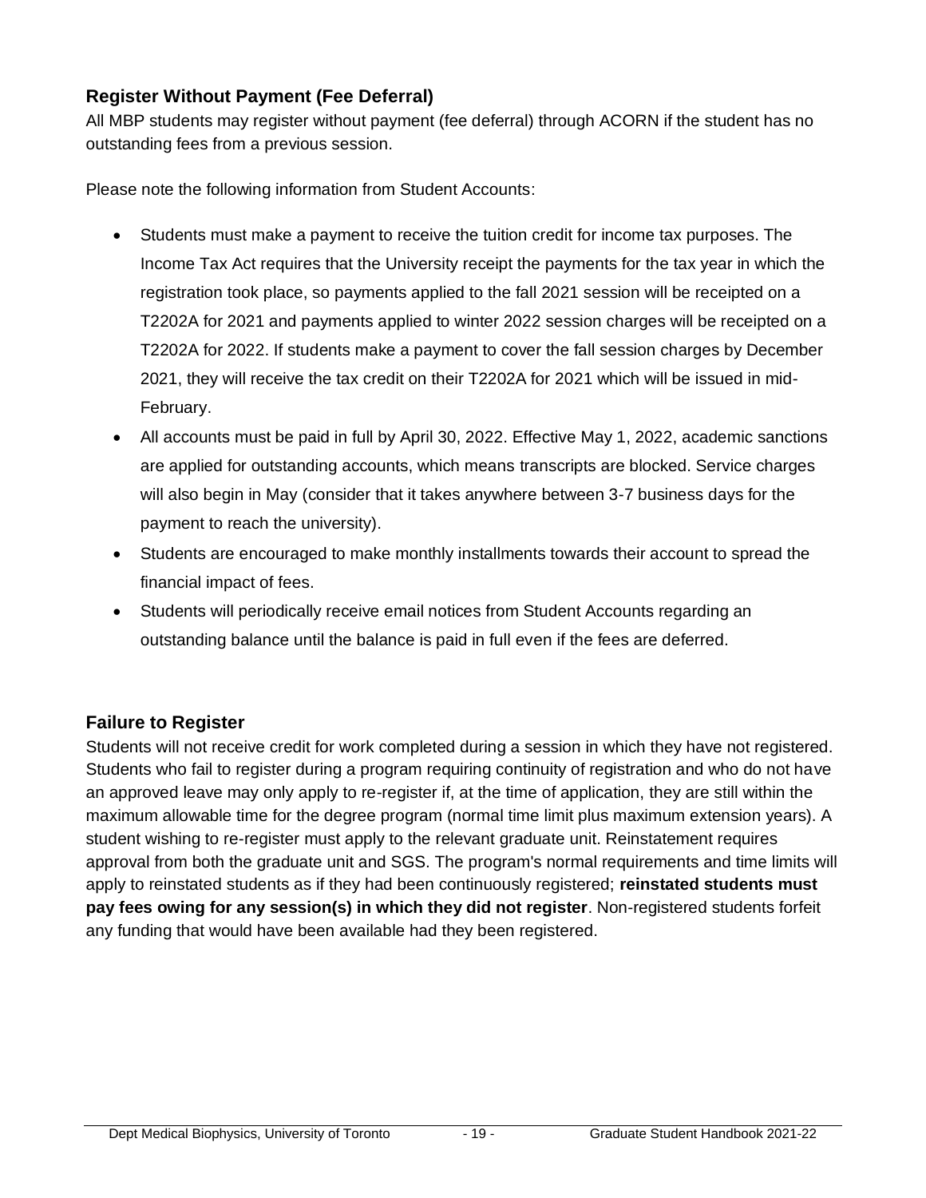## Register Without Payment (Fee Deferral)

All MBP students may register without payment (fee deferral) through ACORN if the student has no outstanding fees from a previous session.

Please note the following information from Student Accounts:

- Students must make a payment to receive the tuition credit for income tax purposes. The Income Tax Act requires that the University receipt the payments for the tax year in which the registration took place, so payments applied to the fall 2021 session will be receipted on a T2202A for 2021 and payments applied to winter 2022 session charges will be receipted on a T2202A for 2022. If students make a payment to cover the fall session charges by December 2021, they will receive the tax credit on their T2202A for 2021 which will be issued in mid-February.
- All accounts must be paid in full by April 30, 2022. Effective May 1, 2022, academic sanctions are applied for outstanding accounts, which means transcripts are blocked. Service charges will also begin in May (consider that it takes anywhere between 3-7 business days for the payment to reach the university).
- Students are encouraged to make monthly installments towards their account to spread the financial impact of fees.
- Students will periodically receive email notices from Student Accounts regarding an outstanding balance until the balance is paid in full even if the fees are deferred.

## Failure to Register

Students will not receive credit for work completed during a session in which they have not registered. Students who fail to register during a program requiring continuity of registration and who do not have an approved leave may only apply to re-register if, at the time of application, they are still within the maximum allowable time for the degree program (normal time limit plus maximum extension years). A student wishing to re-register must apply to the relevant graduate unit. Reinstatement requires approval from both the graduate unit and SGS. The program's normal requirements and time limits will apply to reinstated students as if they had been continuously registered; **reinstated students must pay fees owing for any session(s) in which they did not register**. Non-registered students forfeit any funding that would have been available had they been registered.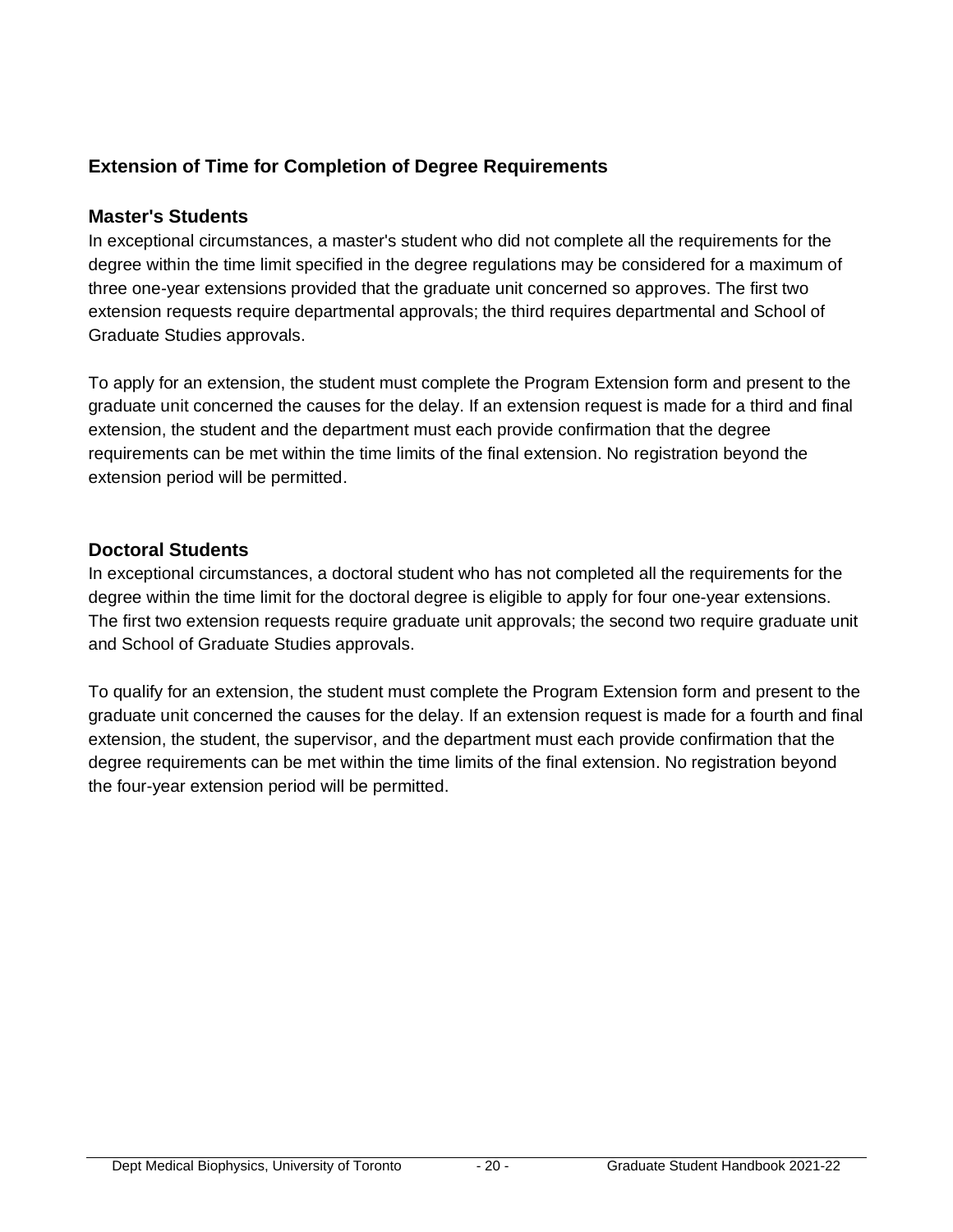## Extension of Time for Completion of Degree Requirements

### Master's Students

In exceptional circumstances, a master's student who did not complete all the requirements for the degree within the time limit specified in the degree regulations may be considered for a maximum of three one-year extensions provided that the graduate unit concerned so approves. The first two extension requests require departmental approvals; the third requires departmental and School of Graduate Studies approvals.

To apply for an extension, the student must complete the Program Extension form and present to the graduate unit concerned the causes for the delay. If an extension request is made for a third and final extension, the student and the department must each provide confirmation that the degree requirements can be met within the time limits of the final extension. No registration beyond the extension period will be permitted.

### Doctoral Students

In exceptional circumstances, a doctoral student who has not completed all the requirements for the degree within the time limit for the doctoral degree is eligible to apply for four one-year extensions. The first two extension requests require graduate unit approvals; the second two require graduate unit and School of Graduate Studies approvals.

To qualify for an extension, the student must complete the Program Extension form and present to the graduate unit concerned the causes for the delay. If an extension request is made for a fourth and final extension, the student, the supervisor, and the department must each provide confirmation that the degree requirements can be met within the time limits of the final extension. No registration beyond the four-year extension period will be permitted.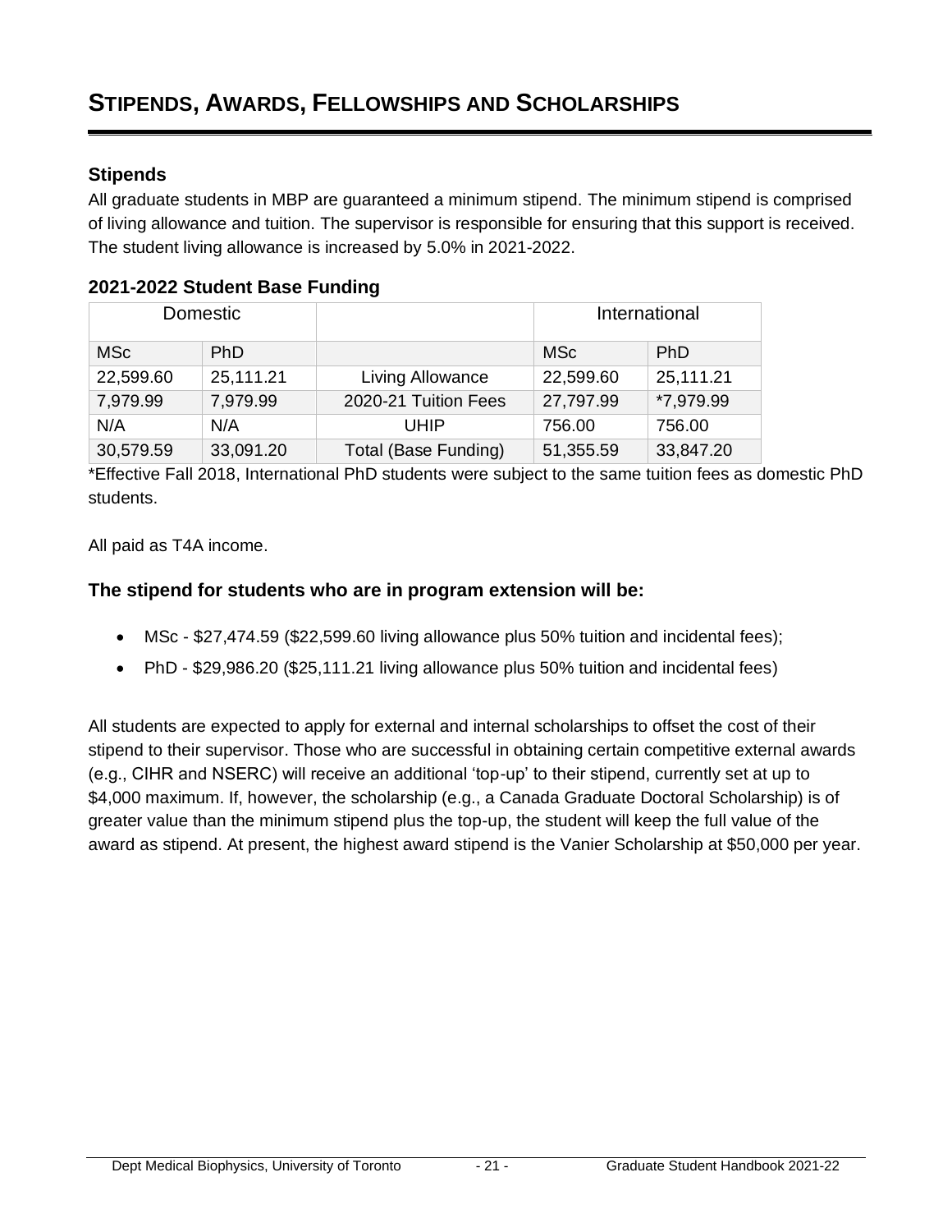# STIPENDS, AWARDS, FELLOWSHIPS AND SCHOLARSHIPS

## Stipends

All graduate students in MBP are guaranteed a minimum stipend. The minimum stipend is comprised of living allowance and tuition. The supervisor is responsible for ensuring that this support is received. The student living allowance is increased by 5.0% in 2021-2022.

### 2021-2022 Student Base Funding

| Domestic | | | International | |
|---|---|---|---|---|
| MSc | PhD | | MSc | PhD |
| 22,599.60 | 25,111.21 | Living Allowance | 22,599.60 | 25,111.21 |
| 7,979.99 | 7,979.99 | 2020-21 Tuition Fees | 27,797.99 | *7,979.99 |
| N/A | N/A | UHIP | 756.00 | 756.00 |
| 30,579.59 | 33,091.20 | Total (Base Funding) | 51,355.59 | 33,847.20 |

*Effective Fall 2018, International PhD students were subject to the same tuition fees as domestic PhD students.

All paid as T4A income.

### The stipend for students who are in program extension will be:

- MSc - $27,474.59 ($22,599.60 living allowance plus 50% tuition and incidental fees);
- PhD - $29,986.20 ($25,111.21 living allowance plus 50% tuition and incidental fees)

All students are expected to apply for external and internal scholarships to offset the cost of their stipend to their supervisor. Those who are successful in obtaining certain competitive external awards (e.g., CIHR and NSERC) will receive an additional 'top-up' to their stipend, currently set at up to $4,000 maximum. If, however, the scholarship (e.g., a Canada Graduate Doctoral Scholarship) is of greater value than the minimum stipend plus the top-up, the student will keep the full value of the award as stipend. At present, the highest award stipend is the Vanier Scholarship at $50,000 per year.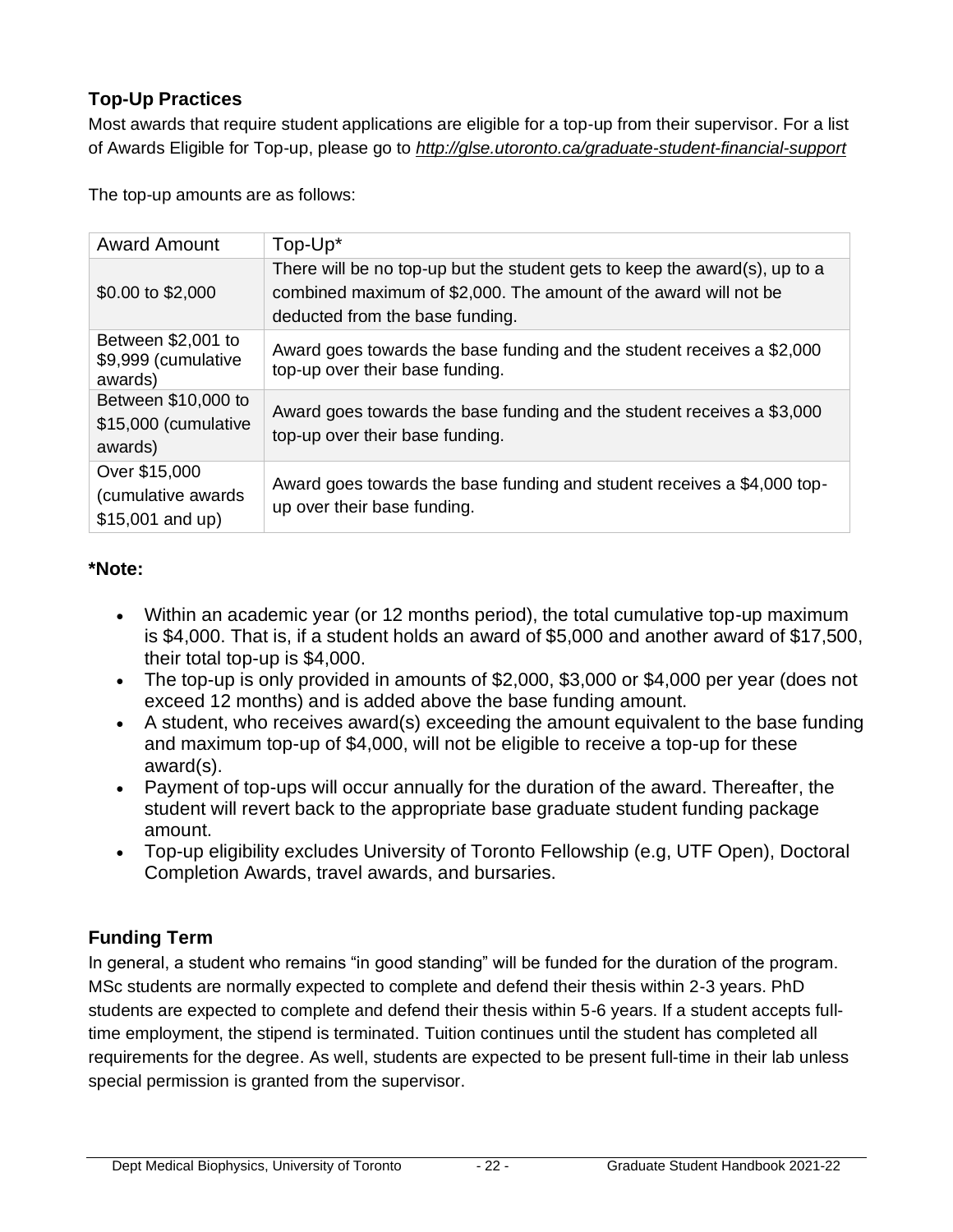## Top-Up Practices

Most awards that require student applications are eligible for a top-up from their supervisor. For a list of Awards Eligible for Top-up, please go to *http://glse.utoronto.ca/graduate-student-financial-support*

The top-up amounts are as follows:

| Award Amount | Top-Up* |
|---|---|
| $0.00 to $2,000 | There will be no top-up but the student gets to keep the award(s), up to a combined maximum of $2,000. The amount of the award will not be deducted from the base funding. |
| Between $2,001 to $9,999 (cumulative awards) | Award goes towards the base funding and the student receives a $2,000 top-up over their base funding. |
| Between $10,000 to $15,000 (cumulative awards) | Award goes towards the base funding and the student receives a $3,000 top-up over their base funding. |
| Over $15,000 (cumulative awards $15,001 and up) | Award goes towards the base funding and student receives a $4,000 top-up over their base funding. |

**\*Note:**

- Within an academic year (or 12 months period), the total cumulative top-up maximum is $4,000. That is, if a student holds an award of $5,000 and another award of $17,500, their total top-up is $4,000.
- The top-up is only provided in amounts of $2,000, $3,000 or $4,000 per year (does not exceed 12 months) and is added above the base funding amount.
- A student, who receives award(s) exceeding the amount equivalent to the base funding and maximum top-up of $4,000, will not be eligible to receive a top-up for these award(s).
- Payment of top-ups will occur annually for the duration of the award. Thereafter, the student will revert back to the appropriate base graduate student funding package amount.
- Top-up eligibility excludes University of Toronto Fellowship (e.g, UTF Open), Doctoral Completion Awards, travel awards, and bursaries.

## Funding Term

In general, a student who remains "in good standing" will be funded for the duration of the program. MSc students are normally expected to complete and defend their thesis within 2-3 years. PhD students are expected to complete and defend their thesis within 5-6 years. If a student accepts full-time employment, the stipend is terminated. Tuition continues until the student has completed all requirements for the degree. As well, students are expected to be present full-time in their lab unless special permission is granted from the supervisor.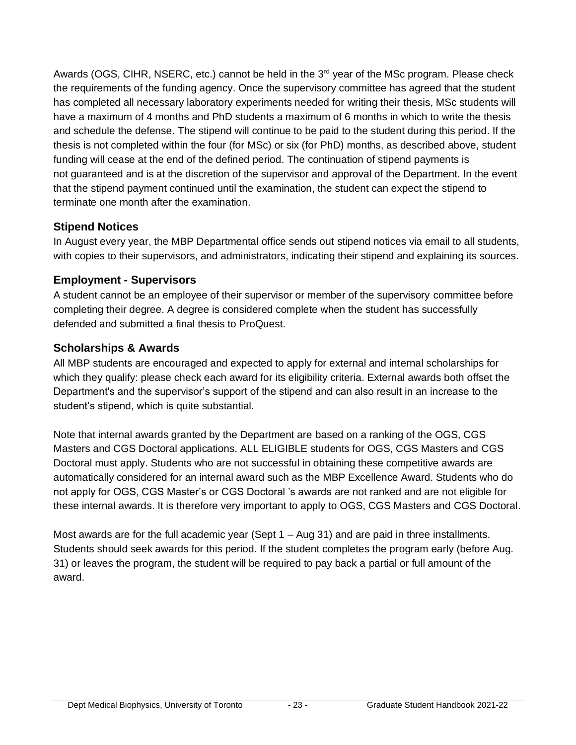Awards (OGS, CIHR, NSERC, etc.) cannot be held in the 3rd year of the MSc program. Please check the requirements of the funding agency. Once the supervisory committee has agreed that the student has completed all necessary laboratory experiments needed for writing their thesis, MSc students will have a maximum of 4 months and PhD students a maximum of 6 months in which to write the thesis and schedule the defense. The stipend will continue to be paid to the student during this period. If the thesis is not completed within the four (for MSc) or six (for PhD) months, as described above, student funding will cease at the end of the defined period. The continuation of stipend payments is not guaranteed and is at the discretion of the supervisor and approval of the Department. In the event that the stipend payment continued until the examination, the student can expect the stipend to terminate one month after the examination.

### Stipend Notices

In August every year, the MBP Departmental office sends out stipend notices via email to all students, with copies to their supervisors, and administrators, indicating their stipend and explaining its sources.

### Employment - Supervisors

A student cannot be an employee of their supervisor or member of the supervisory committee before completing their degree. A degree is considered complete when the student has successfully defended and submitted a final thesis to ProQuest.

### Scholarships & Awards

All MBP students are encouraged and expected to apply for external and internal scholarships for which they qualify: please check each award for its eligibility criteria. External awards both offset the Department's and the supervisor's support of the stipend and can also result in an increase to the student's stipend, which is quite substantial.

Note that internal awards granted by the Department are based on a ranking of the OGS, CGS Masters and CGS Doctoral applications. ALL ELIGIBLE students for OGS, CGS Masters and CGS Doctoral must apply. Students who are not successful in obtaining these competitive awards are automatically considered for an internal award such as the MBP Excellence Award. Students who do not apply for OGS, CGS Master's or CGS Doctoral 's awards are not ranked and are not eligible for these internal awards. It is therefore very important to apply to OGS, CGS Masters and CGS Doctoral.

Most awards are for the full academic year (Sept 1 – Aug 31) and are paid in three installments. Students should seek awards for this period. If the student completes the program early (before Aug. 31) or leaves the program, the student will be required to pay back a partial or full amount of the award.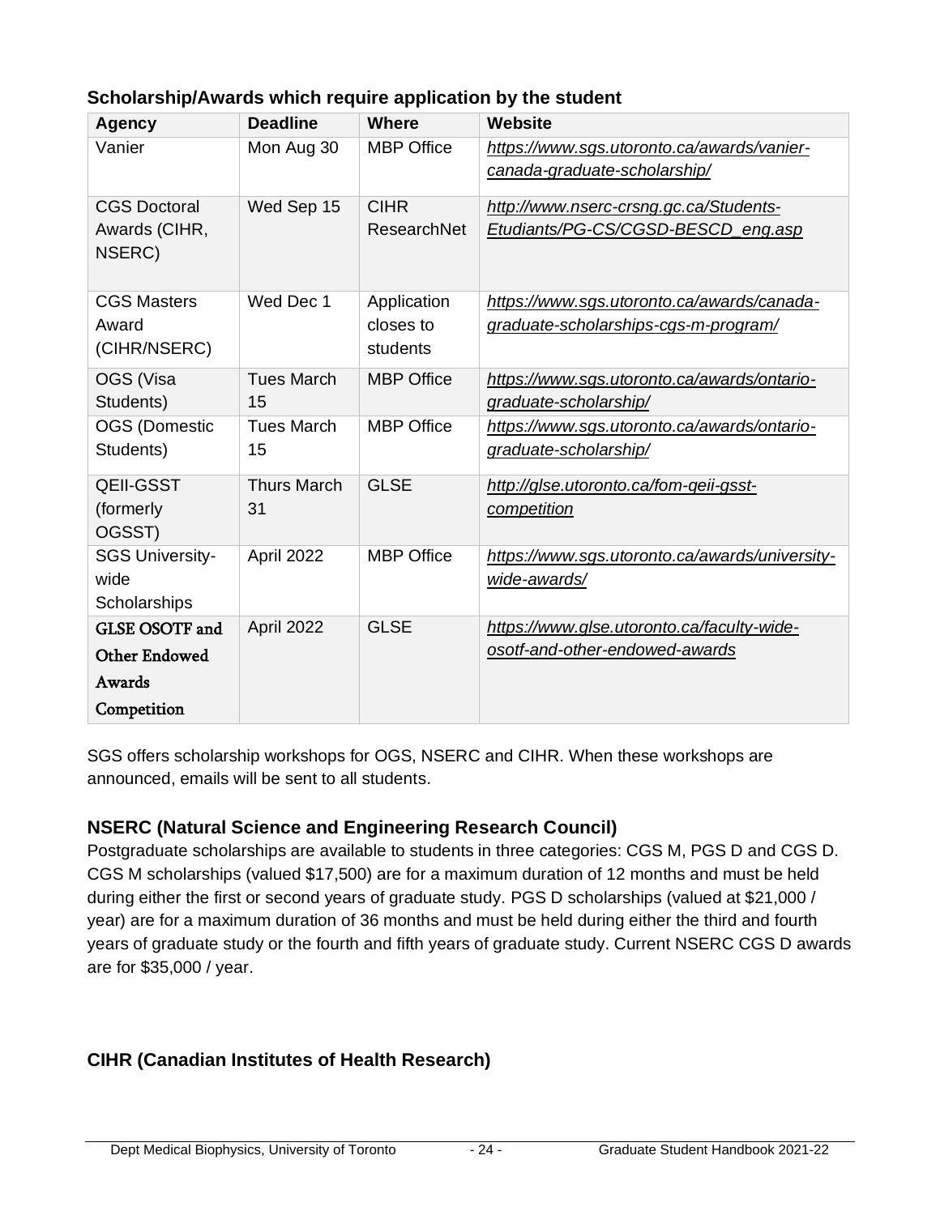### Scholarship/Awards which require application by the student

| Agency | Deadline | Where | Website |
|---|---|---|---|
| Vanier | Mon Aug 30 | MBP Office | *https://www.sgs.utoronto.ca/awards/vanier-canada-graduate-scholarship/* |
| CGS Doctoral Awards (CIHR, NSERC) | Wed Sep 15 | CIHR ResearchNet | *http://www.nserc-crsng.gc.ca/Students-Etudiants/PG-CS/CGSD-BESCD_eng.asp* |
| CGS Masters Award (CIHR/NSERC) | Wed Dec 1 | Application closes to students | *https://www.sgs.utoronto.ca/awards/canada-graduate-scholarships-cgs-m-program/* |
| OGS (Visa Students) | Tues March 15 | MBP Office | *https://www.sgs.utoronto.ca/awards/ontario-graduate-scholarship/* |
| OGS (Domestic Students) | Tues March 15 | MBP Office | *https://www.sgs.utoronto.ca/awards/ontario-graduate-scholarship/* |
| QEII-GSST (formerly OGSST) | Thurs March 31 | GLSE | *http://glse.utoronto.ca/fom-qeii-gsst-competition* |
| SGS University-wide Scholarships | April 2022 | MBP Office | *https://www.sgs.utoronto.ca/awards/university-wide-awards/* |
| GLSE OSOTF and Other Endowed Awards Competition | April 2022 | GLSE | *https://www.glse.utoronto.ca/faculty-wide-osotf-and-other-endowed-awards* |

SGS offers scholarship workshops for OGS, NSERC and CIHR. When these workshops are announced, emails will be sent to all students.

### NSERC (Natural Science and Engineering Research Council)

Postgraduate scholarships are available to students in three categories: CGS M, PGS D and CGS D. CGS M scholarships (valued $17,500) are for a maximum duration of 12 months and must be held during either the first or second years of graduate study. PGS D scholarships (valued at $21,000 / year) are for a maximum duration of 36 months and must be held during either the third and fourth years of graduate study or the fourth and fifth years of graduate study. Current NSERC CGS D awards are for $35,000 / year.

### CIHR (Canadian Institutes of Health Research)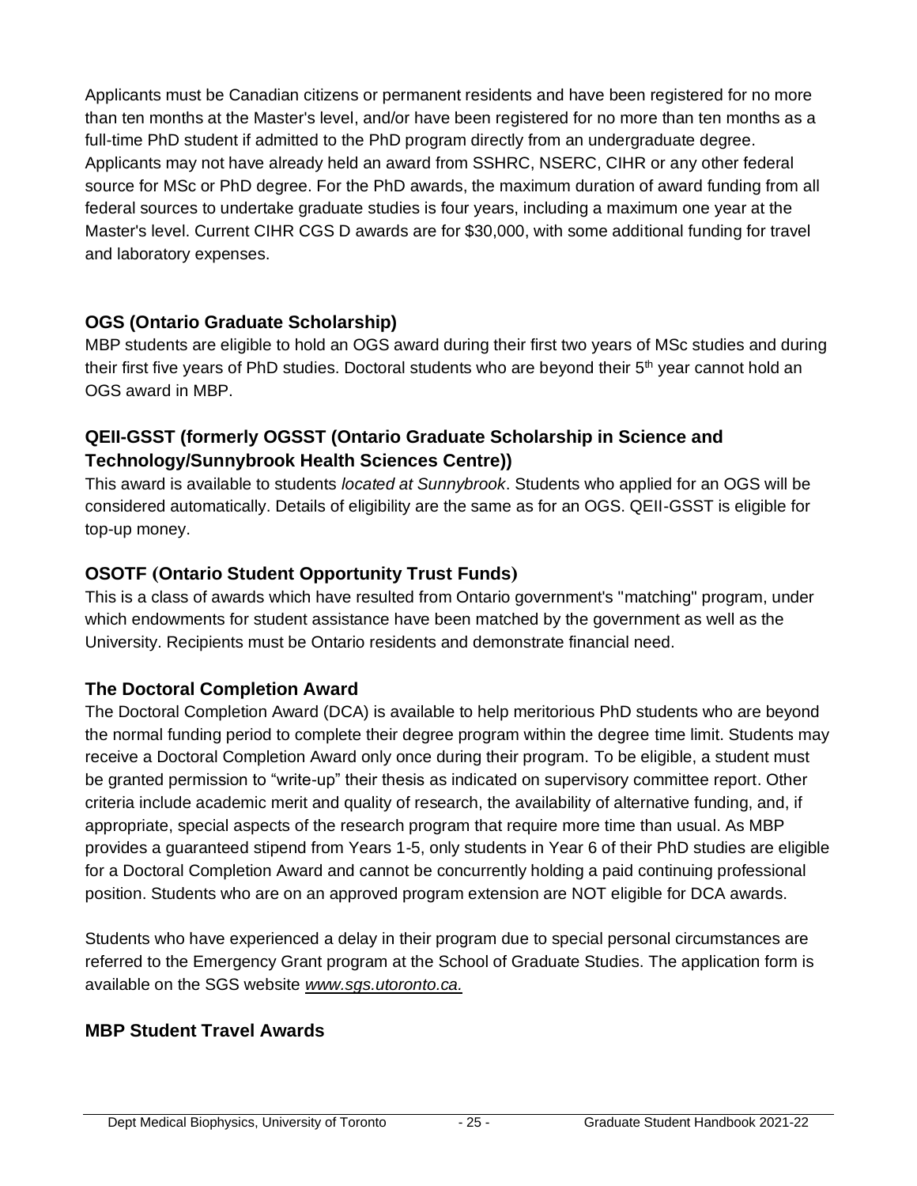Applicants must be Canadian citizens or permanent residents and have been registered for no more than ten months at the Master's level, and/or have been registered for no more than ten months as a full-time PhD student if admitted to the PhD program directly from an undergraduate degree. Applicants may not have already held an award from SSHRC, NSERC, CIHR or any other federal source for MSc or PhD degree. For the PhD awards, the maximum duration of award funding from all federal sources to undertake graduate studies is four years, including a maximum one year at the Master's level. Current CIHR CGS D awards are for $30,000, with some additional funding for travel and laboratory expenses.

### OGS (Ontario Graduate Scholarship)

MBP students are eligible to hold an OGS award during their first two years of MSc studies and during their first five years of PhD studies. Doctoral students who are beyond their 5th year cannot hold an OGS award in MBP.

### QEII-GSST (formerly OGSST (Ontario Graduate Scholarship in Science and Technology/Sunnybrook Health Sciences Centre))

This award is available to students *located at Sunnybrook*. Students who applied for an OGS will be considered automatically. Details of eligibility are the same as for an OGS. QEII-GSST is eligible for top-up money.

### OSOTF (Ontario Student Opportunity Trust Funds)

This is a class of awards which have resulted from Ontario government's "matching" program, under which endowments for student assistance have been matched by the government as well as the University. Recipients must be Ontario residents and demonstrate financial need.

### The Doctoral Completion Award

The Doctoral Completion Award (DCA) is available to help meritorious PhD students who are beyond the normal funding period to complete their degree program within the degree time limit. Students may receive a Doctoral Completion Award only once during their program. To be eligible, a student must be granted permission to "write-up" their thesis as indicated on supervisory committee report. Other criteria include academic merit and quality of research, the availability of alternative funding, and, if appropriate, special aspects of the research program that require more time than usual. As MBP provides a guaranteed stipend from Years 1-5, only students in Year 6 of their PhD studies are eligible for a Doctoral Completion Award and cannot be concurrently holding a paid continuing professional position. Students who are on an approved program extension are NOT eligible for DCA awards.

Students who have experienced a delay in their program due to special personal circumstances are referred to the Emergency Grant program at the School of Graduate Studies. The application form is available on the SGS website *www.sgs.utoronto.ca.*

### MBP Student Travel Awards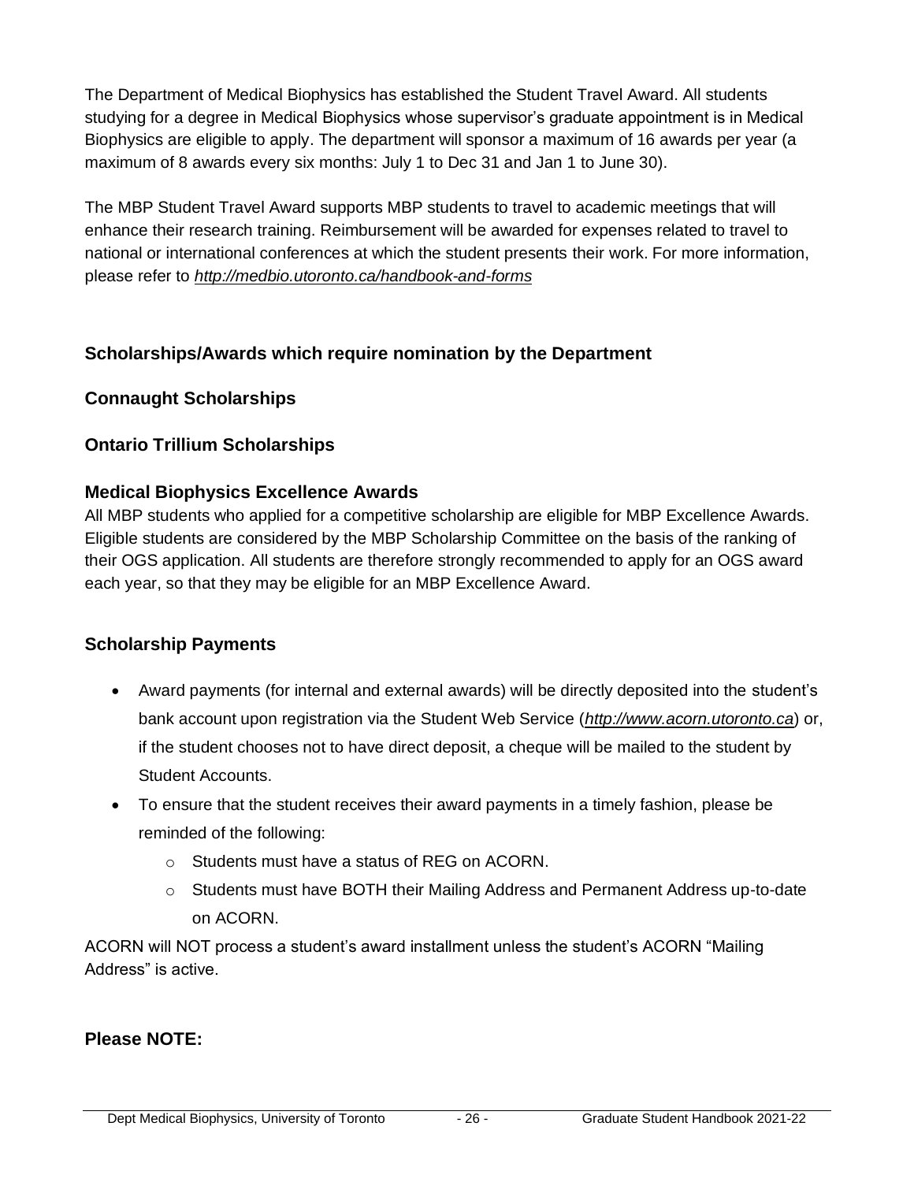The Department of Medical Biophysics has established the Student Travel Award. All students studying for a degree in Medical Biophysics whose supervisor's graduate appointment is in Medical Biophysics are eligible to apply. The department will sponsor a maximum of 16 awards per year (a maximum of 8 awards every six months: July 1 to Dec 31 and Jan 1 to June 30).

The MBP Student Travel Award supports MBP students to travel to academic meetings that will enhance their research training. Reimbursement will be awarded for expenses related to travel to national or international conferences at which the student presents their work. For more information, please refer to *http://medbio.utoronto.ca/handbook-and-forms*

## Scholarships/Awards which require nomination by the Department

### Connaught Scholarships

### Ontario Trillium Scholarships

### Medical Biophysics Excellence Awards

All MBP students who applied for a competitive scholarship are eligible for MBP Excellence Awards. Eligible students are considered by the MBP Scholarship Committee on the basis of the ranking of their OGS application. All students are therefore strongly recommended to apply for an OGS award each year, so that they may be eligible for an MBP Excellence Award.

## Scholarship Payments

- Award payments (for internal and external awards) will be directly deposited into the student's bank account upon registration via the Student Web Service (*http://www.acorn.utoronto.ca*) or, if the student chooses not to have direct deposit, a cheque will be mailed to the student by Student Accounts.
- To ensure that the student receives their award payments in a timely fashion, please be reminded of the following:
  - Students must have a status of REG on ACORN.
  - Students must have BOTH their Mailing Address and Permanent Address up-to-date on ACORN.

ACORN will NOT process a student's award installment unless the student's ACORN "Mailing Address" is active.

## Please NOTE: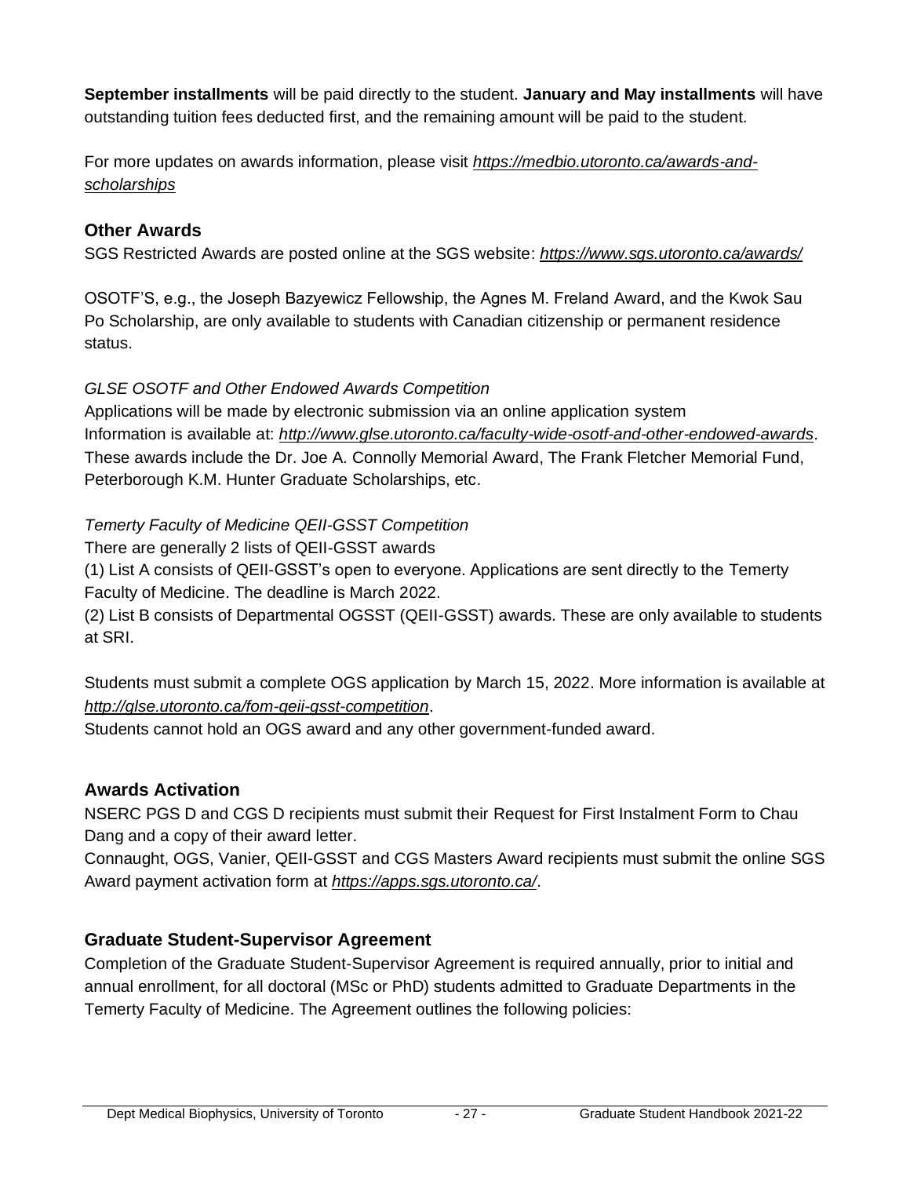**September installments** will be paid directly to the student. **January and May installments** will have outstanding tuition fees deducted first, and the remaining amount will be paid to the student.

For more updates on awards information, please visit *https://medbio.utoronto.ca/awards-and-scholarships*

## Other Awards

SGS Restricted Awards are posted online at the SGS website: *https://www.sgs.utoronto.ca/awards/*

OSOTF'S, e.g., the Joseph Bazyewicz Fellowship, the Agnes M. Freland Award, and the Kwok Sau Po Scholarship, are only available to students with Canadian citizenship or permanent residence status.

*GLSE OSOTF and Other Endowed Awards Competition*

Applications will be made by electronic submission via an online application system
Information is available at: *http://www.glse.utoronto.ca/faculty-wide-osotf-and-other-endowed-awards*.
These awards include the Dr. Joe A. Connolly Memorial Award, The Frank Fletcher Memorial Fund, Peterborough K.M. Hunter Graduate Scholarships, etc.

*Temerty Faculty of Medicine QEII-GSST Competition*

There are generally 2 lists of QEII-GSST awards

(1) List A consists of QEII-GSST's open to everyone. Applications are sent directly to the Temerty Faculty of Medicine. The deadline is March 2022.

(2) List B consists of Departmental OGSST (QEII-GSST) awards. These are only available to students at SRI.

Students must submit a complete OGS application by March 15, 2022. More information is available at *http://glse.utoronto.ca/fom-qeii-gsst-competition*.

Students cannot hold an OGS award and any other government-funded award.

## Awards Activation

NSERC PGS D and CGS D recipients must submit their Request for First Instalment Form to Chau Dang and a copy of their award letter.

Connaught, OGS, Vanier, QEII-GSST and CGS Masters Award recipients must submit the online SGS Award payment activation form at *https://apps.sgs.utoronto.ca/*.

## Graduate Student-Supervisor Agreement

Completion of the Graduate Student-Supervisor Agreement is required annually, prior to initial and annual enrollment, for all doctoral (MSc or PhD) students admitted to Graduate Departments in the Temerty Faculty of Medicine. The Agreement outlines the following policies: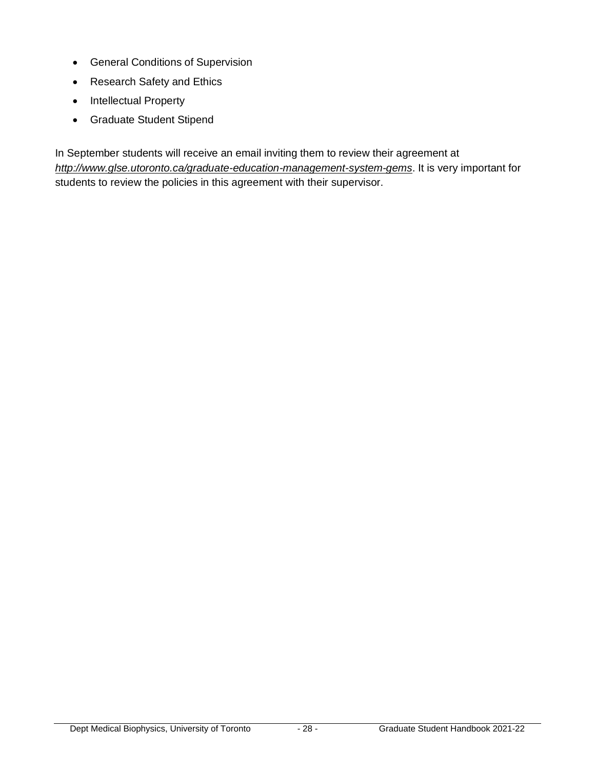- General Conditions of Supervision
- Research Safety and Ethics
- Intellectual Property
- Graduate Student Stipend

In September students will receive an email inviting them to review their agreement at *http://www.glse.utoronto.ca/graduate-education-management-system-gems*. It is very important for students to review the policies in this agreement with their supervisor.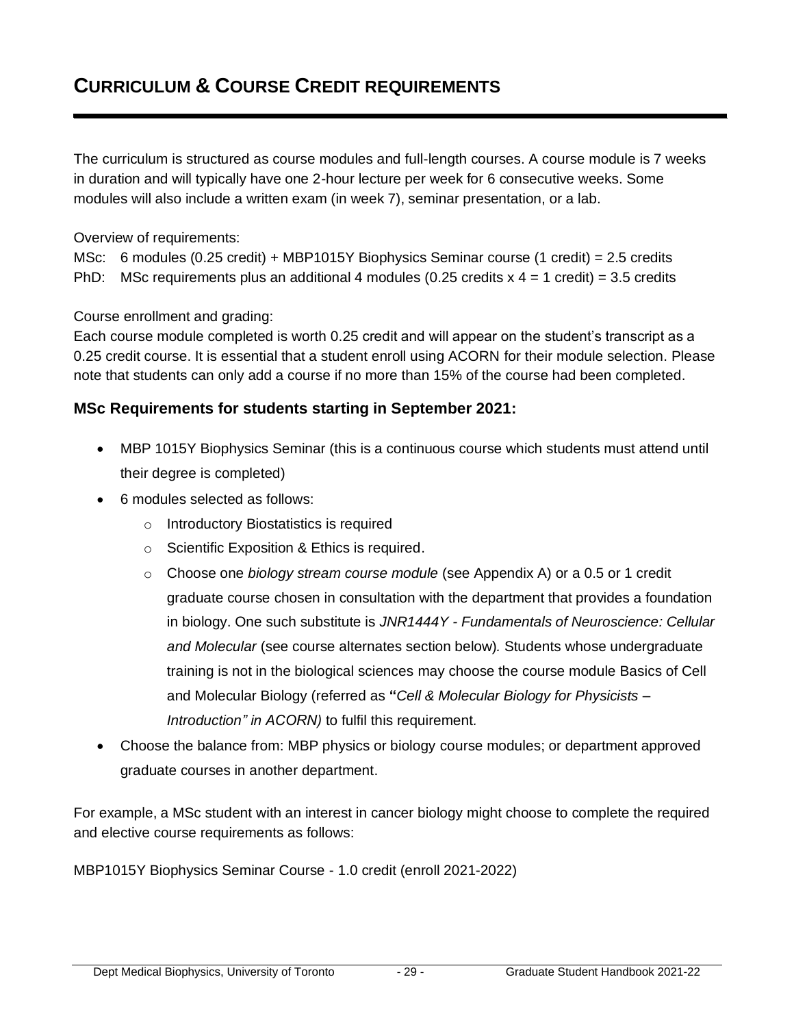# CURRICULUM & COURSE CREDIT REQUIREMENTS

The curriculum is structured as course modules and full-length courses. A course module is 7 weeks in duration and will typically have one 2-hour lecture per week for 6 consecutive weeks. Some modules will also include a written exam (in week 7), seminar presentation, or a lab.

Overview of requirements:

MSc: 6 modules (0.25 credit) + MBP1015Y Biophysics Seminar course (1 credit) = 2.5 credits
PhD: MSc requirements plus an additional 4 modules (0.25 credits x 4 = 1 credit) = 3.5 credits

Course enrollment and grading:
Each course module completed is worth 0.25 credit and will appear on the student's transcript as a 0.25 credit course. It is essential that a student enroll using ACORN for their module selection. Please note that students can only add a course if no more than 15% of the course had been completed.

### MSc Requirements for students starting in September 2021:

- MBP 1015Y Biophysics Seminar (this is a continuous course which students must attend until their degree is completed)
- 6 modules selected as follows:
  - Introductory Biostatistics is required
  - Scientific Exposition & Ethics is required.
  - Choose one *biology stream course module* (see Appendix A) or a 0.5 or 1 credit graduate course chosen in consultation with the department that provides a foundation in biology. One such substitute is *JNR1444Y - Fundamentals of Neuroscience: Cellular and Molecular* (see course alternates section below). Students whose undergraduate training is not in the biological sciences may choose the course module Basics of Cell and Molecular Biology (referred as **"***Cell & Molecular Biology for Physicists – Introduction" in ACORN)* to fulfil this requirement*.*
- Choose the balance from: MBP physics or biology course modules; or department approved graduate courses in another department.

For example, a MSc student with an interest in cancer biology might choose to complete the required and elective course requirements as follows:

MBP1015Y Biophysics Seminar Course - 1.0 credit (enroll 2021-2022)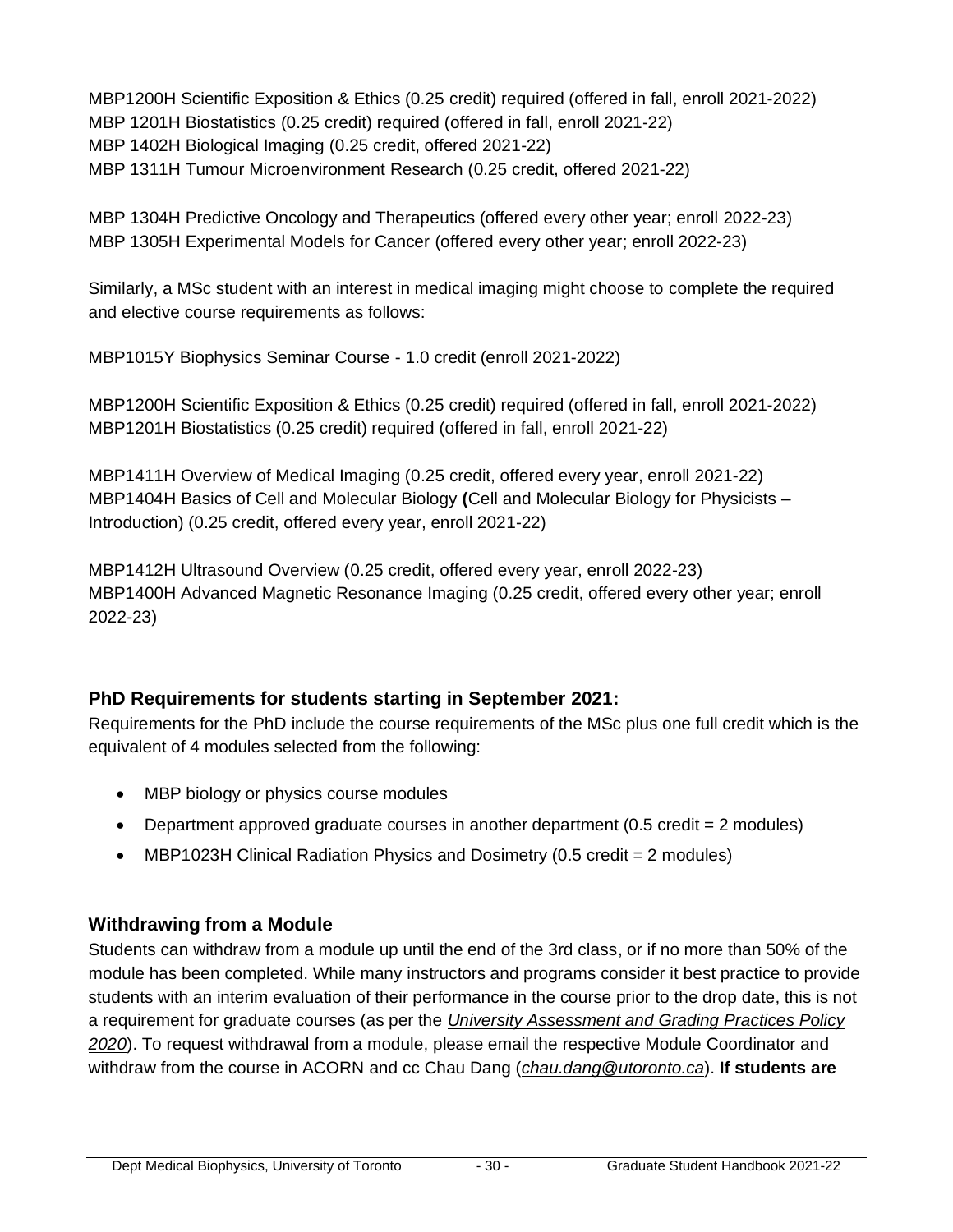MBP1200H Scientific Exposition & Ethics (0.25 credit) required (offered in fall, enroll 2021-2022)
MBP 1201H Biostatistics (0.25 credit) required (offered in fall, enroll 2021-22)
MBP 1402H Biological Imaging (0.25 credit, offered 2021-22)
MBP 1311H Tumour Microenvironment Research (0.25 credit, offered 2021-22)

MBP 1304H Predictive Oncology and Therapeutics (offered every other year; enroll 2022-23)
MBP 1305H Experimental Models for Cancer (offered every other year; enroll 2022-23)

Similarly, a MSc student with an interest in medical imaging might choose to complete the required and elective course requirements as follows:

MBP1015Y Biophysics Seminar Course - 1.0 credit (enroll 2021-2022)

MBP1200H Scientific Exposition & Ethics (0.25 credit) required (offered in fall, enroll 2021-2022)
MBP1201H Biostatistics (0.25 credit) required (offered in fall, enroll 2021-22)

MBP1411H Overview of Medical Imaging (0.25 credit, offered every year, enroll 2021-22)
MBP1404H Basics of Cell and Molecular Biology **(**Cell and Molecular Biology for Physicists – Introduction) (0.25 credit, offered every year, enroll 2021-22)

MBP1412H Ultrasound Overview (0.25 credit, offered every year, enroll 2022-23)
MBP1400H Advanced Magnetic Resonance Imaging (0.25 credit, offered every other year; enroll 2022-23)

## PhD Requirements for students starting in September 2021:

Requirements for the PhD include the course requirements of the MSc plus one full credit which is the equivalent of 4 modules selected from the following:

- MBP biology or physics course modules
- Department approved graduate courses in another department (0.5 credit = 2 modules)
- MBP1023H Clinical Radiation Physics and Dosimetry (0.5 credit = 2 modules)

## Withdrawing from a Module

Students can withdraw from a module up until the end of the 3rd class, or if no more than 50% of the module has been completed. While many instructors and programs consider it best practice to provide students with an interim evaluation of their performance in the course prior to the drop date, this is not a requirement for graduate courses (as per the *University Assessment and Grading Practices Policy 2020*). To request withdrawal from a module, please email the respective Module Coordinator and withdraw from the course in ACORN and cc Chau Dang (*chau.dang@utoronto.ca*). **If students are**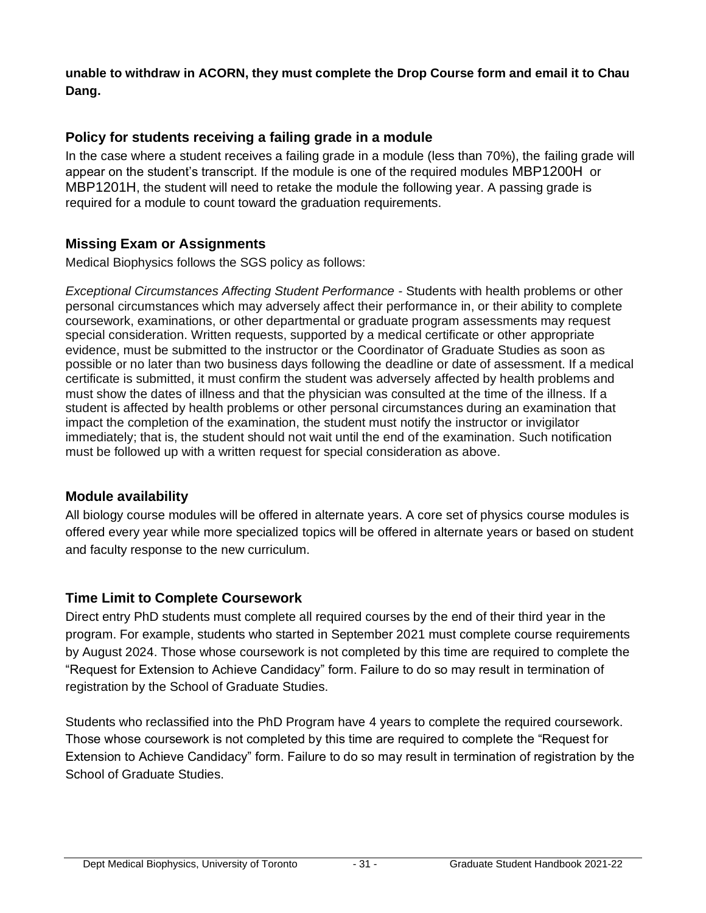**unable to withdraw in ACORN, they must complete the Drop Course form and email it to Chau Dang.**

## Policy for students receiving a failing grade in a module

In the case where a student receives a failing grade in a module (less than 70%), the failing grade will appear on the student's transcript. If the module is one of the required modules MBP1200H or MBP1201H, the student will need to retake the module the following year. A passing grade is required for a module to count toward the graduation requirements.

## Missing Exam or Assignments

Medical Biophysics follows the SGS policy as follows:

*Exceptional Circumstances Affecting Student Performance* - Students with health problems or other personal circumstances which may adversely affect their performance in, or their ability to complete coursework, examinations, or other departmental or graduate program assessments may request special consideration. Written requests, supported by a medical certificate or other appropriate evidence, must be submitted to the instructor or the Coordinator of Graduate Studies as soon as possible or no later than two business days following the deadline or date of assessment. If a medical certificate is submitted, it must confirm the student was adversely affected by health problems and must show the dates of illness and that the physician was consulted at the time of the illness. If a student is affected by health problems or other personal circumstances during an examination that impact the completion of the examination, the student must notify the instructor or invigilator immediately; that is, the student should not wait until the end of the examination. Such notification must be followed up with a written request for special consideration as above.

## Module availability

All biology course modules will be offered in alternate years. A core set of physics course modules is offered every year while more specialized topics will be offered in alternate years or based on student and faculty response to the new curriculum.

## Time Limit to Complete Coursework

Direct entry PhD students must complete all required courses by the end of their third year in the program. For example, students who started in September 2021 must complete course requirements by August 2024. Those whose coursework is not completed by this time are required to complete the "Request for Extension to Achieve Candidacy" form. Failure to do so may result in termination of registration by the School of Graduate Studies.

Students who reclassified into the PhD Program have 4 years to complete the required coursework. Those whose coursework is not completed by this time are required to complete the "Request for Extension to Achieve Candidacy" form. Failure to do so may result in termination of registration by the School of Graduate Studies.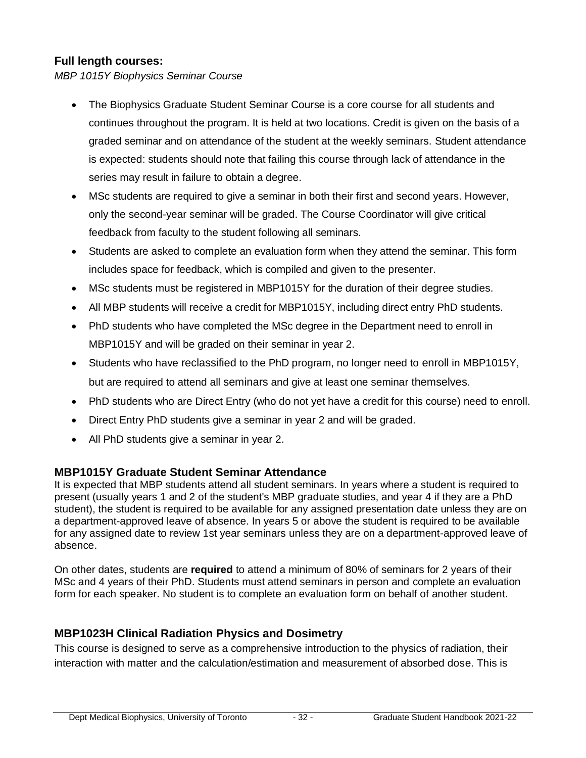### Full length courses:

*MBP 1015Y Biophysics Seminar Course*

- The Biophysics Graduate Student Seminar Course is a core course for all students and continues throughout the program. It is held at two locations. Credit is given on the basis of a graded seminar and on attendance of the student at the weekly seminars. Student attendance is expected: students should note that failing this course through lack of attendance in the series may result in failure to obtain a degree.
- MSc students are required to give a seminar in both their first and second years. However, only the second-year seminar will be graded. The Course Coordinator will give critical feedback from faculty to the student following all seminars.
- Students are asked to complete an evaluation form when they attend the seminar. This form includes space for feedback, which is compiled and given to the presenter.
- MSc students must be registered in MBP1015Y for the duration of their degree studies.
- All MBP students will receive a credit for MBP1015Y, including direct entry PhD students.
- PhD students who have completed the MSc degree in the Department need to enroll in MBP1015Y and will be graded on their seminar in year 2.
- Students who have reclassified to the PhD program, no longer need to enroll in MBP1015Y, but are required to attend all seminars and give at least one seminar themselves.
- PhD students who are Direct Entry (who do not yet have a credit for this course) need to enroll.
- Direct Entry PhD students give a seminar in year 2 and will be graded.
- All PhD students give a seminar in year 2.

### MBP1015Y Graduate Student Seminar Attendance

It is expected that MBP students attend all student seminars. In years where a student is required to present (usually years 1 and 2 of the student's MBP graduate studies, and year 4 if they are a PhD student), the student is required to be available for any assigned presentation date unless they are on a department-approved leave of absence. In years 5 or above the student is required to be available for any assigned date to review 1st year seminars unless they are on a department-approved leave of absence.

On other dates, students are **required** to attend a minimum of 80% of seminars for 2 years of their MSc and 4 years of their PhD. Students must attend seminars in person and complete an evaluation form for each speaker. No student is to complete an evaluation form on behalf of another student.

### MBP1023H Clinical Radiation Physics and Dosimetry

This course is designed to serve as a comprehensive introduction to the physics of radiation, their interaction with matter and the calculation/estimation and measurement of absorbed dose. This is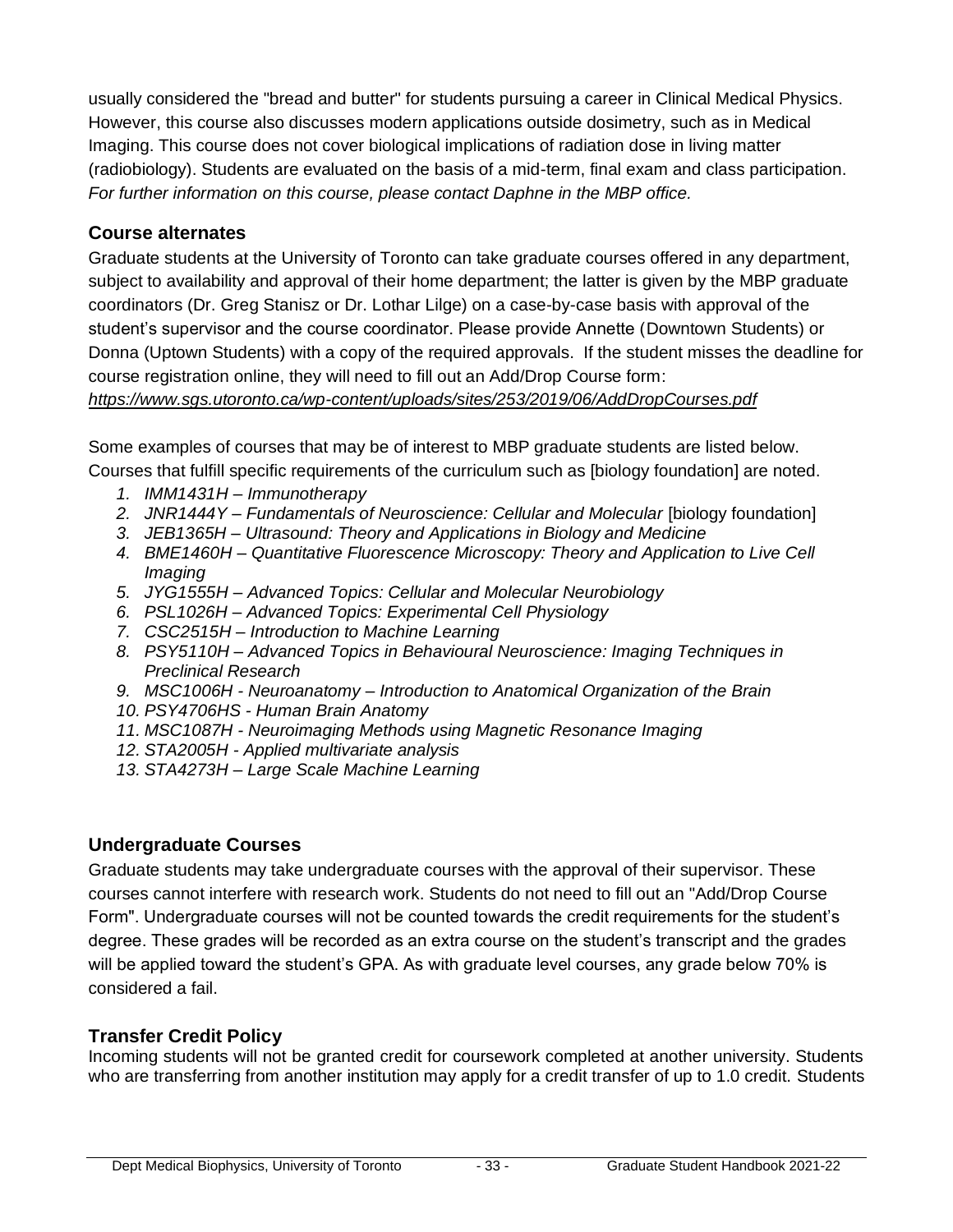usually considered the "bread and butter" for students pursuing a career in Clinical Medical Physics. However, this course also discusses modern applications outside dosimetry, such as in Medical Imaging. This course does not cover biological implications of radiation dose in living matter (radiobiology). Students are evaluated on the basis of a mid-term, final exam and class participation. *For further information on this course, please contact Daphne in the MBP office.*

### Course alternates

Graduate students at the University of Toronto can take graduate courses offered in any department, subject to availability and approval of their home department; the latter is given by the MBP graduate coordinators (Dr. Greg Stanisz or Dr. Lothar Lilge) on a case-by-case basis with approval of the student's supervisor and the course coordinator. Please provide Annette (Downtown Students) or Donna (Uptown Students) with a copy of the required approvals. If the student misses the deadline for course registration online, they will need to fill out an Add/Drop Course form:
*https://www.sgs.utoronto.ca/wp-content/uploads/sites/253/2019/06/AddDropCourses.pdf*

Some examples of courses that may be of interest to MBP graduate students are listed below. Courses that fulfill specific requirements of the curriculum such as [biology foundation] are noted.

1. *IMM1431H – Immunotherapy*
2. *JNR1444Y – Fundamentals of Neuroscience: Cellular and Molecular* [biology foundation]
3. *JEB1365H – Ultrasound: Theory and Applications in Biology and Medicine*
4. *BME1460H – Quantitative Fluorescence Microscopy: Theory and Application to Live Cell Imaging*
5. *JYG1555H – Advanced Topics: Cellular and Molecular Neurobiology*
6. *PSL1026H – Advanced Topics: Experimental Cell Physiology*
7. *CSC2515H – Introduction to Machine Learning*
8. *PSY5110H – Advanced Topics in Behavioural Neuroscience: Imaging Techniques in Preclinical Research*
9. *MSC1006H - Neuroanatomy – Introduction to Anatomical Organization of the Brain*
10. *PSY4706HS - Human Brain Anatomy*
11. *MSC1087H - Neuroimaging Methods using Magnetic Resonance Imaging*
12. *STA2005H - Applied multivariate analysis*
13. *STA4273H – Large Scale Machine Learning*

### Undergraduate Courses

Graduate students may take undergraduate courses with the approval of their supervisor. These courses cannot interfere with research work. Students do not need to fill out an "Add/Drop Course Form". Undergraduate courses will not be counted towards the credit requirements for the student's degree. These grades will be recorded as an extra course on the student's transcript and the grades will be applied toward the student's GPA. As with graduate level courses, any grade below 70% is considered a fail.

### Transfer Credit Policy

Incoming students will not be granted credit for coursework completed at another university. Students who are transferring from another institution may apply for a credit transfer of up to 1.0 credit. Students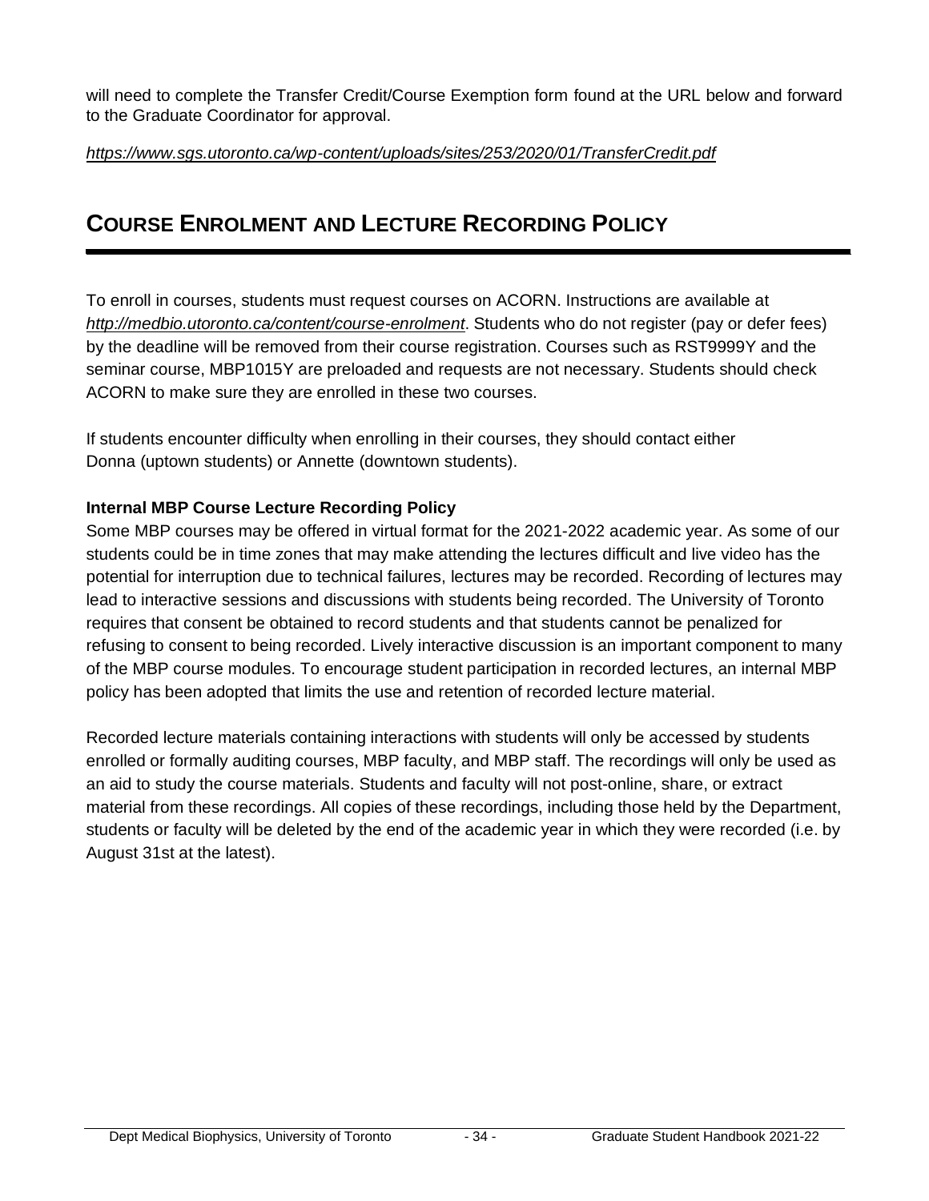will need to complete the Transfer Credit/Course Exemption form found at the URL below and forward to the Graduate Coordinator for approval.

*https://www.sgs.utoronto.ca/wp-content/uploads/sites/253/2020/01/TransferCredit.pdf*

# COURSE ENROLMENT AND LECTURE RECORDING POLICY

To enroll in courses, students must request courses on ACORN. Instructions are available at *http://medbio.utoronto.ca/content/course-enrolment*. Students who do not register (pay or defer fees) by the deadline will be removed from their course registration. Courses such as RST9999Y and the seminar course, MBP1015Y are preloaded and requests are not necessary. Students should check ACORN to make sure they are enrolled in these two courses.

If students encounter difficulty when enrolling in their courses, they should contact either Donna (uptown students) or Annette (downtown students).

**Internal MBP Course Lecture Recording Policy**

Some MBP courses may be offered in virtual format for the 2021-2022 academic year. As some of our students could be in time zones that may make attending the lectures difficult and live video has the potential for interruption due to technical failures, lectures may be recorded. Recording of lectures may lead to interactive sessions and discussions with students being recorded. The University of Toronto requires that consent be obtained to record students and that students cannot be penalized for refusing to consent to being recorded. Lively interactive discussion is an important component to many of the MBP course modules. To encourage student participation in recorded lectures, an internal MBP policy has been adopted that limits the use and retention of recorded lecture material.

Recorded lecture materials containing interactions with students will only be accessed by students enrolled or formally auditing courses, MBP faculty, and MBP staff. The recordings will only be used as an aid to study the course materials. Students and faculty will not post-online, share, or extract material from these recordings. All copies of these recordings, including those held by the Department, students or faculty will be deleted by the end of the academic year in which they were recorded (i.e. by August 31st at the latest).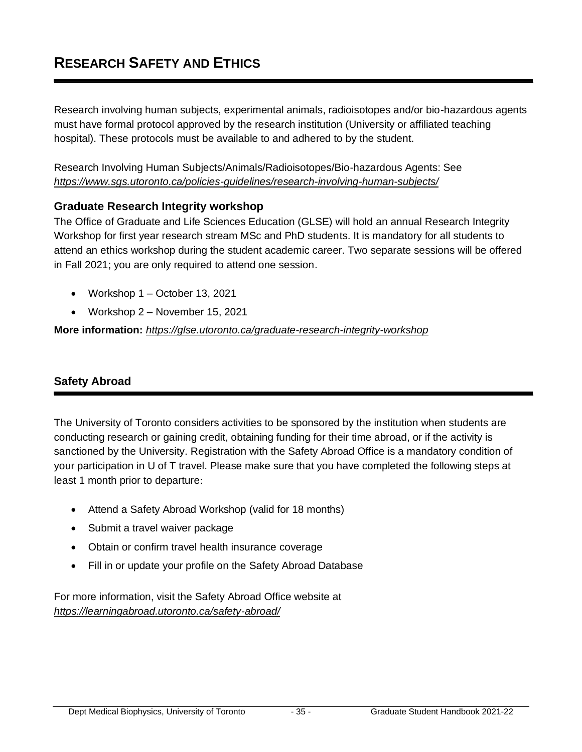# RESEARCH SAFETY AND ETHICS

Research involving human subjects, experimental animals, radioisotopes and/or bio-hazardous agents must have formal protocol approved by the research institution (University or affiliated teaching hospital). These protocols must be available to and adhered to by the student.

Research Involving Human Subjects/Animals/Radioisotopes/Bio-hazardous Agents: See *https://www.sgs.utoronto.ca/policies-guidelines/research-involving-human-subjects/*

### Graduate Research Integrity workshop

The Office of Graduate and Life Sciences Education (GLSE) will hold an annual Research Integrity Workshop for first year research stream MSc and PhD students. It is mandatory for all students to attend an ethics workshop during the student academic career. Two separate sessions will be offered in Fall 2021; you are only required to attend one session.

- Workshop 1 – October 13, 2021
- Workshop 2 – November 15, 2021

**More information:** *https://glse.utoronto.ca/graduate-research-integrity-workshop*

## Safety Abroad

The University of Toronto considers activities to be sponsored by the institution when students are conducting research or gaining credit, obtaining funding for their time abroad, or if the activity is sanctioned by the University. Registration with the Safety Abroad Office is a mandatory condition of your participation in U of T travel. Please make sure that you have completed the following steps at least 1 month prior to departure:

- Attend a Safety Abroad Workshop (valid for 18 months)
- Submit a travel waiver package
- Obtain or confirm travel health insurance coverage
- Fill in or update your profile on the Safety Abroad Database

For more information, visit the Safety Abroad Office website at *https://learningabroad.utoronto.ca/safety-abroad/*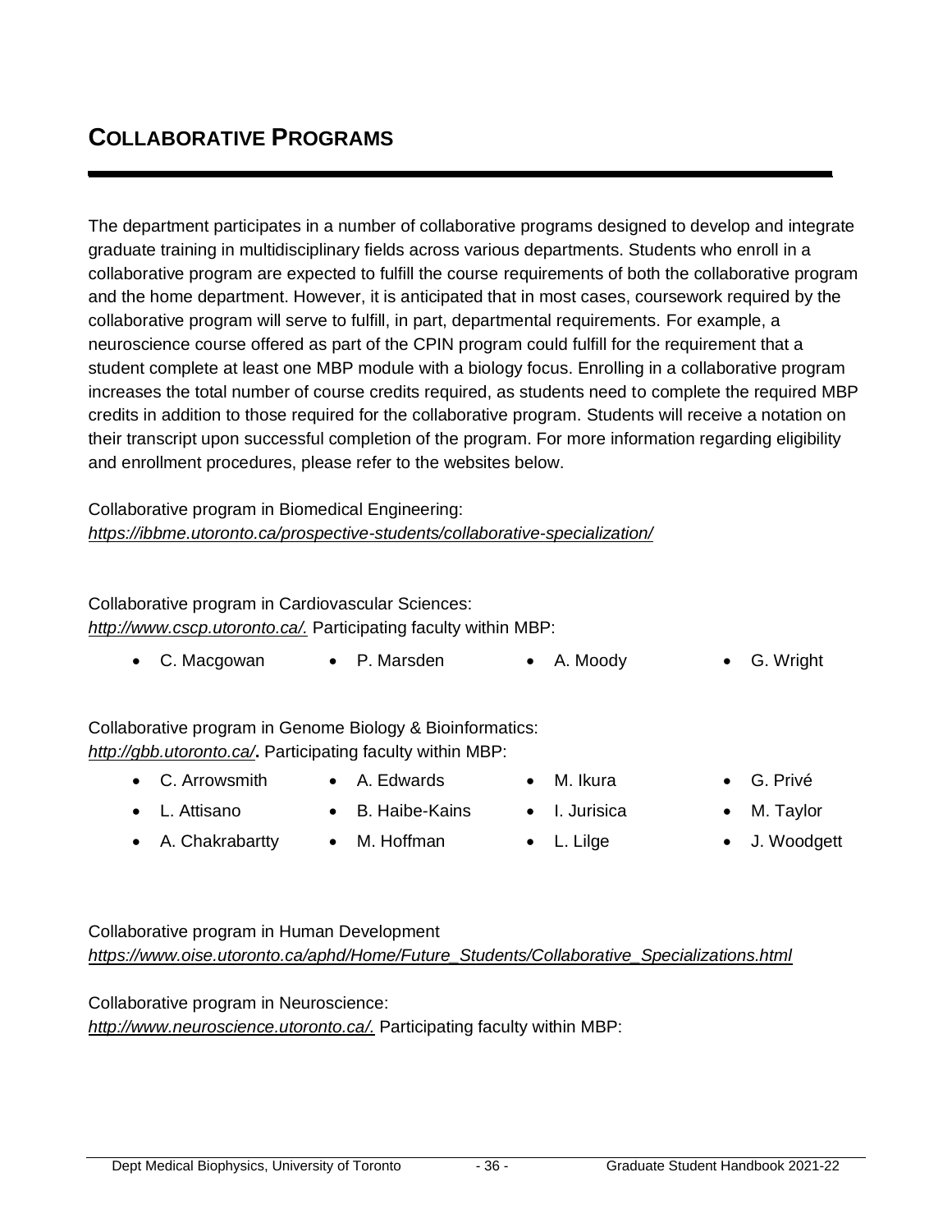# COLLABORATIVE PROGRAMS

The department participates in a number of collaborative programs designed to develop and integrate graduate training in multidisciplinary fields across various departments. Students who enroll in a collaborative program are expected to fulfill the course requirements of both the collaborative program and the home department. However, it is anticipated that in most cases, coursework required by the collaborative program will serve to fulfill, in part, departmental requirements. For example, a neuroscience course offered as part of the CPIN program could fulfill for the requirement that a student complete at least one MBP module with a biology focus. Enrolling in a collaborative program increases the total number of course credits required, as students need to complete the required MBP credits in addition to those required for the collaborative program. Students will receive a notation on their transcript upon successful completion of the program. For more information regarding eligibility and enrollment procedures, please refer to the websites below.

Collaborative program in Biomedical Engineering:
*https://ibbme.utoronto.ca/prospective-students/collaborative-specialization/*

Collaborative program in Cardiovascular Sciences:
*http://www.cscp.utoronto.ca/.* Participating faculty within MBP:

- C. Macgowan
- P. Marsden
- A. Moody
- G. Wright

Collaborative program in Genome Biology & Bioinformatics:
*http://gbb.utoronto.ca/***.** Participating faculty within MBP:

- C. Arrowsmith
- L. Attisano
- A. Chakrabartty
- A. Edwards
- B. Haibe-Kains
- M. Hoffman
- M. Ikura
- I. Jurisica
- L. Lilge
- G. Privé
- M. Taylor
- J. Woodgett

Collaborative program in Human Development
*https://www.oise.utoronto.ca/aphd/Home/Future_Students/Collaborative_Specializations.html*

Collaborative program in Neuroscience:
*http://www.neuroscience.utoronto.ca/.* Participating faculty within MBP: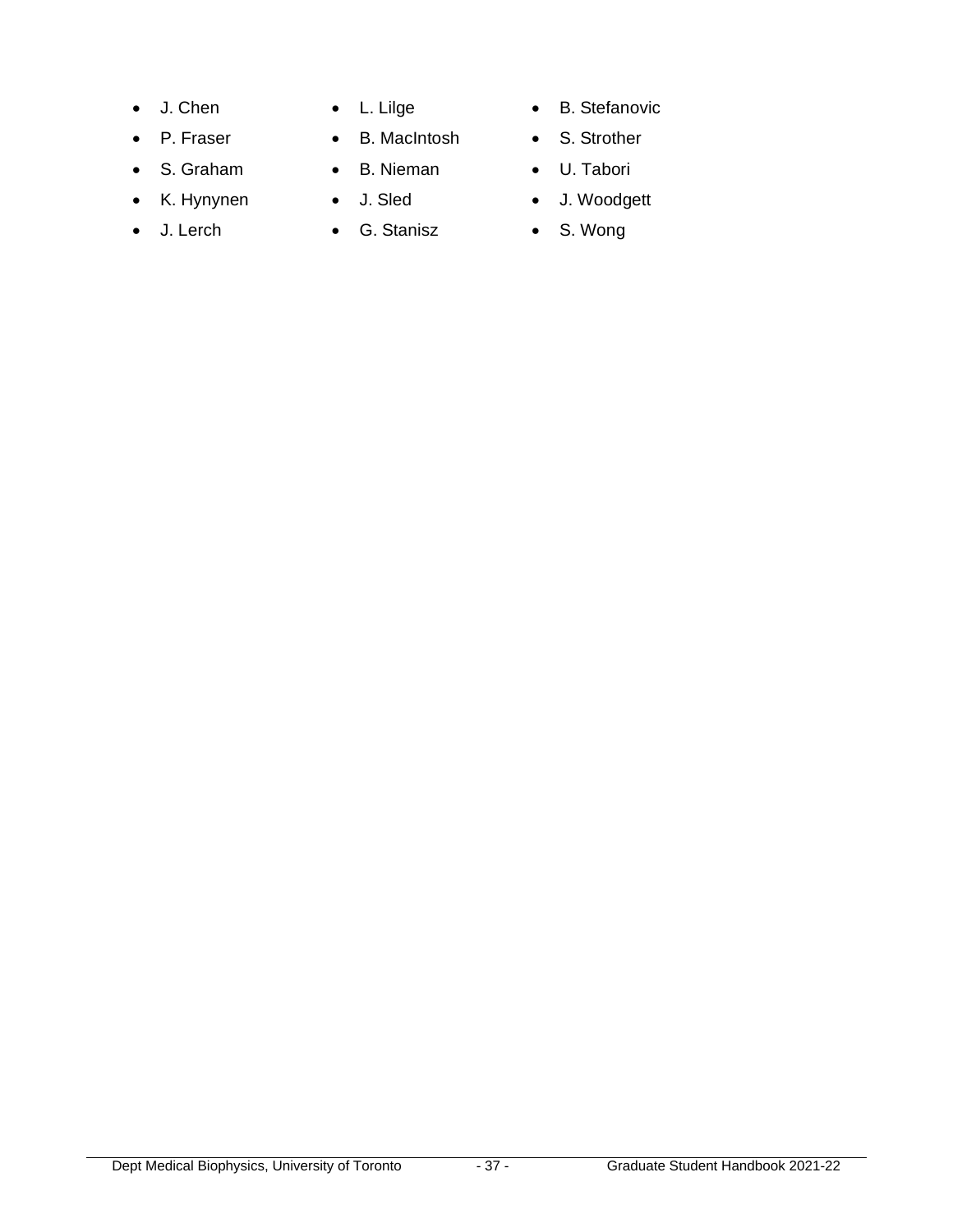- J. Chen
- P. Fraser
- S. Graham
- K. Hynynen
- J. Lerch
- L. Lilge
- B. MacIntosh
- B. Nieman
- J. Sled
- G. Stanisz
- B. Stefanovic
- S. Strother
- U. Tabori
- J. Woodgett
- S. Wong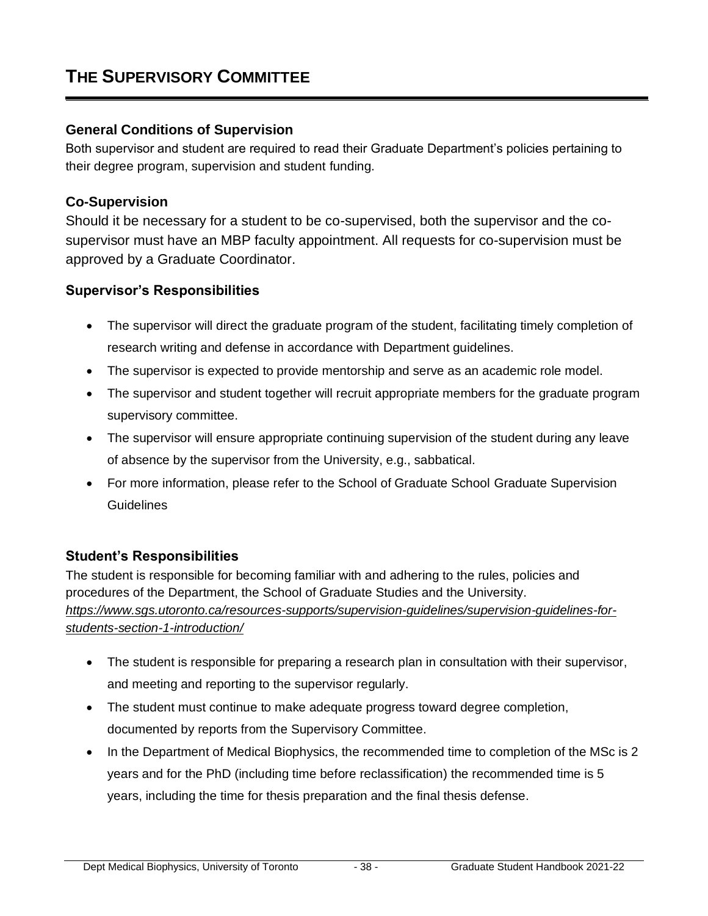# THE SUPERVISORY COMMITTEE

## General Conditions of Supervision

Both supervisor and student are required to read their Graduate Department's policies pertaining to their degree program, supervision and student funding.

## Co-Supervision

Should it be necessary for a student to be co-supervised, both the supervisor and the co-supervisor must have an MBP faculty appointment. All requests for co-supervision must be approved by a Graduate Coordinator.

## Supervisor's Responsibilities

- The supervisor will direct the graduate program of the student, facilitating timely completion of research writing and defense in accordance with Department guidelines.
- The supervisor is expected to provide mentorship and serve as an academic role model.
- The supervisor and student together will recruit appropriate members for the graduate program supervisory committee.
- The supervisor will ensure appropriate continuing supervision of the student during any leave of absence by the supervisor from the University, e.g., sabbatical.
- For more information, please refer to the School of Graduate School Graduate Supervision Guidelines

## Student's Responsibilities

The student is responsible for becoming familiar with and adhering to the rules, policies and procedures of the Department, the School of Graduate Studies and the University. *https://www.sgs.utoronto.ca/resources-supports/supervision-guidelines/supervision-guidelines-for-students-section-1-introduction/*

- The student is responsible for preparing a research plan in consultation with their supervisor, and meeting and reporting to the supervisor regularly.
- The student must continue to make adequate progress toward degree completion, documented by reports from the Supervisory Committee.
- In the Department of Medical Biophysics, the recommended time to completion of the MSc is 2 years and for the PhD (including time before reclassification) the recommended time is 5 years, including the time for thesis preparation and the final thesis defense.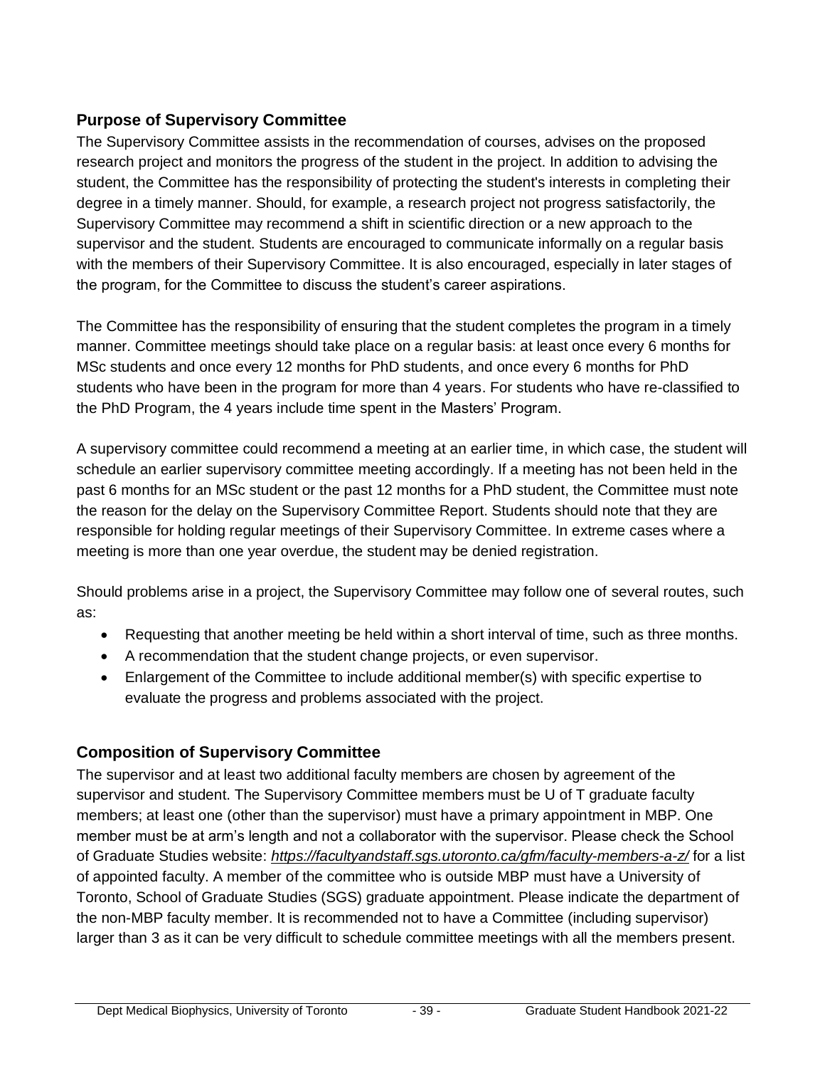## Purpose of Supervisory Committee

The Supervisory Committee assists in the recommendation of courses, advises on the proposed research project and monitors the progress of the student in the project. In addition to advising the student, the Committee has the responsibility of protecting the student's interests in completing their degree in a timely manner. Should, for example, a research project not progress satisfactorily, the Supervisory Committee may recommend a shift in scientific direction or a new approach to the supervisor and the student. Students are encouraged to communicate informally on a regular basis with the members of their Supervisory Committee. It is also encouraged, especially in later stages of the program, for the Committee to discuss the student's career aspirations.

The Committee has the responsibility of ensuring that the student completes the program in a timely manner. Committee meetings should take place on a regular basis: at least once every 6 months for MSc students and once every 12 months for PhD students, and once every 6 months for PhD students who have been in the program for more than 4 years. For students who have re-classified to the PhD Program, the 4 years include time spent in the Masters' Program.

A supervisory committee could recommend a meeting at an earlier time, in which case, the student will schedule an earlier supervisory committee meeting accordingly. If a meeting has not been held in the past 6 months for an MSc student or the past 12 months for a PhD student, the Committee must note the reason for the delay on the Supervisory Committee Report. Students should note that they are responsible for holding regular meetings of their Supervisory Committee. In extreme cases where a meeting is more than one year overdue, the student may be denied registration.

Should problems arise in a project, the Supervisory Committee may follow one of several routes, such as:

- Requesting that another meeting be held within a short interval of time, such as three months.
- A recommendation that the student change projects, or even supervisor.
- Enlargement of the Committee to include additional member(s) with specific expertise to evaluate the progress and problems associated with the project.

## Composition of Supervisory Committee

The supervisor and at least two additional faculty members are chosen by agreement of the supervisor and student. The Supervisory Committee members must be U of T graduate faculty members; at least one (other than the supervisor) must have a primary appointment in MBP. One member must be at arm's length and not a collaborator with the supervisor. Please check the School of Graduate Studies website: ***https://facultyandstaff.sgs.utoronto.ca/gfm/faculty-members-a-z/*** for a list of appointed faculty. A member of the committee who is outside MBP must have a University of Toronto, School of Graduate Studies (SGS) graduate appointment. Please indicate the department of the non-MBP faculty member. It is recommended not to have a Committee (including supervisor) larger than 3 as it can be very difficult to schedule committee meetings with all the members present.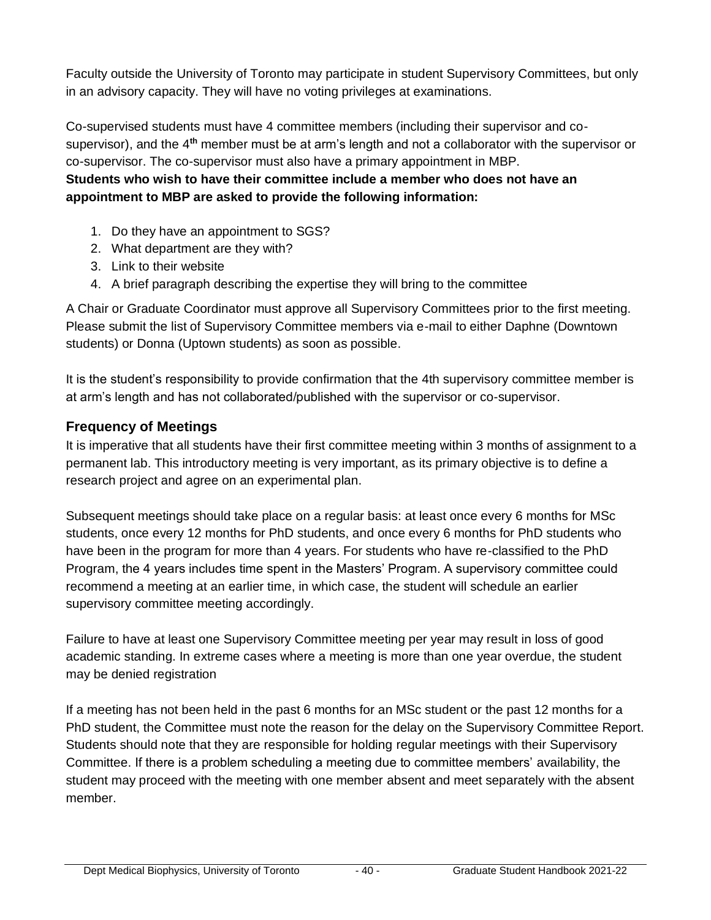Faculty outside the University of Toronto may participate in student Supervisory Committees, but only in an advisory capacity. They will have no voting privileges at examinations.

Co-supervised students must have 4 committee members (including their supervisor and co-supervisor), and the 4th member must be at arm's length and not a collaborator with the supervisor or co-supervisor. The co-supervisor must also have a primary appointment in MBP.

**Students who wish to have their committee include a member who does not have an appointment to MBP are asked to provide the following information:**

1. Do they have an appointment to SGS?
2. What department are they with?
3. Link to their website
4. A brief paragraph describing the expertise they will bring to the committee

A Chair or Graduate Coordinator must approve all Supervisory Committees prior to the first meeting. Please submit the list of Supervisory Committee members via e-mail to either Daphne (Downtown students) or Donna (Uptown students) as soon as possible.

It is the student's responsibility to provide confirmation that the 4th supervisory committee member is at arm's length and has not collaborated/published with the supervisor or co-supervisor.

## Frequency of Meetings

It is imperative that all students have their first committee meeting within 3 months of assignment to a permanent lab. This introductory meeting is very important, as its primary objective is to define a research project and agree on an experimental plan.

Subsequent meetings should take place on a regular basis: at least once every 6 months for MSc students, once every 12 months for PhD students, and once every 6 months for PhD students who have been in the program for more than 4 years. For students who have re-classified to the PhD Program, the 4 years includes time spent in the Masters' Program. A supervisory committee could recommend a meeting at an earlier time, in which case, the student will schedule an earlier supervisory committee meeting accordingly.

Failure to have at least one Supervisory Committee meeting per year may result in loss of good academic standing. In extreme cases where a meeting is more than one year overdue, the student may be denied registration

If a meeting has not been held in the past 6 months for an MSc student or the past 12 months for a PhD student, the Committee must note the reason for the delay on the Supervisory Committee Report. Students should note that they are responsible for holding regular meetings with their Supervisory Committee. If there is a problem scheduling a meeting due to committee members' availability, the student may proceed with the meeting with one member absent and meet separately with the absent member.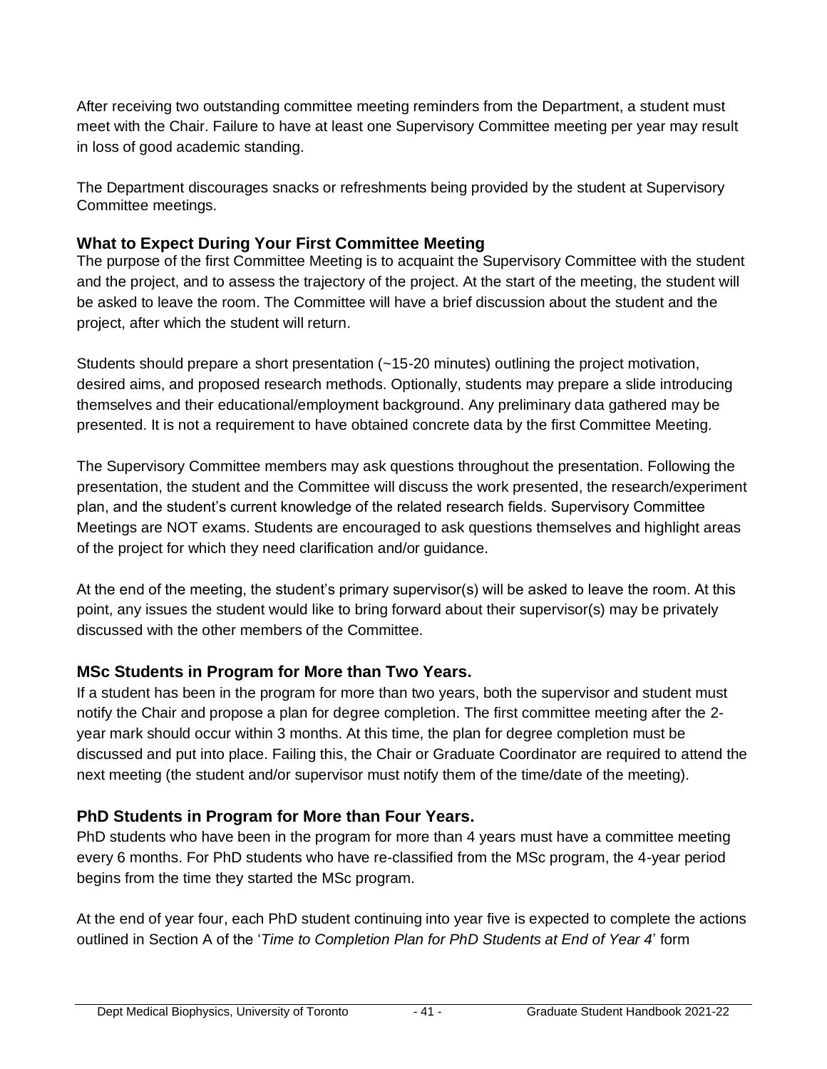After receiving two outstanding committee meeting reminders from the Department, a student must meet with the Chair. Failure to have at least one Supervisory Committee meeting per year may result in loss of good academic standing.

The Department discourages snacks or refreshments being provided by the student at Supervisory Committee meetings.

### What to Expect During Your First Committee Meeting

The purpose of the first Committee Meeting is to acquaint the Supervisory Committee with the student and the project, and to assess the trajectory of the project. At the start of the meeting, the student will be asked to leave the room. The Committee will have a brief discussion about the student and the project, after which the student will return.

Students should prepare a short presentation (~15-20 minutes) outlining the project motivation, desired aims, and proposed research methods. Optionally, students may prepare a slide introducing themselves and their educational/employment background. Any preliminary data gathered may be presented. It is not a requirement to have obtained concrete data by the first Committee Meeting.

The Supervisory Committee members may ask questions throughout the presentation. Following the presentation, the student and the Committee will discuss the work presented, the research/experiment plan, and the student's current knowledge of the related research fields. Supervisory Committee Meetings are NOT exams. Students are encouraged to ask questions themselves and highlight areas of the project for which they need clarification and/or guidance.

At the end of the meeting, the student's primary supervisor(s) will be asked to leave the room. At this point, any issues the student would like to bring forward about their supervisor(s) may be privately discussed with the other members of the Committee.

### MSc Students in Program for More than Two Years.

If a student has been in the program for more than two years, both the supervisor and student must notify the Chair and propose a plan for degree completion. The first committee meeting after the 2-year mark should occur within 3 months. At this time, the plan for degree completion must be discussed and put into place. Failing this, the Chair or Graduate Coordinator are required to attend the next meeting (the student and/or supervisor must notify them of the time/date of the meeting).

### PhD Students in Program for More than Four Years.

PhD students who have been in the program for more than 4 years must have a committee meeting every 6 months. For PhD students who have re-classified from the MSc program, the 4-year period begins from the time they started the MSc program.

At the end of year four, each PhD student continuing into year five is expected to complete the actions outlined in Section A of the '*Time to Completion Plan for PhD Students at End of Year 4*' form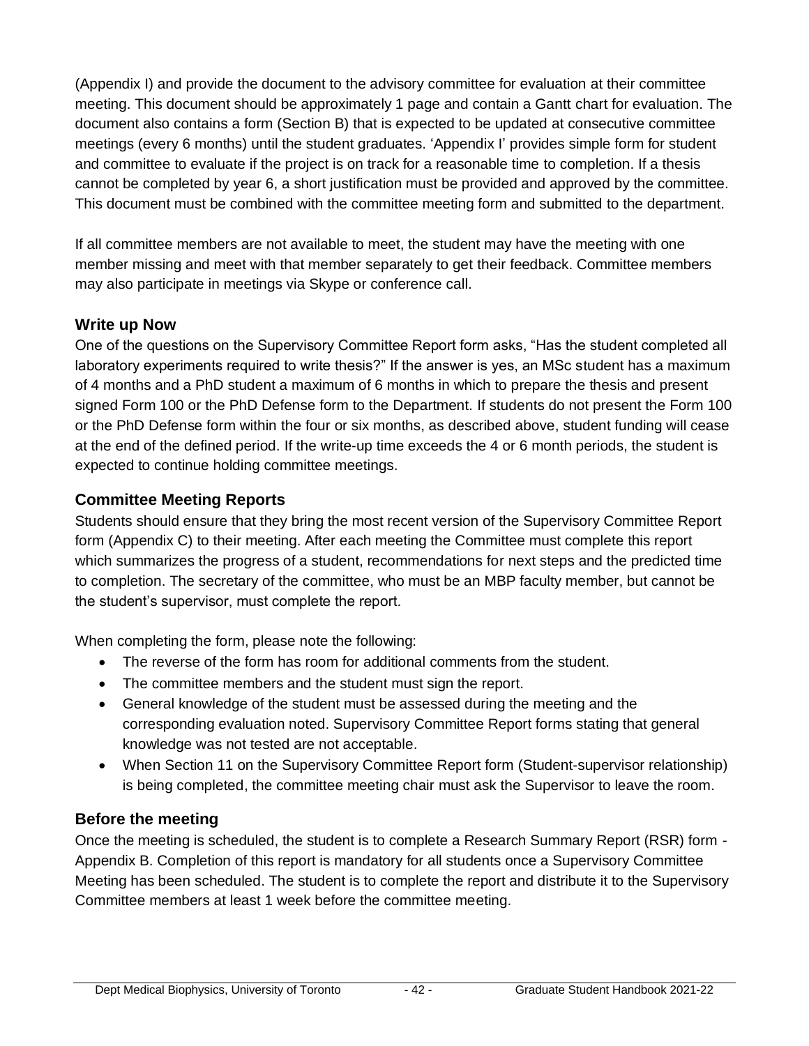(Appendix I) and provide the document to the advisory committee for evaluation at their committee meeting. This document should be approximately 1 page and contain a Gantt chart for evaluation. The document also contains a form (Section B) that is expected to be updated at consecutive committee meetings (every 6 months) until the student graduates. 'Appendix I' provides simple form for student and committee to evaluate if the project is on track for a reasonable time to completion. If a thesis cannot be completed by year 6, a short justification must be provided and approved by the committee. This document must be combined with the committee meeting form and submitted to the department.

If all committee members are not available to meet, the student may have the meeting with one member missing and meet with that member separately to get their feedback. Committee members may also participate in meetings via Skype or conference call.

## Write up Now

One of the questions on the Supervisory Committee Report form asks, "Has the student completed all laboratory experiments required to write thesis?" If the answer is yes, an MSc student has a maximum of 4 months and a PhD student a maximum of 6 months in which to prepare the thesis and present signed Form 100 or the PhD Defense form to the Department. If students do not present the Form 100 or the PhD Defense form within the four or six months, as described above, student funding will cease at the end of the defined period. If the write-up time exceeds the 4 or 6 month periods, the student is expected to continue holding committee meetings.

## Committee Meeting Reports

Students should ensure that they bring the most recent version of the Supervisory Committee Report form (Appendix C) to their meeting. After each meeting the Committee must complete this report which summarizes the progress of a student, recommendations for next steps and the predicted time to completion. The secretary of the committee, who must be an MBP faculty member, but cannot be the student's supervisor, must complete the report.

When completing the form, please note the following:

- The reverse of the form has room for additional comments from the student.
- The committee members and the student must sign the report.
- General knowledge of the student must be assessed during the meeting and the corresponding evaluation noted. Supervisory Committee Report forms stating that general knowledge was not tested are not acceptable.
- When Section 11 on the Supervisory Committee Report form (Student-supervisor relationship) is being completed, the committee meeting chair must ask the Supervisor to leave the room.

## Before the meeting

Once the meeting is scheduled, the student is to complete a Research Summary Report (RSR) form - Appendix B. Completion of this report is mandatory for all students once a Supervisory Committee Meeting has been scheduled. The student is to complete the report and distribute it to the Supervisory Committee members at least 1 week before the committee meeting.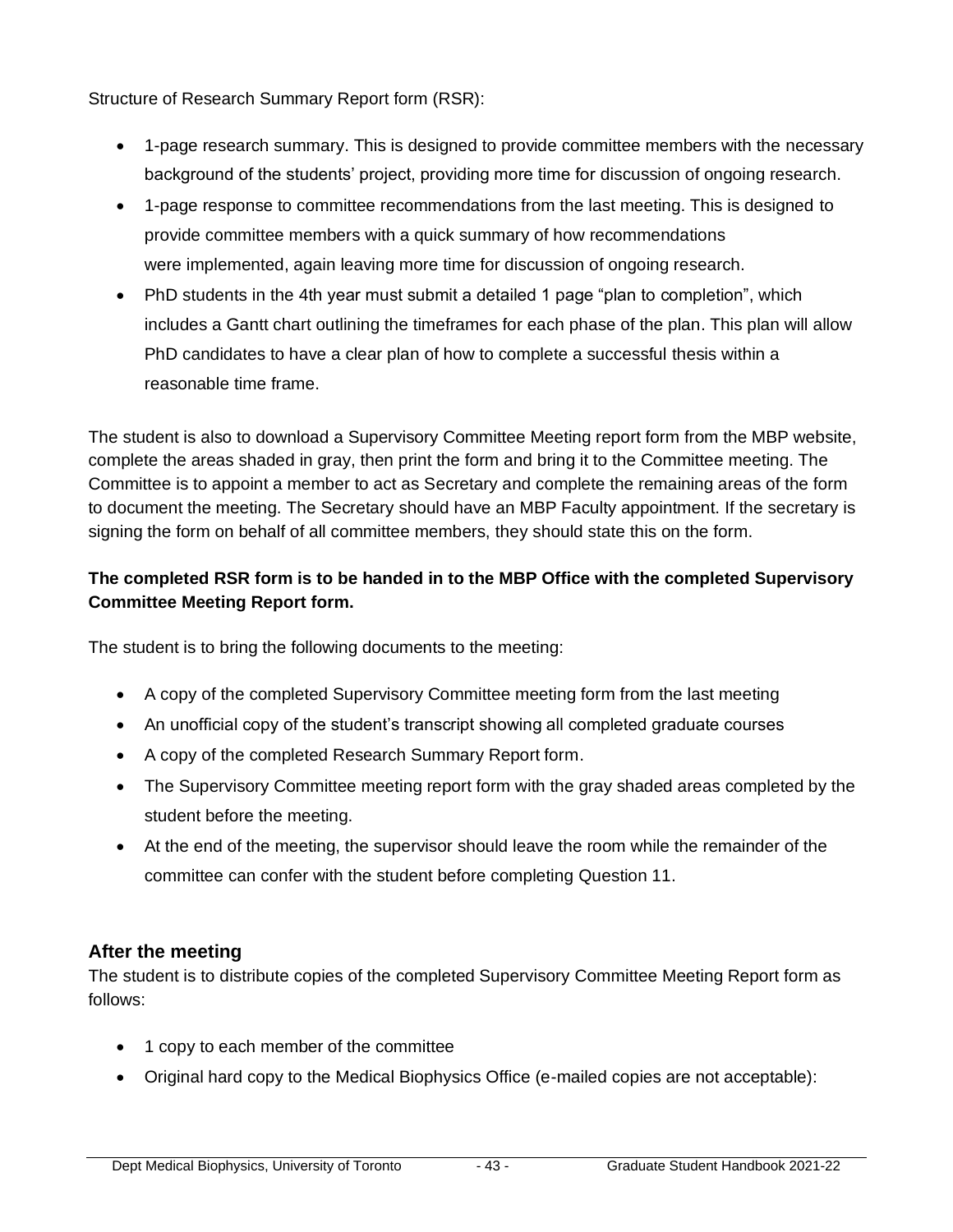Structure of Research Summary Report form (RSR):

- 1-page research summary. This is designed to provide committee members with the necessary background of the students' project, providing more time for discussion of ongoing research.
- 1-page response to committee recommendations from the last meeting. This is designed to provide committee members with a quick summary of how recommendations were implemented, again leaving more time for discussion of ongoing research.
- PhD students in the 4th year must submit a detailed 1 page "plan to completion", which includes a Gantt chart outlining the timeframes for each phase of the plan. This plan will allow PhD candidates to have a clear plan of how to complete a successful thesis within a reasonable time frame.

The student is also to download a Supervisory Committee Meeting report form from the MBP website, complete the areas shaded in gray, then print the form and bring it to the Committee meeting. The Committee is to appoint a member to act as Secretary and complete the remaining areas of the form to document the meeting. The Secretary should have an MBP Faculty appointment. If the secretary is signing the form on behalf of all committee members, they should state this on the form.

**The completed RSR form is to be handed in to the MBP Office with the completed Supervisory Committee Meeting Report form.**

The student is to bring the following documents to the meeting:

- A copy of the completed Supervisory Committee meeting form from the last meeting
- An unofficial copy of the student's transcript showing all completed graduate courses
- A copy of the completed Research Summary Report form.
- The Supervisory Committee meeting report form with the gray shaded areas completed by the student before the meeting.
- At the end of the meeting, the supervisor should leave the room while the remainder of the committee can confer with the student before completing Question 11.

## After the meeting

The student is to distribute copies of the completed Supervisory Committee Meeting Report form as follows:

- 1 copy to each member of the committee
- Original hard copy to the Medical Biophysics Office (e-mailed copies are not acceptable):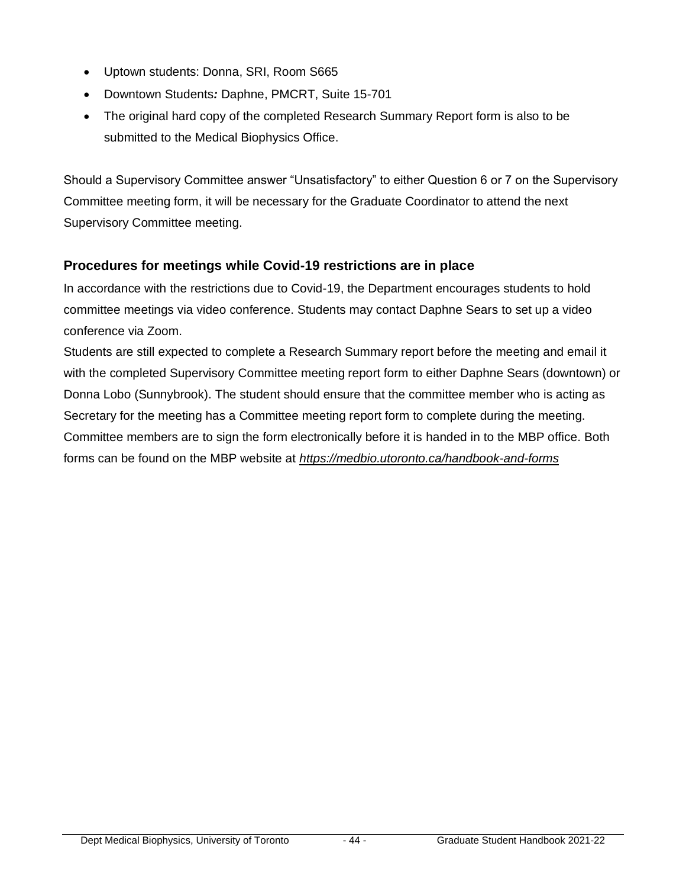- Uptown students: Donna, SRI, Room S665
- Downtown Students*:* Daphne, PMCRT, Suite 15-701
- The original hard copy of the completed Research Summary Report form is also to be submitted to the Medical Biophysics Office.

Should a Supervisory Committee answer "Unsatisfactory" to either Question 6 or 7 on the Supervisory Committee meeting form, it will be necessary for the Graduate Coordinator to attend the next Supervisory Committee meeting.

### Procedures for meetings while Covid-19 restrictions are in place

In accordance with the restrictions due to Covid-19, the Department encourages students to hold committee meetings via video conference. Students may contact Daphne Sears to set up a video conference via Zoom.

Students are still expected to complete a Research Summary report before the meeting and email it with the completed Supervisory Committee meeting report form to either Daphne Sears (downtown) or Donna Lobo (Sunnybrook). The student should ensure that the committee member who is acting as Secretary for the meeting has a Committee meeting report form to complete during the meeting. Committee members are to sign the form electronically before it is handed in to the MBP office. Both forms can be found on the MBP website at ***https://medbio.utoronto.ca/handbook-and-forms***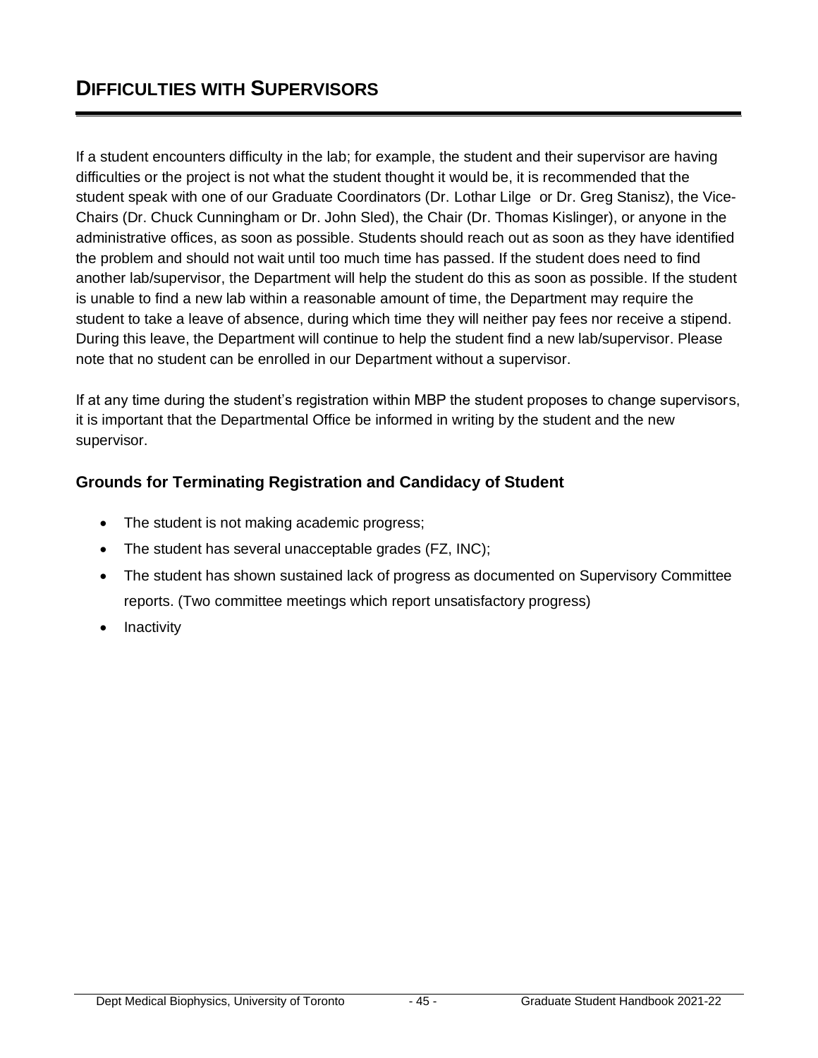# DIFFICULTIES WITH SUPERVISORS

If a student encounters difficulty in the lab; for example, the student and their supervisor are having difficulties or the project is not what the student thought it would be, it is recommended that the student speak with one of our Graduate Coordinators (Dr. Lothar Lilge or Dr. Greg Stanisz), the Vice-Chairs (Dr. Chuck Cunningham or Dr. John Sled), the Chair (Dr. Thomas Kislinger), or anyone in the administrative offices, as soon as possible. Students should reach out as soon as they have identified the problem and should not wait until too much time has passed. If the student does need to find another lab/supervisor, the Department will help the student do this as soon as possible. If the student is unable to find a new lab within a reasonable amount of time, the Department may require the student to take a leave of absence, during which time they will neither pay fees nor receive a stipend. During this leave, the Department will continue to help the student find a new lab/supervisor. Please note that no student can be enrolled in our Department without a supervisor.

If at any time during the student's registration within MBP the student proposes to change supervisors, it is important that the Departmental Office be informed in writing by the student and the new supervisor.

## Grounds for Terminating Registration and Candidacy of Student

- The student is not making academic progress;
- The student has several unacceptable grades (FZ, INC);
- The student has shown sustained lack of progress as documented on Supervisory Committee reports. (Two committee meetings which report unsatisfactory progress)
- Inactivity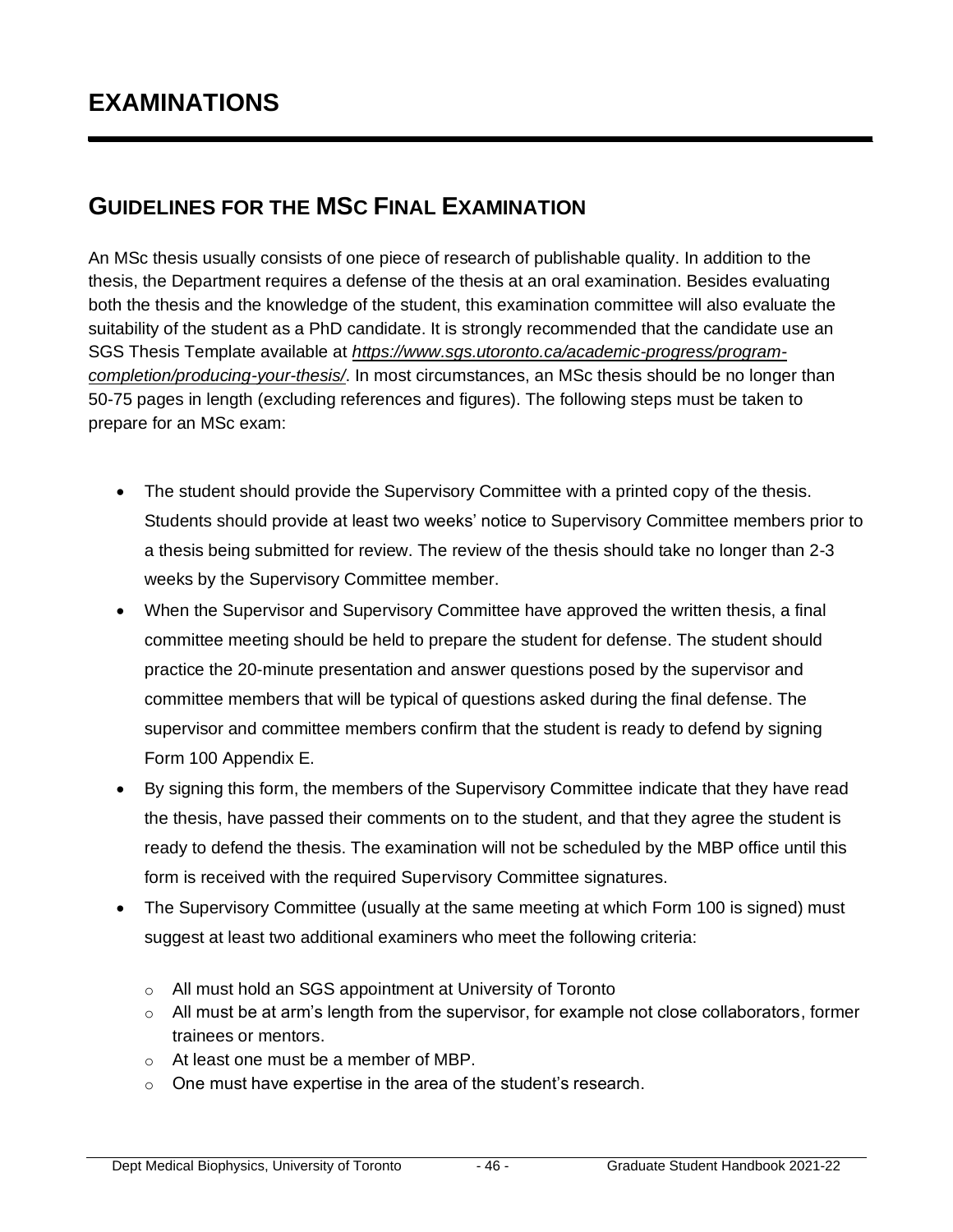# EXAMINATIONS

## GUIDELINES FOR THE MSC FINAL EXAMINATION

An MSc thesis usually consists of one piece of research of publishable quality. In addition to the thesis, the Department requires a defense of the thesis at an oral examination. Besides evaluating both the thesis and the knowledge of the student, this examination committee will also evaluate the suitability of the student as a PhD candidate. It is strongly recommended that the candidate use an SGS Thesis Template available at [https://www.sgs.utoronto.ca/academic-progress/program-completion/producing-your-thesis/](https://www.sgs.utoronto.ca/academic-progress/program-completion/producing-your-thesis/). In most circumstances, an MSc thesis should be no longer than 50-75 pages in length (excluding references and figures). The following steps must be taken to prepare for an MSc exam:

- The student should provide the Supervisory Committee with a printed copy of the thesis. Students should provide at least two weeks' notice to Supervisory Committee members prior to a thesis being submitted for review. The review of the thesis should take no longer than 2-3 weeks by the Supervisory Committee member.
- When the Supervisor and Supervisory Committee have approved the written thesis, a final committee meeting should be held to prepare the student for defense. The student should practice the 20-minute presentation and answer questions posed by the supervisor and committee members that will be typical of questions asked during the final defense. The supervisor and committee members confirm that the student is ready to defend by signing Form 100 Appendix E.
- By signing this form, the members of the Supervisory Committee indicate that they have read the thesis, have passed their comments on to the student, and that they agree the student is ready to defend the thesis. The examination will not be scheduled by the MBP office until this form is received with the required Supervisory Committee signatures.
- The Supervisory Committee (usually at the same meeting at which Form 100 is signed) must suggest at least two additional examiners who meet the following criteria:
  - All must hold an SGS appointment at University of Toronto
  - All must be at arm's length from the supervisor, for example not close collaborators, former trainees or mentors.
  - At least one must be a member of MBP.
  - One must have expertise in the area of the student's research.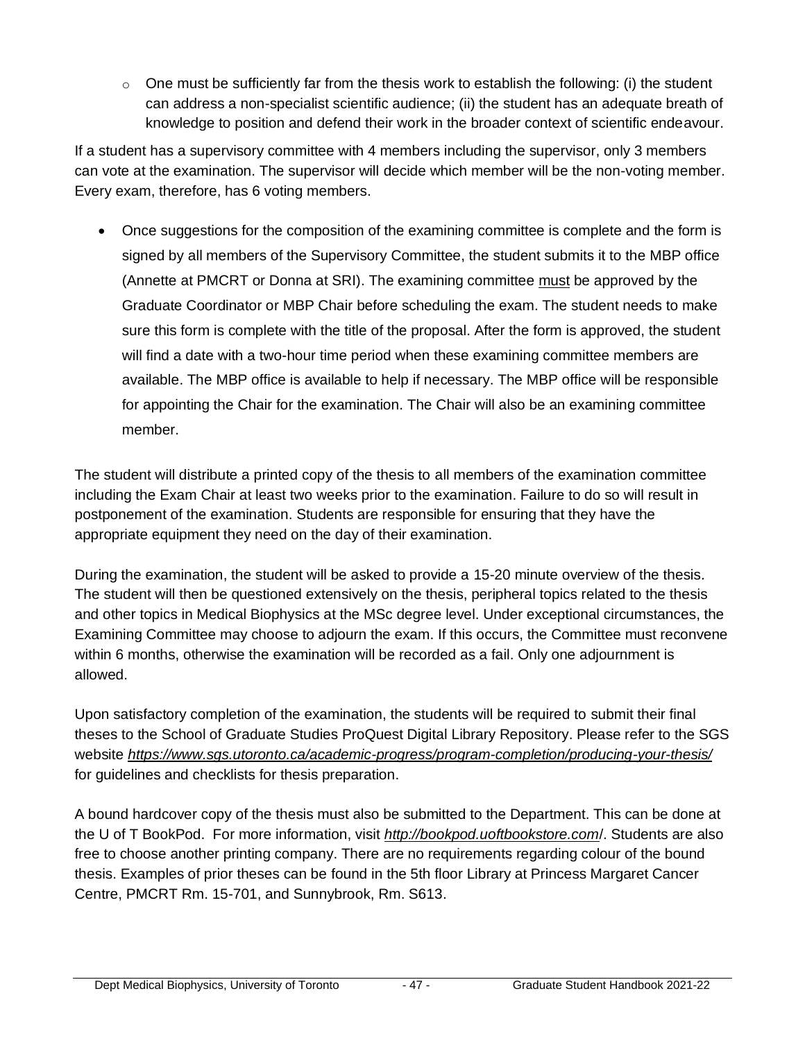- One must be sufficiently far from the thesis work to establish the following: (i) the student can address a non-specialist scientific audience; (ii) the student has an adequate breath of knowledge to position and defend their work in the broader context of scientific endeavour.

If a student has a supervisory committee with 4 members including the supervisor, only 3 members can vote at the examination. The supervisor will decide which member will be the non-voting member. Every exam, therefore, has 6 voting members.

- Once suggestions for the composition of the examining committee is complete and the form is signed by all members of the Supervisory Committee, the student submits it to the MBP office (Annette at PMCRT or Donna at SRI). The examining committee <u>must</u> be approved by the Graduate Coordinator or MBP Chair before scheduling the exam. The student needs to make sure this form is complete with the title of the proposal. After the form is approved, the student will find a date with a two-hour time period when these examining committee members are available. The MBP office is available to help if necessary. The MBP office will be responsible for appointing the Chair for the examination. The Chair will also be an examining committee member.

The student will distribute a printed copy of the thesis to all members of the examination committee including the Exam Chair at least two weeks prior to the examination. Failure to do so will result in postponement of the examination. Students are responsible for ensuring that they have the appropriate equipment they need on the day of their examination.

During the examination, the student will be asked to provide a 15-20 minute overview of the thesis. The student will then be questioned extensively on the thesis, peripheral topics related to the thesis and other topics in Medical Biophysics at the MSc degree level. Under exceptional circumstances, the Examining Committee may choose to adjourn the exam. If this occurs, the Committee must reconvene within 6 months, otherwise the examination will be recorded as a fail. Only one adjournment is allowed.

Upon satisfactory completion of the examination, the students will be required to submit their final theses to the School of Graduate Studies ProQuest Digital Library Repository. Please refer to the SGS website *https://www.sgs.utoronto.ca/academic-progress/program-completion/producing-your-thesis/* for guidelines and checklists for thesis preparation.

A bound hardcover copy of the thesis must also be submitted to the Department. This can be done at the U of T BookPod. For more information, visit *http://bookpod.uoftbookstore.com*/. Students are also free to choose another printing company. There are no requirements regarding colour of the bound thesis. Examples of prior theses can be found in the 5th floor Library at Princess Margaret Cancer Centre, PMCRT Rm. 15-701, and Sunnybrook, Rm. S613.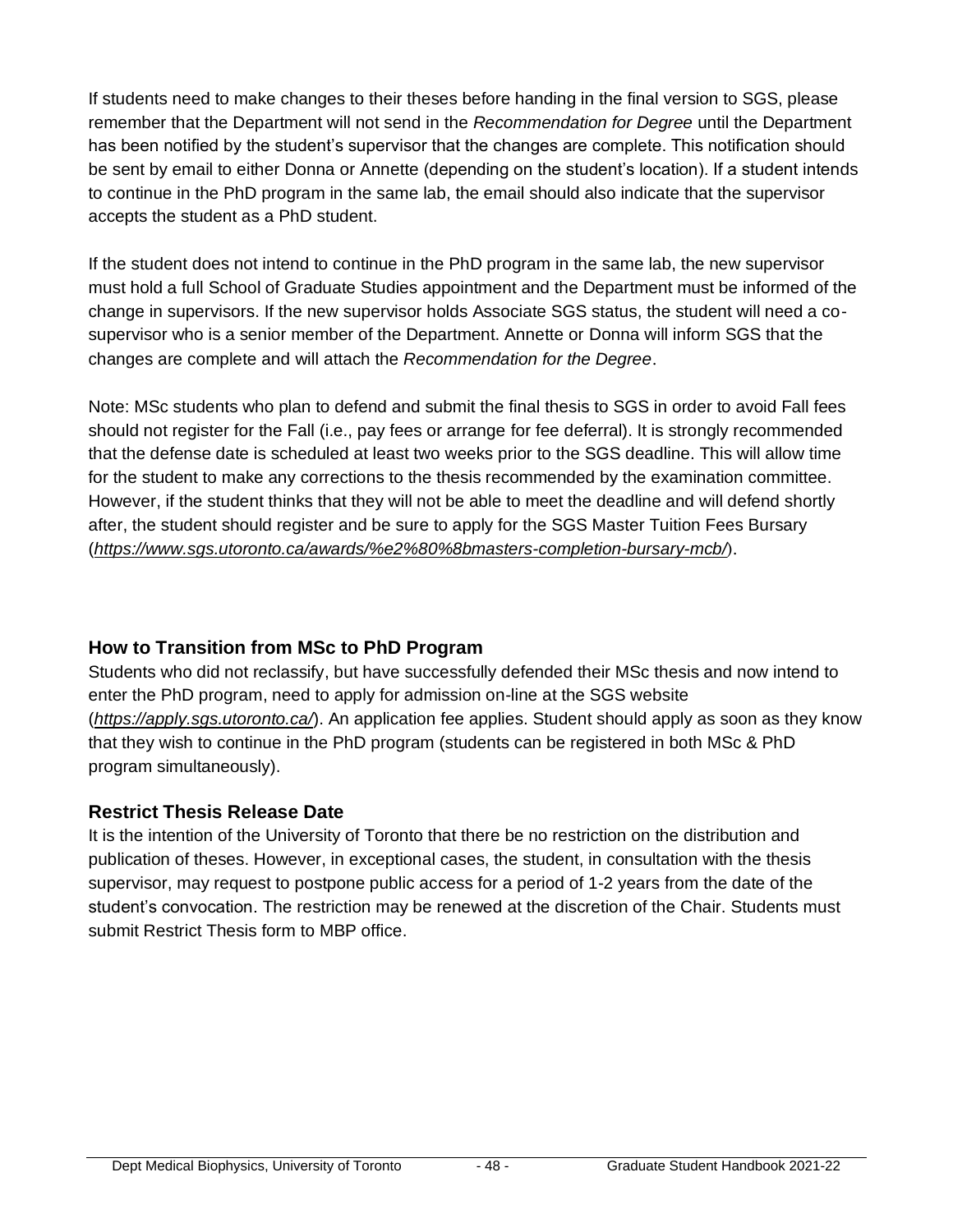If students need to make changes to their theses before handing in the final version to SGS, please remember that the Department will not send in the *Recommendation for Degree* until the Department has been notified by the student's supervisor that the changes are complete. This notification should be sent by email to either Donna or Annette (depending on the student's location). If a student intends to continue in the PhD program in the same lab, the email should also indicate that the supervisor accepts the student as a PhD student.

If the student does not intend to continue in the PhD program in the same lab, the new supervisor must hold a full School of Graduate Studies appointment and the Department must be informed of the change in supervisors. If the new supervisor holds Associate SGS status, the student will need a co-supervisor who is a senior member of the Department. Annette or Donna will inform SGS that the changes are complete and will attach the *Recommendation for the Degree*.

Note: MSc students who plan to defend and submit the final thesis to SGS in order to avoid Fall fees should not register for the Fall (i.e., pay fees or arrange for fee deferral). It is strongly recommended that the defense date is scheduled at least two weeks prior to the SGS deadline. This will allow time for the student to make any corrections to the thesis recommended by the examination committee. However, if the student thinks that they will not be able to meet the deadline and will defend shortly after, the student should register and be sure to apply for the SGS Master Tuition Fees Bursary (*https://www.sgs.utoronto.ca/awards/%e2%80%8bmasters-completion-bursary-mcb/*).

## How to Transition from MSc to PhD Program

Students who did not reclassify, but have successfully defended their MSc thesis and now intend to enter the PhD program, need to apply for admission on-line at the SGS website (*https://apply.sgs.utoronto.ca/*). An application fee applies. Student should apply as soon as they know that they wish to continue in the PhD program (students can be registered in both MSc & PhD program simultaneously).

## Restrict Thesis Release Date

It is the intention of the University of Toronto that there be no restriction on the distribution and publication of theses. However, in exceptional cases, the student, in consultation with the thesis supervisor, may request to postpone public access for a period of 1-2 years from the date of the student's convocation. The restriction may be renewed at the discretion of the Chair. Students must submit Restrict Thesis form to MBP office.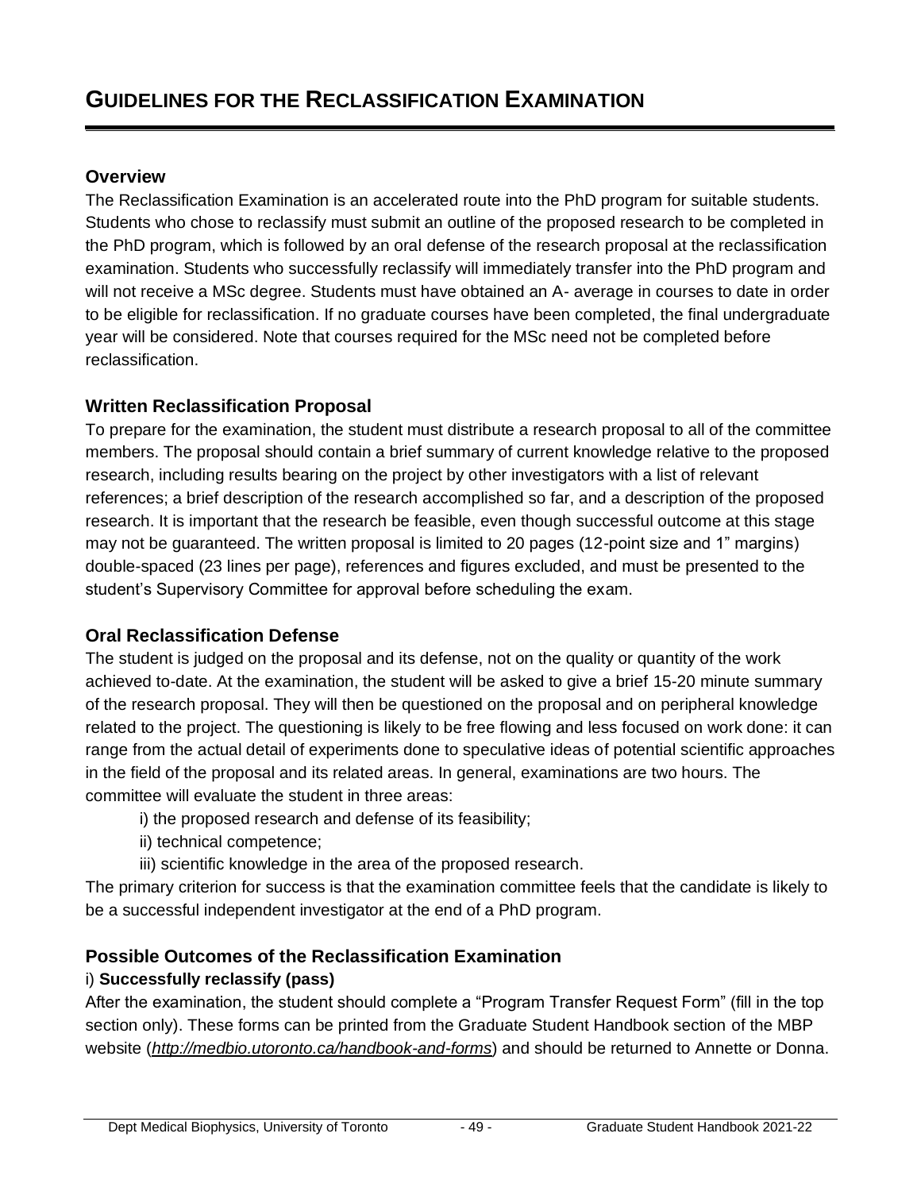# Guidelines for the Reclassification Examination

## Overview

The Reclassification Examination is an accelerated route into the PhD program for suitable students. Students who chose to reclassify must submit an outline of the proposed research to be completed in the PhD program, which is followed by an oral defense of the research proposal at the reclassification examination. Students who successfully reclassify will immediately transfer into the PhD program and will not receive a MSc degree. Students must have obtained an A- average in courses to date in order to be eligible for reclassification. If no graduate courses have been completed, the final undergraduate year will be considered. Note that courses required for the MSc need not be completed before reclassification.

## Written Reclassification Proposal

To prepare for the examination, the student must distribute a research proposal to all of the committee members. The proposal should contain a brief summary of current knowledge relative to the proposed research, including results bearing on the project by other investigators with a list of relevant references; a brief description of the research accomplished so far, and a description of the proposed research. It is important that the research be feasible, even though successful outcome at this stage may not be guaranteed. The written proposal is limited to 20 pages (12-point size and 1" margins) double-spaced (23 lines per page), references and figures excluded, and must be presented to the student's Supervisory Committee for approval before scheduling the exam.

## Oral Reclassification Defense

The student is judged on the proposal and its defense, not on the quality or quantity of the work achieved to-date. At the examination, the student will be asked to give a brief 15-20 minute summary of the research proposal. They will then be questioned on the proposal and on peripheral knowledge related to the project. The questioning is likely to be free flowing and less focused on work done: it can range from the actual detail of experiments done to speculative ideas of potential scientific approaches in the field of the proposal and its related areas. In general, examinations are two hours. The committee will evaluate the student in three areas:

i) the proposed research and defense of its feasibility;
ii) technical competence;
iii) scientific knowledge in the area of the proposed research.

The primary criterion for success is that the examination committee feels that the candidate is likely to be a successful independent investigator at the end of a PhD program.

## Possible Outcomes of the Reclassification Examination

i) **Successfully reclassify (pass)**

After the examination, the student should complete a "Program Transfer Request Form" (fill in the top section only). These forms can be printed from the Graduate Student Handbook section of the MBP website (*http://medbio.utoronto.ca/handbook-and-forms*) and should be returned to Annette or Donna.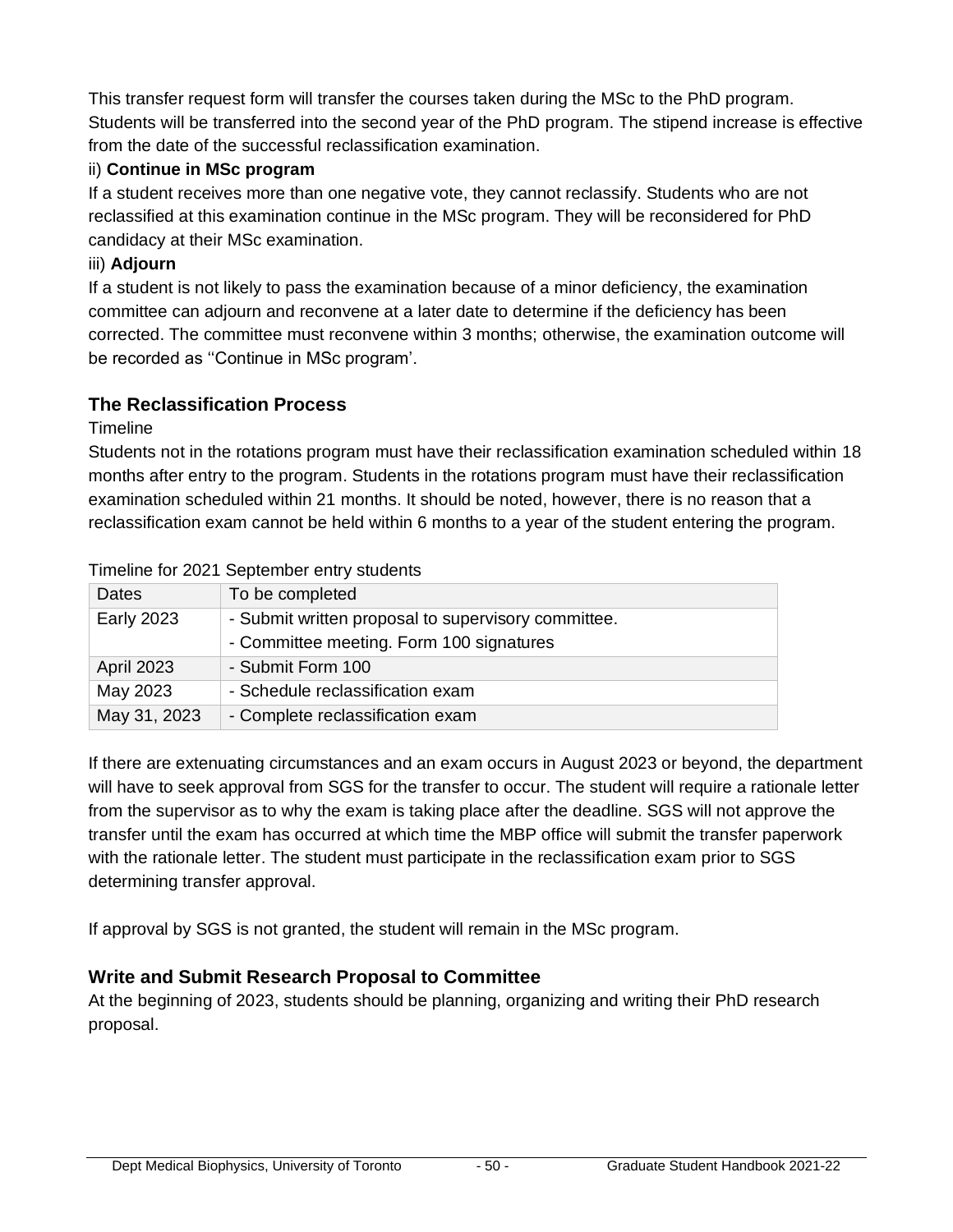This transfer request form will transfer the courses taken during the MSc to the PhD program. Students will be transferred into the second year of the PhD program. The stipend increase is effective from the date of the successful reclassification examination.

ii) **Continue in MSc program**

If a student receives more than one negative vote, they cannot reclassify. Students who are not reclassified at this examination continue in the MSc program. They will be reconsidered for PhD candidacy at their MSc examination.

iii) **Adjourn**

If a student is not likely to pass the examination because of a minor deficiency, the examination committee can adjourn and reconvene at a later date to determine if the deficiency has been corrected. The committee must reconvene within 3 months; otherwise, the examination outcome will be recorded as ''Continue in MSc program'.

## The Reclassification Process

Timeline

Students not in the rotations program must have their reclassification examination scheduled within 18 months after entry to the program. Students in the rotations program must have their reclassification examination scheduled within 21 months. It should be noted, however, there is no reason that a reclassification exam cannot be held within 6 months to a year of the student entering the program.

Timeline for 2021 September entry students

| Dates | To be completed |
|---|---|
| Early 2023 | - Submit written proposal to supervisory committee.<br>- Committee meeting. Form 100 signatures |
| April 2023 | - Submit Form 100 |
| May 2023 | - Schedule reclassification exam |
| May 31, 2023 | - Complete reclassification exam |

If there are extenuating circumstances and an exam occurs in August 2023 or beyond, the department will have to seek approval from SGS for the transfer to occur. The student will require a rationale letter from the supervisor as to why the exam is taking place after the deadline. SGS will not approve the transfer until the exam has occurred at which time the MBP office will submit the transfer paperwork with the rationale letter. The student must participate in the reclassification exam prior to SGS determining transfer approval.

If approval by SGS is not granted, the student will remain in the MSc program.

## Write and Submit Research Proposal to Committee

At the beginning of 2023, students should be planning, organizing and writing their PhD research proposal.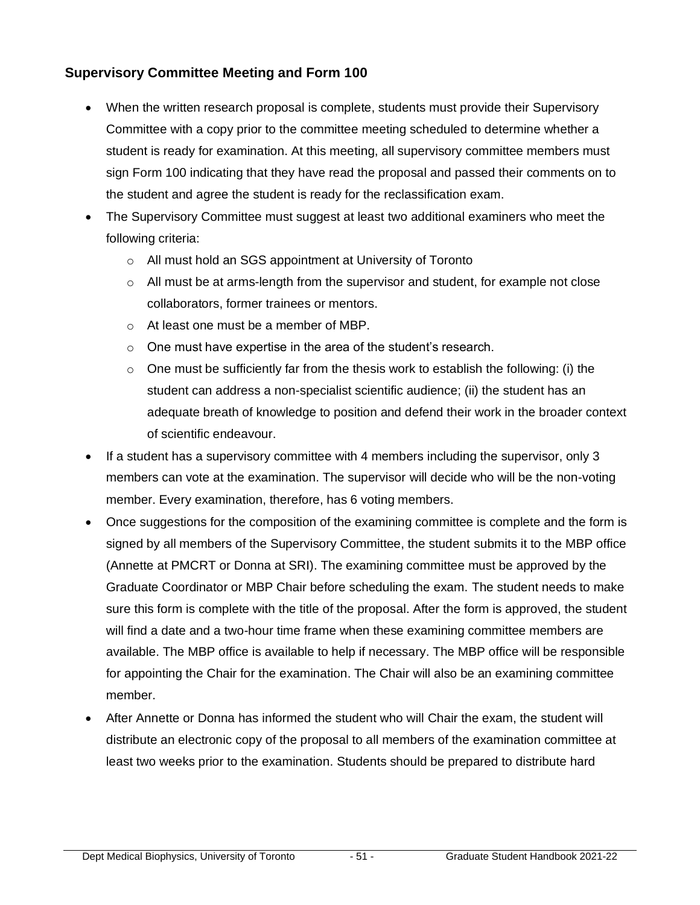### Supervisory Committee Meeting and Form 100

- When the written research proposal is complete, students must provide their Supervisory Committee with a copy prior to the committee meeting scheduled to determine whether a student is ready for examination. At this meeting, all supervisory committee members must sign Form 100 indicating that they have read the proposal and passed their comments on to the student and agree the student is ready for the reclassification exam.
- The Supervisory Committee must suggest at least two additional examiners who meet the following criteria:
  - All must hold an SGS appointment at University of Toronto
  - All must be at arms-length from the supervisor and student, for example not close collaborators, former trainees or mentors.
  - At least one must be a member of MBP.
  - One must have expertise in the area of the student's research.
  - One must be sufficiently far from the thesis work to establish the following: (i) the student can address a non-specialist scientific audience; (ii) the student has an adequate breath of knowledge to position and defend their work in the broader context of scientific endeavour.
- If a student has a supervisory committee with 4 members including the supervisor, only 3 members can vote at the examination. The supervisor will decide who will be the non-voting member. Every examination, therefore, has 6 voting members.
- Once suggestions for the composition of the examining committee is complete and the form is signed by all members of the Supervisory Committee, the student submits it to the MBP office (Annette at PMCRT or Donna at SRI). The examining committee must be approved by the Graduate Coordinator or MBP Chair before scheduling the exam. The student needs to make sure this form is complete with the title of the proposal. After the form is approved, the student will find a date and a two-hour time frame when these examining committee members are available. The MBP office is available to help if necessary. The MBP office will be responsible for appointing the Chair for the examination. The Chair will also be an examining committee member.
- After Annette or Donna has informed the student who will Chair the exam, the student will distribute an electronic copy of the proposal to all members of the examination committee at least two weeks prior to the examination. Students should be prepared to distribute hard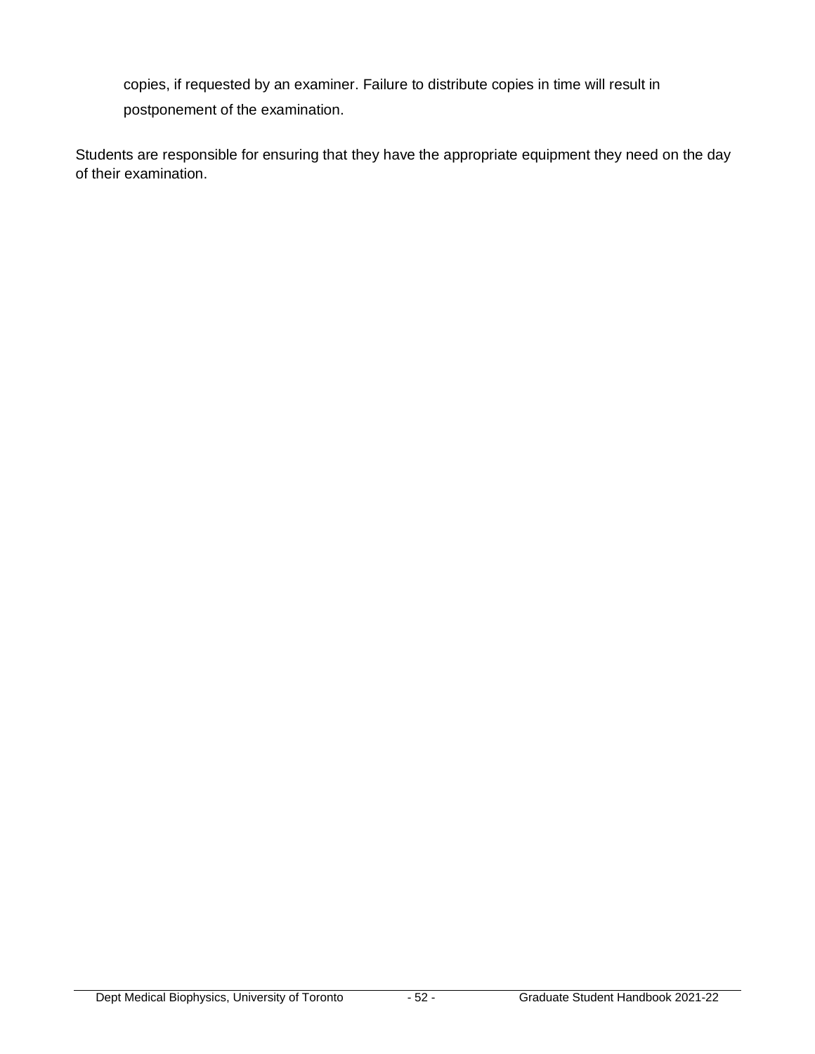copies, if requested by an examiner. Failure to distribute copies in time will result in postponement of the examination.

Students are responsible for ensuring that they have the appropriate equipment they need on the day of their examination.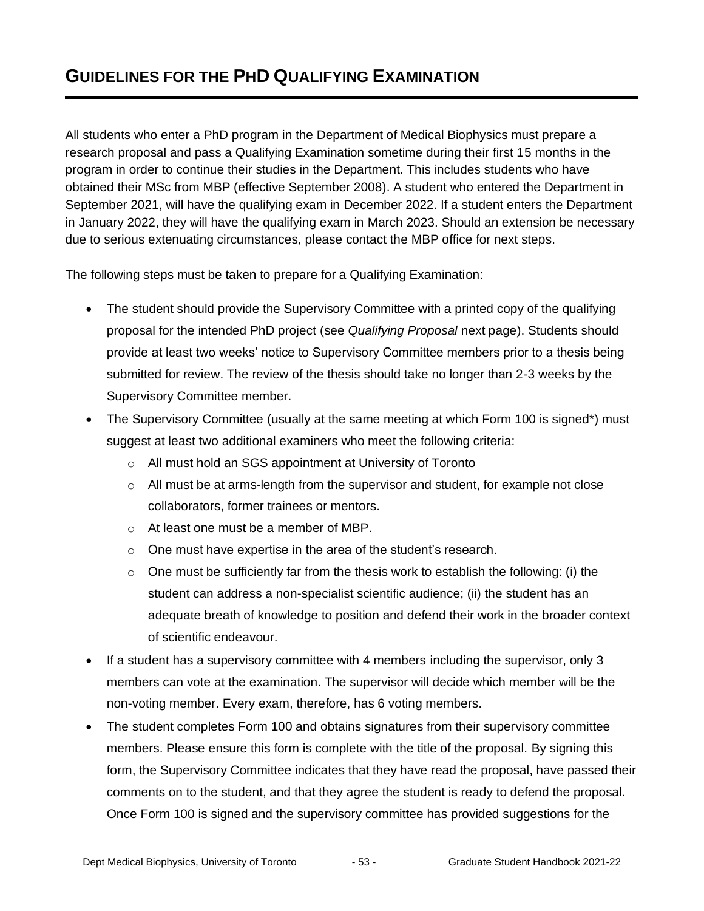# GUIDELINES FOR THE PhD QUALIFYING EXAMINATION

All students who enter a PhD program in the Department of Medical Biophysics must prepare a research proposal and pass a Qualifying Examination sometime during their first 15 months in the program in order to continue their studies in the Department. This includes students who have obtained their MSc from MBP (effective September 2008). A student who entered the Department in September 2021, will have the qualifying exam in December 2022. If a student enters the Department in January 2022, they will have the qualifying exam in March 2023. Should an extension be necessary due to serious extenuating circumstances, please contact the MBP office for next steps.

The following steps must be taken to prepare for a Qualifying Examination:

- The student should provide the Supervisory Committee with a printed copy of the qualifying proposal for the intended PhD project (see *Qualifying Proposal* next page). Students should provide at least two weeks' notice to Supervisory Committee members prior to a thesis being submitted for review. The review of the thesis should take no longer than 2-3 weeks by the Supervisory Committee member.
- The Supervisory Committee (usually at the same meeting at which Form 100 is signed*) must suggest at least two additional examiners who meet the following criteria:
  - All must hold an SGS appointment at University of Toronto
  - All must be at arms-length from the supervisor and student, for example not close collaborators, former trainees or mentors.
  - At least one must be a member of MBP.
  - One must have expertise in the area of the student's research.
  - One must be sufficiently far from the thesis work to establish the following: (i) the student can address a non-specialist scientific audience; (ii) the student has an adequate breath of knowledge to position and defend their work in the broader context of scientific endeavour.
- If a student has a supervisory committee with 4 members including the supervisor, only 3 members can vote at the examination. The supervisor will decide which member will be the non-voting member. Every exam, therefore, has 6 voting members.
- The student completes Form 100 and obtains signatures from their supervisory committee members. Please ensure this form is complete with the title of the proposal. By signing this form, the Supervisory Committee indicates that they have read the proposal, have passed their comments on to the student, and that they agree the student is ready to defend the proposal. Once Form 100 is signed and the supervisory committee has provided suggestions for the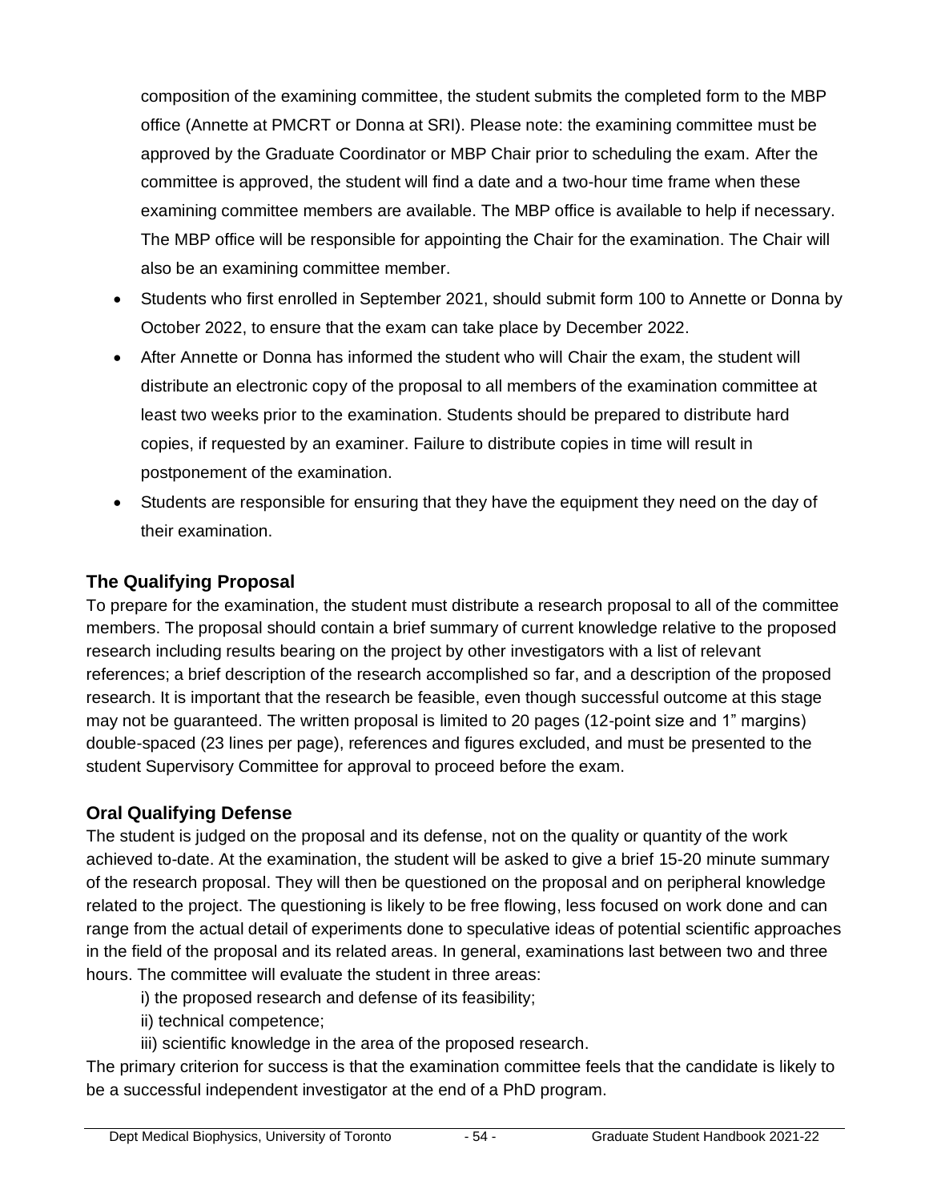composition of the examining committee, the student submits the completed form to the MBP office (Annette at PMCRT or Donna at SRI). Please note: the examining committee must be approved by the Graduate Coordinator or MBP Chair prior to scheduling the exam. After the committee is approved, the student will find a date and a two-hour time frame when these examining committee members are available. The MBP office is available to help if necessary. The MBP office will be responsible for appointing the Chair for the examination. The Chair will also be an examining committee member.

- Students who first enrolled in September 2021, should submit form 100 to Annette or Donna by October 2022, to ensure that the exam can take place by December 2022.
- After Annette or Donna has informed the student who will Chair the exam, the student will distribute an electronic copy of the proposal to all members of the examination committee at least two weeks prior to the examination. Students should be prepared to distribute hard copies, if requested by an examiner. Failure to distribute copies in time will result in postponement of the examination.
- Students are responsible for ensuring that they have the equipment they need on the day of their examination.

### The Qualifying Proposal

To prepare for the examination, the student must distribute a research proposal to all of the committee members. The proposal should contain a brief summary of current knowledge relative to the proposed research including results bearing on the project by other investigators with a list of relevant references; a brief description of the research accomplished so far, and a description of the proposed research. It is important that the research be feasible, even though successful outcome at this stage may not be guaranteed. The written proposal is limited to 20 pages (12-point size and 1" margins) double-spaced (23 lines per page), references and figures excluded, and must be presented to the student Supervisory Committee for approval to proceed before the exam.

### Oral Qualifying Defense

The student is judged on the proposal and its defense, not on the quality or quantity of the work achieved to-date. At the examination, the student will be asked to give a brief 15-20 minute summary of the research proposal. They will then be questioned on the proposal and on peripheral knowledge related to the project. The questioning is likely to be free flowing, less focused on work done and can range from the actual detail of experiments done to speculative ideas of potential scientific approaches in the field of the proposal and its related areas. In general, examinations last between two and three hours. The committee will evaluate the student in three areas:

i) the proposed research and defense of its feasibility;

ii) technical competence;

iii) scientific knowledge in the area of the proposed research.

The primary criterion for success is that the examination committee feels that the candidate is likely to be a successful independent investigator at the end of a PhD program.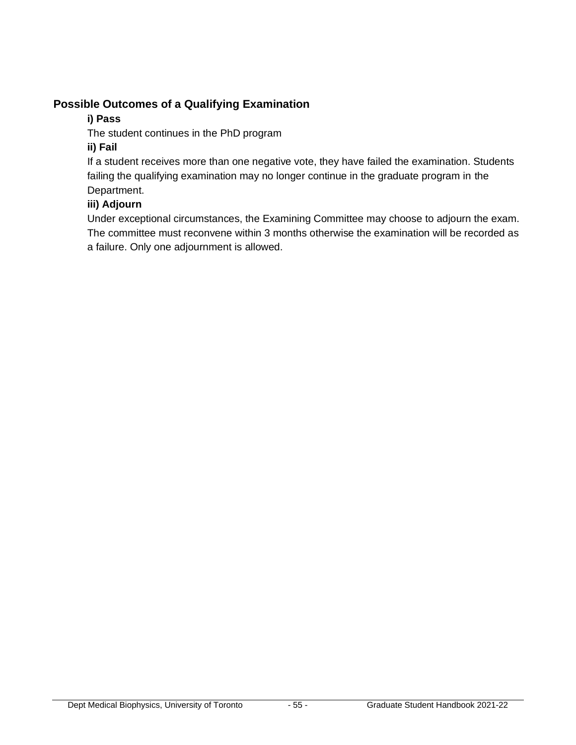## Possible Outcomes of a Qualifying Examination

**i) Pass**

The student continues in the PhD program

**ii) Fail**

If a student receives more than one negative vote, they have failed the examination. Students failing the qualifying examination may no longer continue in the graduate program in the Department.

**iii) Adjourn**

Under exceptional circumstances, the Examining Committee may choose to adjourn the exam. The committee must reconvene within 3 months otherwise the examination will be recorded as a failure. Only one adjournment is allowed.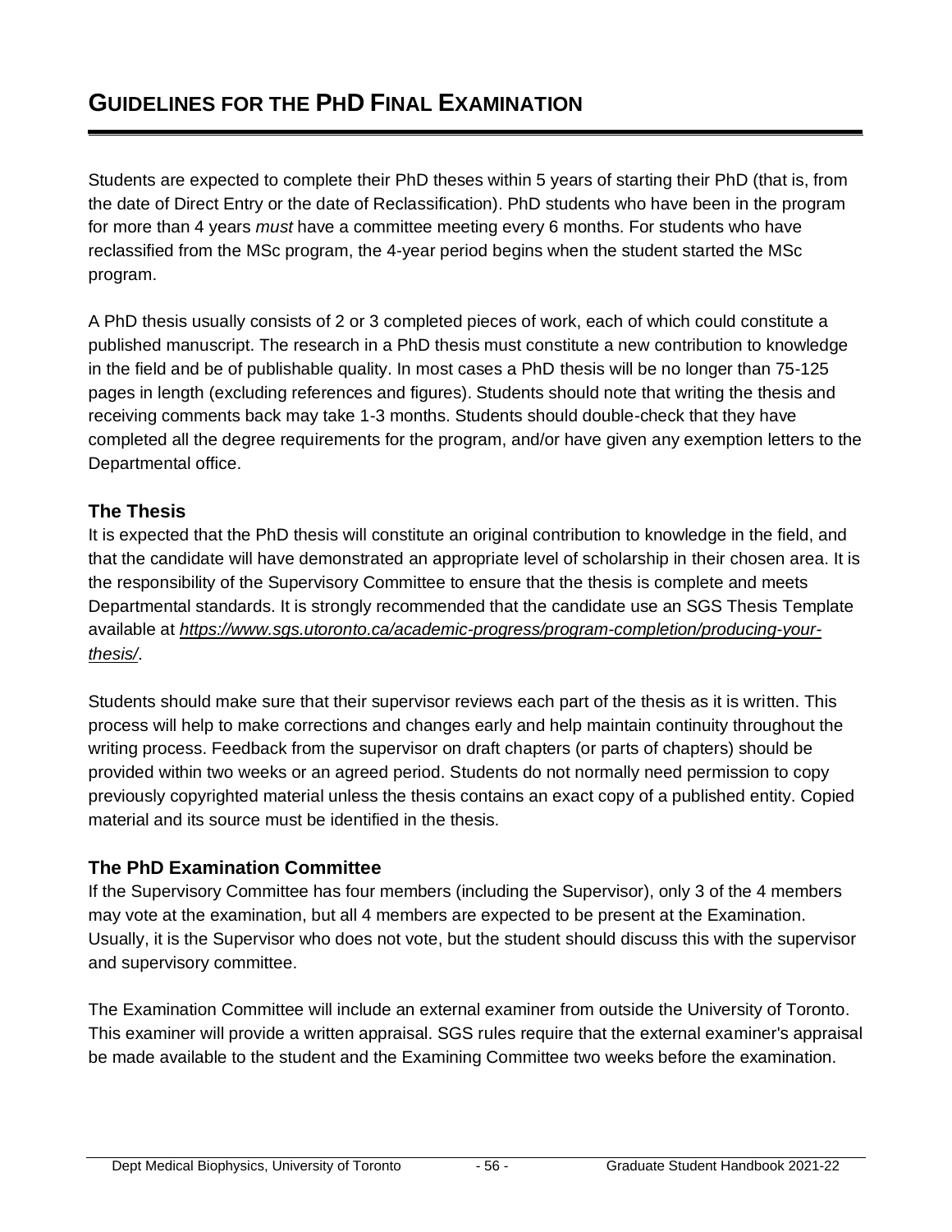# GUIDELINES FOR THE PHD FINAL EXAMINATION

Students are expected to complete their PhD theses within 5 years of starting their PhD (that is, from the date of Direct Entry or the date of Reclassification). PhD students who have been in the program for more than 4 years *must* have a committee meeting every 6 months. For students who have reclassified from the MSc program, the 4-year period begins when the student started the MSc program.

A PhD thesis usually consists of 2 or 3 completed pieces of work, each of which could constitute a published manuscript. The research in a PhD thesis must constitute a new contribution to knowledge in the field and be of publishable quality. In most cases a PhD thesis will be no longer than 75-125 pages in length (excluding references and figures). Students should note that writing the thesis and receiving comments back may take 1-3 months. Students should double-check that they have completed all the degree requirements for the program, and/or have given any exemption letters to the Departmental office.

## The Thesis

It is expected that the PhD thesis will constitute an original contribution to knowledge in the field, and that the candidate will have demonstrated an appropriate level of scholarship in their chosen area. It is the responsibility of the Supervisory Committee to ensure that the thesis is complete and meets Departmental standards. It is strongly recommended that the candidate use an SGS Thesis Template available at *https://www.sgs.utoronto.ca/academic-progress/program-completion/producing-your-thesis/*.

Students should make sure that their supervisor reviews each part of the thesis as it is written. This process will help to make corrections and changes early and help maintain continuity throughout the writing process. Feedback from the supervisor on draft chapters (or parts of chapters) should be provided within two weeks or an agreed period. Students do not normally need permission to copy previously copyrighted material unless the thesis contains an exact copy of a published entity. Copied material and its source must be identified in the thesis.

## The PhD Examination Committee

If the Supervisory Committee has four members (including the Supervisor), only 3 of the 4 members may vote at the examination, but all 4 members are expected to be present at the Examination. Usually, it is the Supervisor who does not vote, but the student should discuss this with the supervisor and supervisory committee.

The Examination Committee will include an external examiner from outside the University of Toronto. This examiner will provide a written appraisal. SGS rules require that the external examiner's appraisal be made available to the student and the Examining Committee two weeks before the examination.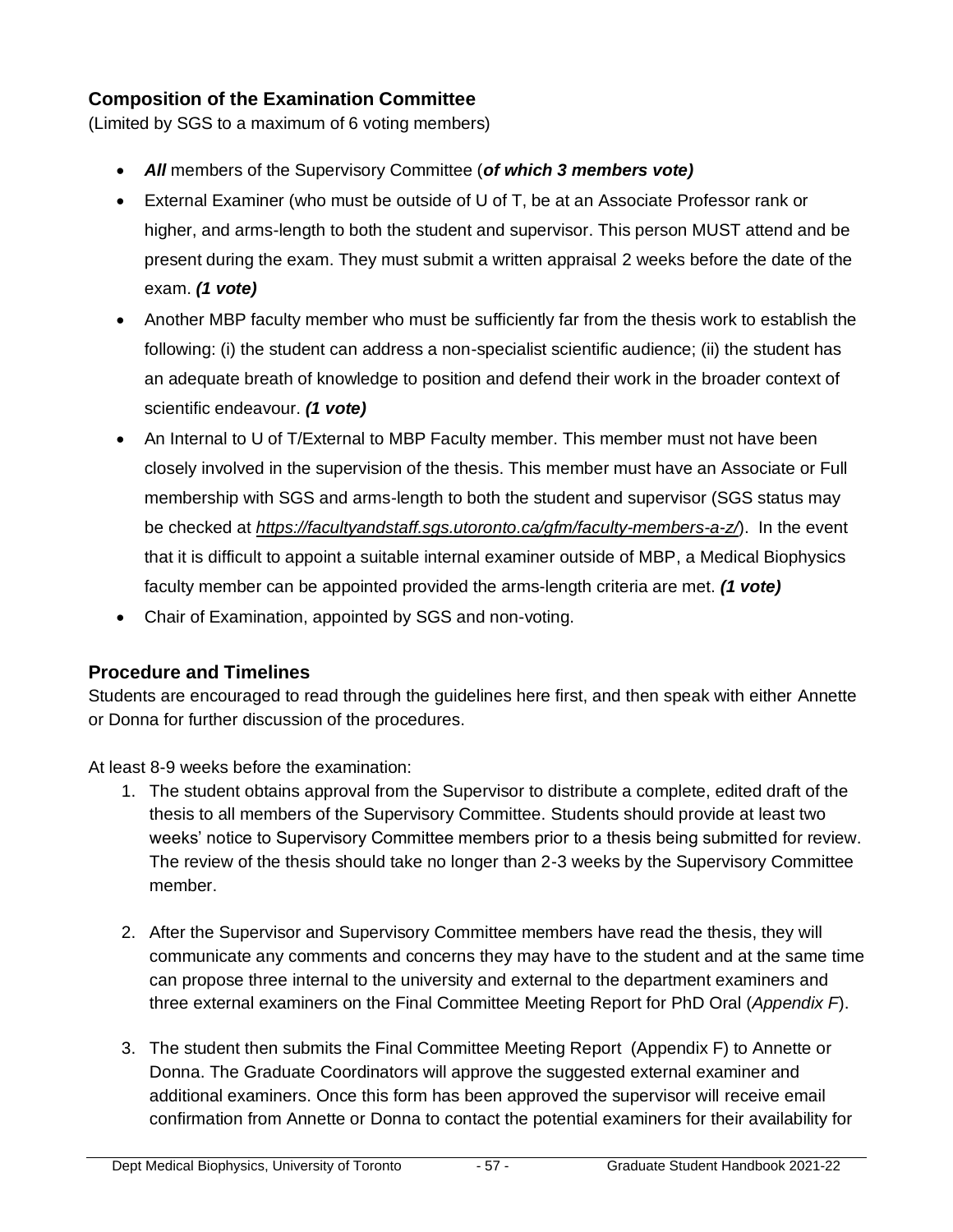## Composition of the Examination Committee

(Limited by SGS to a maximum of 6 voting members)

- ***All*** members of the Supervisory Committee (***of which 3 members vote)***
- External Examiner (who must be outside of U of T, be at an Associate Professor rank or higher, and arms-length to both the student and supervisor. This person MUST attend and be present during the exam. They must submit a written appraisal 2 weeks before the date of the exam. ***(1 vote)***
- Another MBP faculty member who must be sufficiently far from the thesis work to establish the following: (i) the student can address a non-specialist scientific audience; (ii) the student has an adequate breath of knowledge to position and defend their work in the broader context of scientific endeavour. ***(1 vote)***
- An Internal to U of T/External to MBP Faculty member. This member must not have been closely involved in the supervision of the thesis. This member must have an Associate or Full membership with SGS and arms-length to both the student and supervisor (SGS status may be checked at *https://facultyandstaff.sgs.utoronto.ca/gfm/faculty-members-a-z/*). In the event that it is difficult to appoint a suitable internal examiner outside of MBP, a Medical Biophysics faculty member can be appointed provided the arms-length criteria are met. ***(1 vote)***
- Chair of Examination, appointed by SGS and non-voting.

## Procedure and Timelines

Students are encouraged to read through the guidelines here first, and then speak with either Annette or Donna for further discussion of the procedures.

At least 8-9 weeks before the examination:

1. The student obtains approval from the Supervisor to distribute a complete, edited draft of the thesis to all members of the Supervisory Committee. Students should provide at least two weeks' notice to Supervisory Committee members prior to a thesis being submitted for review. The review of the thesis should take no longer than 2-3 weeks by the Supervisory Committee member.

2. After the Supervisor and Supervisory Committee members have read the thesis, they will communicate any comments and concerns they may have to the student and at the same time can propose three internal to the university and external to the department examiners and three external examiners on the Final Committee Meeting Report for PhD Oral (*Appendix F*).

3. The student then submits the Final Committee Meeting Report (Appendix F) to Annette or Donna. The Graduate Coordinators will approve the suggested external examiner and additional examiners. Once this form has been approved the supervisor will receive email confirmation from Annette or Donna to contact the potential examiners for their availability for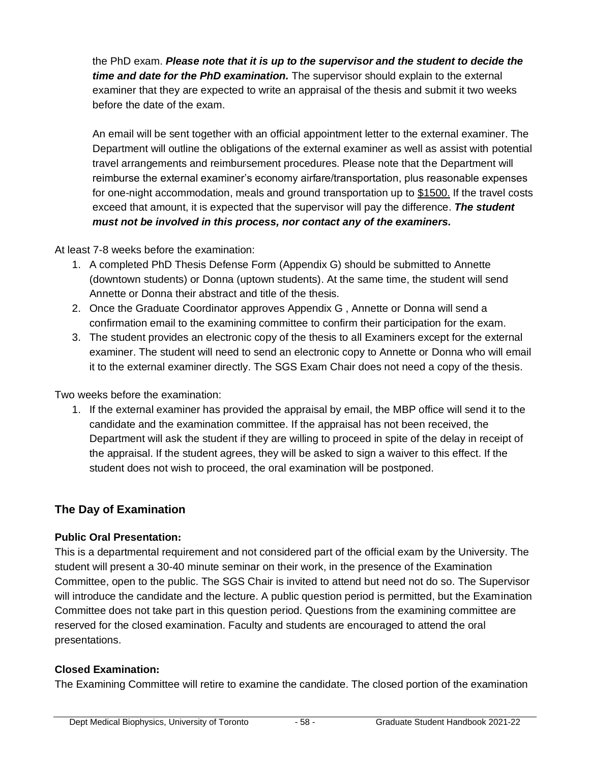the PhD exam. ***Please note that it is up to the supervisor and the student to decide the time and date for the PhD examination.*** The supervisor should explain to the external examiner that they are expected to write an appraisal of the thesis and submit it two weeks before the date of the exam.

An email will be sent together with an official appointment letter to the external examiner. The Department will outline the obligations of the external examiner as well as assist with potential travel arrangements and reimbursement procedures. Please note that the Department will reimburse the external examiner's economy airfare/transportation, plus reasonable expenses for one-night accommodation, meals and ground transportation up to $1500. If the travel costs exceed that amount, it is expected that the supervisor will pay the difference. ***The student must not be involved in this process, nor contact any of the examiners.***

At least 7-8 weeks before the examination:

1. A completed PhD Thesis Defense Form (Appendix G) should be submitted to Annette (downtown students) or Donna (uptown students). At the same time, the student will send Annette or Donna their abstract and title of the thesis.
2. Once the Graduate Coordinator approves Appendix G , Annette or Donna will send a confirmation email to the examining committee to confirm their participation for the exam.
3. The student provides an electronic copy of the thesis to all Examiners except for the external examiner. The student will need to send an electronic copy to Annette or Donna who will email it to the external examiner directly. The SGS Exam Chair does not need a copy of the thesis.

Two weeks before the examination:

1. If the external examiner has provided the appraisal by email, the MBP office will send it to the candidate and the examination committee. If the appraisal has not been received, the Department will ask the student if they are willing to proceed in spite of the delay in receipt of the appraisal. If the student agrees, they will be asked to sign a waiver to this effect. If the student does not wish to proceed, the oral examination will be postponed.

## The Day of Examination

### Public Oral Presentation:

This is a departmental requirement and not considered part of the official exam by the University. The student will present a 30-40 minute seminar on their work, in the presence of the Examination Committee, open to the public. The SGS Chair is invited to attend but need not do so. The Supervisor will introduce the candidate and the lecture. A public question period is permitted, but the Examination Committee does not take part in this question period. Questions from the examining committee are reserved for the closed examination. Faculty and students are encouraged to attend the oral presentations.

### Closed Examination:

The Examining Committee will retire to examine the candidate. The closed portion of the examination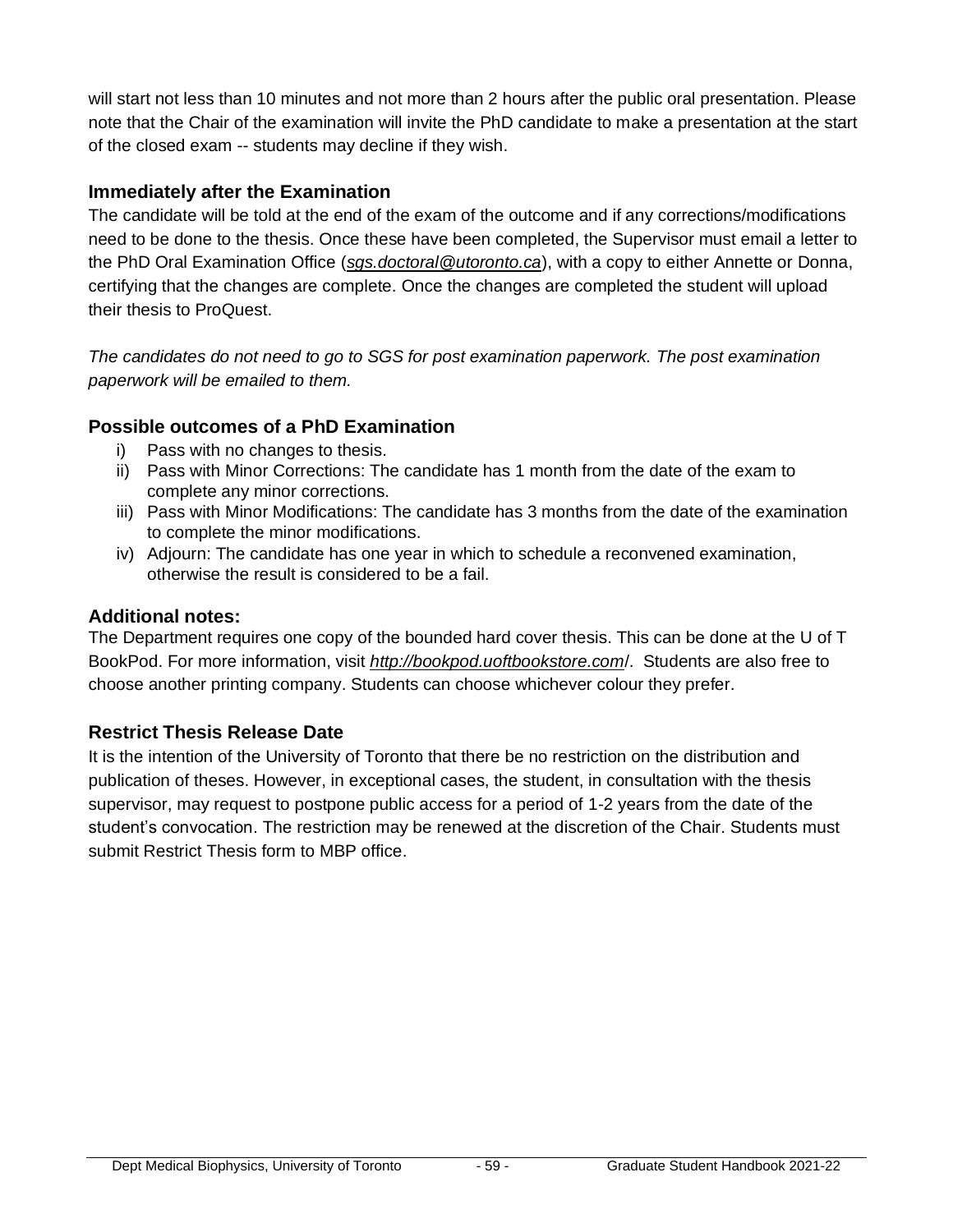will start not less than 10 minutes and not more than 2 hours after the public oral presentation. Please note that the Chair of the examination will invite the PhD candidate to make a presentation at the start of the closed exam -- students may decline if they wish.

### Immediately after the Examination

The candidate will be told at the end of the exam of the outcome and if any corrections/modifications need to be done to the thesis. Once these have been completed, the Supervisor must email a letter to the PhD Oral Examination Office (*sgs.doctoral@utoronto.ca*), with a copy to either Annette or Donna, certifying that the changes are complete. Once the changes are completed the student will upload their thesis to ProQuest.

*The candidates do not need to go to SGS for post examination paperwork. The post examination paperwork will be emailed to them.*

### Possible outcomes of a PhD Examination

i) Pass with no changes to thesis.
ii) Pass with Minor Corrections: The candidate has 1 month from the date of the exam to complete any minor corrections.
iii) Pass with Minor Modifications: The candidate has 3 months from the date of the examination to complete the minor modifications.
iv) Adjourn: The candidate has one year in which to schedule a reconvened examination, otherwise the result is considered to be a fail.

### Additional notes:

The Department requires one copy of the bounded hard cover thesis. This can be done at the U of T BookPod. For more information, visit *http://bookpod.uoftbookstore.com*/. Students are also free to choose another printing company. Students can choose whichever colour they prefer.

### Restrict Thesis Release Date

It is the intention of the University of Toronto that there be no restriction on the distribution and publication of theses. However, in exceptional cases, the student, in consultation with the thesis supervisor, may request to postpone public access for a period of 1-2 years from the date of the student's convocation. The restriction may be renewed at the discretion of the Chair. Students must submit Restrict Thesis form to MBP office.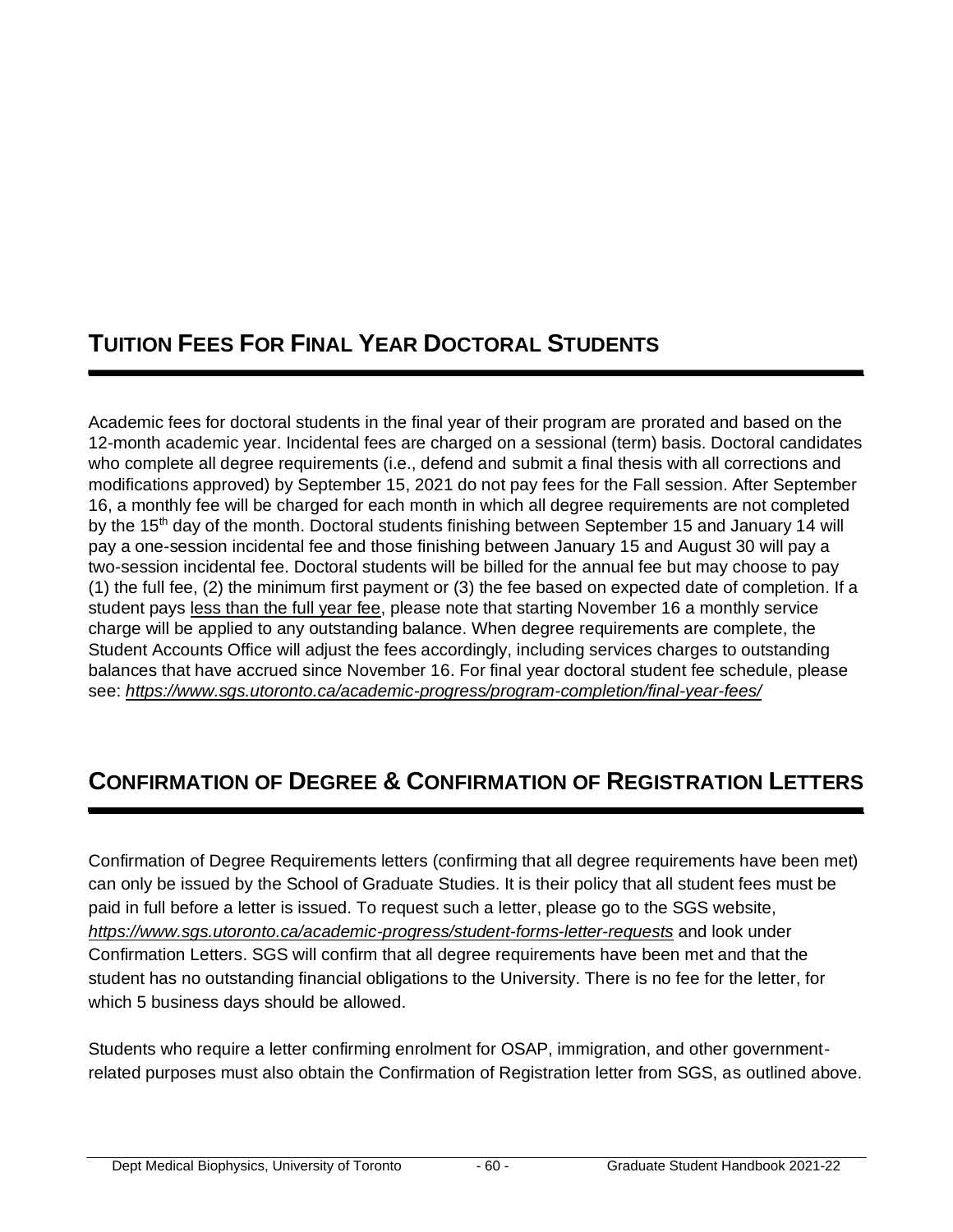## TUITION FEES FOR FINAL YEAR DOCTORAL STUDENTS

Academic fees for doctoral students in the final year of their program are prorated and based on the 12-month academic year. Incidental fees are charged on a sessional (term) basis. Doctoral candidates who complete all degree requirements (i.e., defend and submit a final thesis with all corrections and modifications approved) by September 15, 2021 do not pay fees for the Fall session. After September 16, a monthly fee will be charged for each month in which all degree requirements are not completed by the 15th day of the month. Doctoral students finishing between September 15 and January 14 will pay a one-session incidental fee and those finishing between January 15 and August 30 will pay a two-session incidental fee. Doctoral students will be billed for the annual fee but may choose to pay (1) the full fee, (2) the minimum first payment or (3) the fee based on expected date of completion. If a student pays less than the full year fee, please note that starting November 16 a monthly service charge will be applied to any outstanding balance. When degree requirements are complete, the Student Accounts Office will adjust the fees accordingly, including services charges to outstanding balances that have accrued since November 16. For final year doctoral student fee schedule, please see: *https://www.sgs.utoronto.ca/academic-progress/program-completion/final-year-fees/*

## CONFIRMATION OF DEGREE & CONFIRMATION OF REGISTRATION LETTERS

Confirmation of Degree Requirements letters (confirming that all degree requirements have been met) can only be issued by the School of Graduate Studies. It is their policy that all student fees must be paid in full before a letter is issued. To request such a letter, please go to the SGS website, *https://www.sgs.utoronto.ca/academic-progress/student-forms-letter-requests* and look under Confirmation Letters. SGS will confirm that all degree requirements have been met and that the student has no outstanding financial obligations to the University. There is no fee for the letter, for which 5 business days should be allowed.

Students who require a letter confirming enrolment for OSAP, immigration, and other government-related purposes must also obtain the Confirmation of Registration letter from SGS, as outlined above.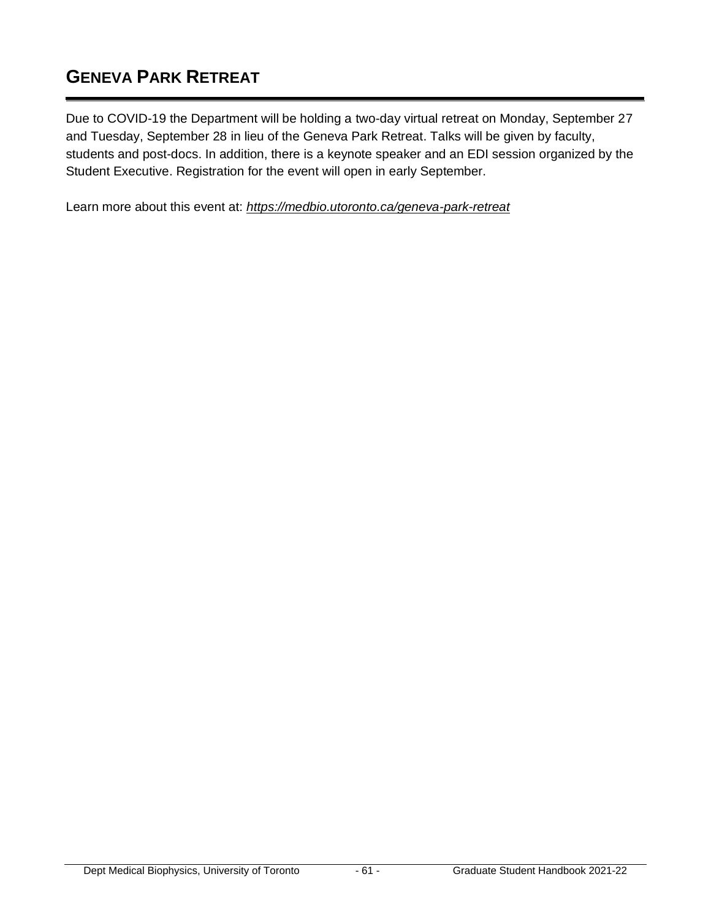# GENEVA PARK RETREAT

Due to COVID-19 the Department will be holding a two-day virtual retreat on Monday, September 27 and Tuesday, September 28 in lieu of the Geneva Park Retreat. Talks will be given by faculty, students and post-docs. In addition, there is a keynote speaker and an EDI session organized by the Student Executive. Registration for the event will open in early September.

Learn more about this event at: *https://medbio.utoronto.ca/geneva-park-retreat*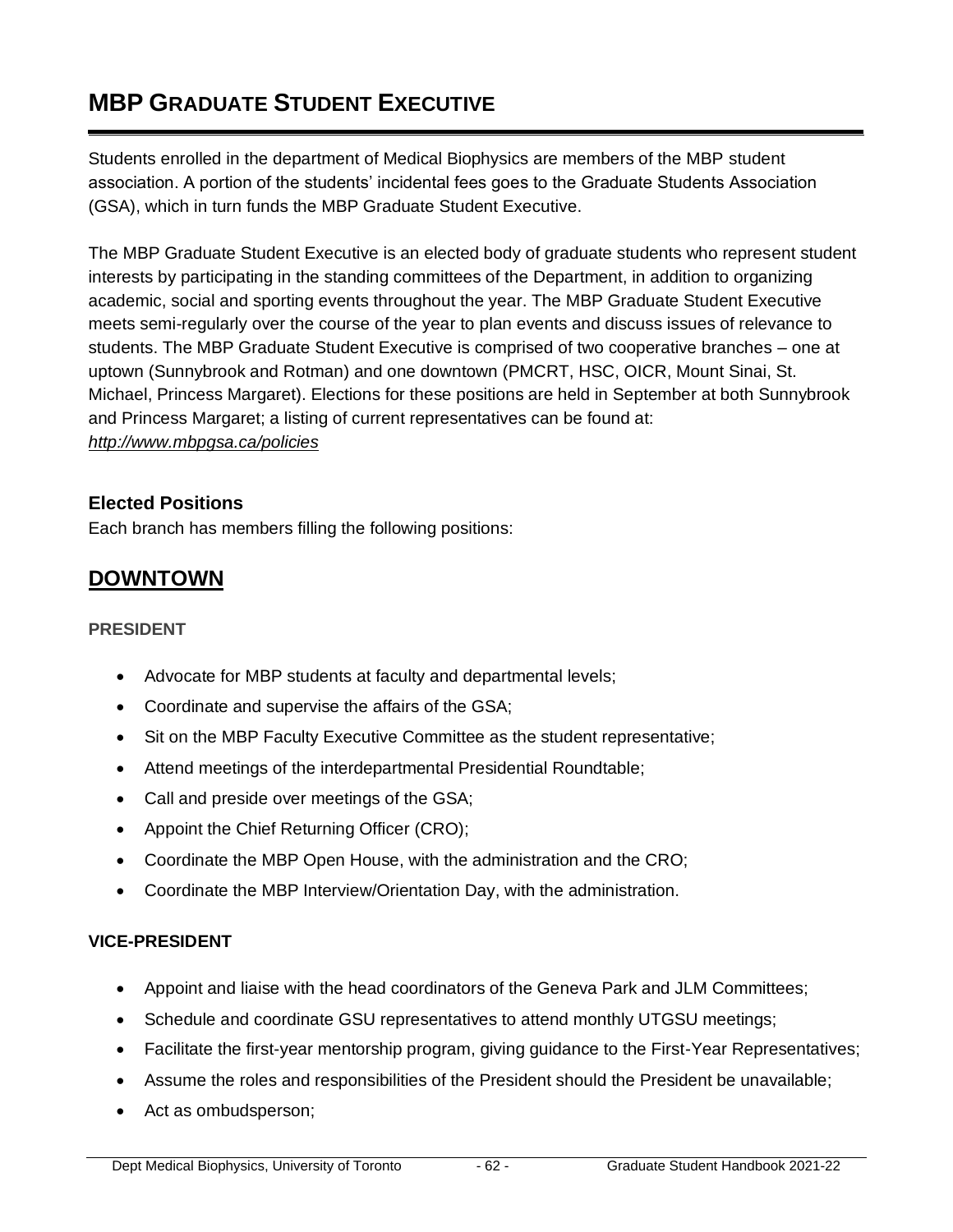# MBP Graduate Student Executive

Students enrolled in the department of Medical Biophysics are members of the MBP student association. A portion of the students' incidental fees goes to the Graduate Students Association (GSA), which in turn funds the MBP Graduate Student Executive.

The MBP Graduate Student Executive is an elected body of graduate students who represent student interests by participating in the standing committees of the Department, in addition to organizing academic, social and sporting events throughout the year. The MBP Graduate Student Executive meets semi-regularly over the course of the year to plan events and discuss issues of relevance to students. The MBP Graduate Student Executive is comprised of two cooperative branches – one at uptown (Sunnybrook and Rotman) and one downtown (PMCRT, HSC, OICR, Mount Sinai, St. Michael, Princess Margaret). Elections for these positions are held in September at both Sunnybrook and Princess Margaret; a listing of current representatives can be found at: *http://www.mbpgsa.ca/policies*

### Elected Positions

Each branch has members filling the following positions:

## DOWNTOWN

#### PRESIDENT

- Advocate for MBP students at faculty and departmental levels;
- Coordinate and supervise the affairs of the GSA;
- Sit on the MBP Faculty Executive Committee as the student representative;
- Attend meetings of the interdepartmental Presidential Roundtable;
- Call and preside over meetings of the GSA;
- Appoint the Chief Returning Officer (CRO);
- Coordinate the MBP Open House, with the administration and the CRO;
- Coordinate the MBP Interview/Orientation Day, with the administration.

#### VICE-PRESIDENT

- Appoint and liaise with the head coordinators of the Geneva Park and JLM Committees;
- Schedule and coordinate GSU representatives to attend monthly UTGSU meetings;
- Facilitate the first-year mentorship program, giving guidance to the First-Year Representatives;
- Assume the roles and responsibilities of the President should the President be unavailable;
- Act as ombudsperson;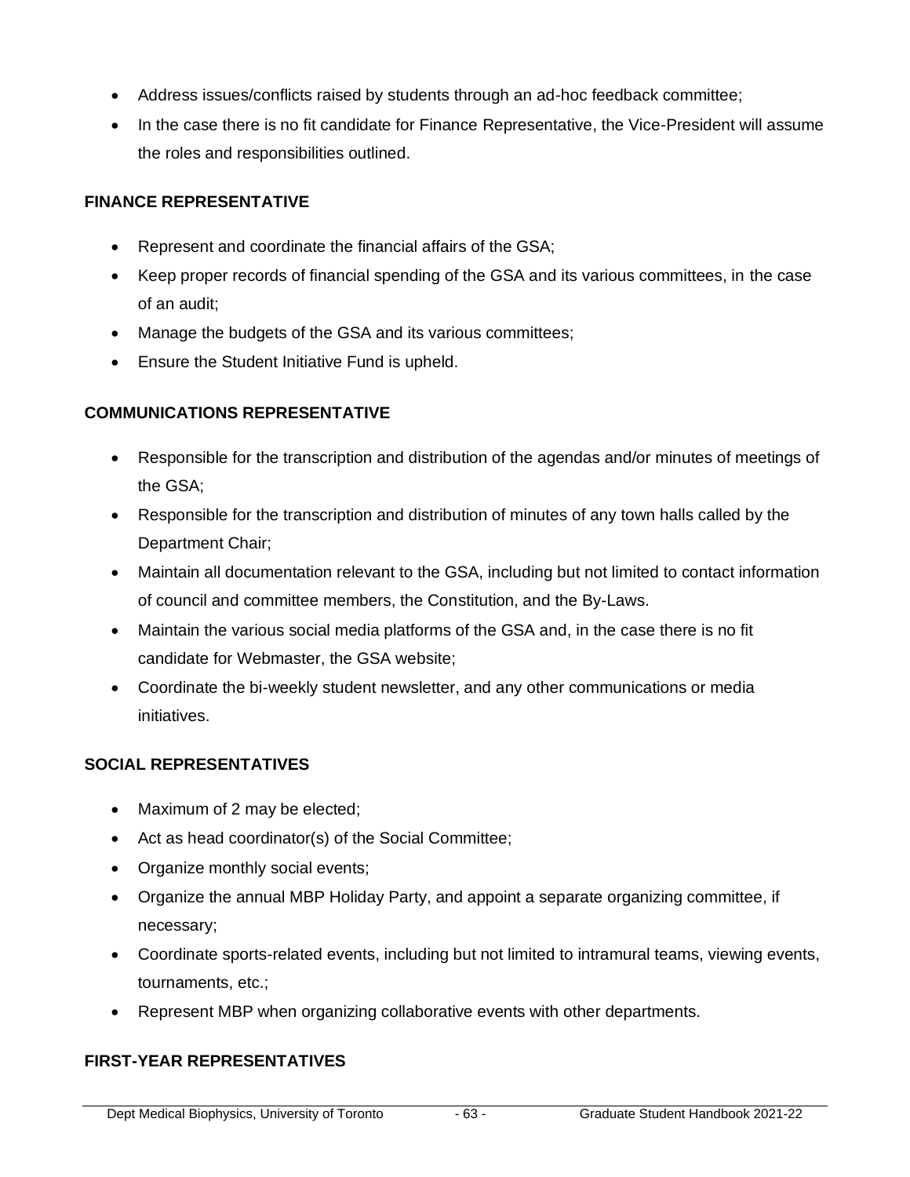- Address issues/conflicts raised by students through an ad-hoc feedback committee;
- In the case there is no fit candidate for Finance Representative, the Vice-President will assume the roles and responsibilities outlined.

**FINANCE REPRESENTATIVE**

- Represent and coordinate the financial affairs of the GSA;
- Keep proper records of financial spending of the GSA and its various committees, in the case of an audit;
- Manage the budgets of the GSA and its various committees;
- Ensure the Student Initiative Fund is upheld.

**COMMUNICATIONS REPRESENTATIVE**

- Responsible for the transcription and distribution of the agendas and/or minutes of meetings of the GSA;
- Responsible for the transcription and distribution of minutes of any town halls called by the Department Chair;
- Maintain all documentation relevant to the GSA, including but not limited to contact information of council and committee members, the Constitution, and the By-Laws.
- Maintain the various social media platforms of the GSA and, in the case there is no fit candidate for Webmaster, the GSA website;
- Coordinate the bi-weekly student newsletter, and any other communications or media initiatives.

**SOCIAL REPRESENTATIVES**

- Maximum of 2 may be elected;
- Act as head coordinator(s) of the Social Committee;
- Organize monthly social events;
- Organize the annual MBP Holiday Party, and appoint a separate organizing committee, if necessary;
- Coordinate sports-related events, including but not limited to intramural teams, viewing events, tournaments, etc.;
- Represent MBP when organizing collaborative events with other departments.

**FIRST-YEAR REPRESENTATIVES**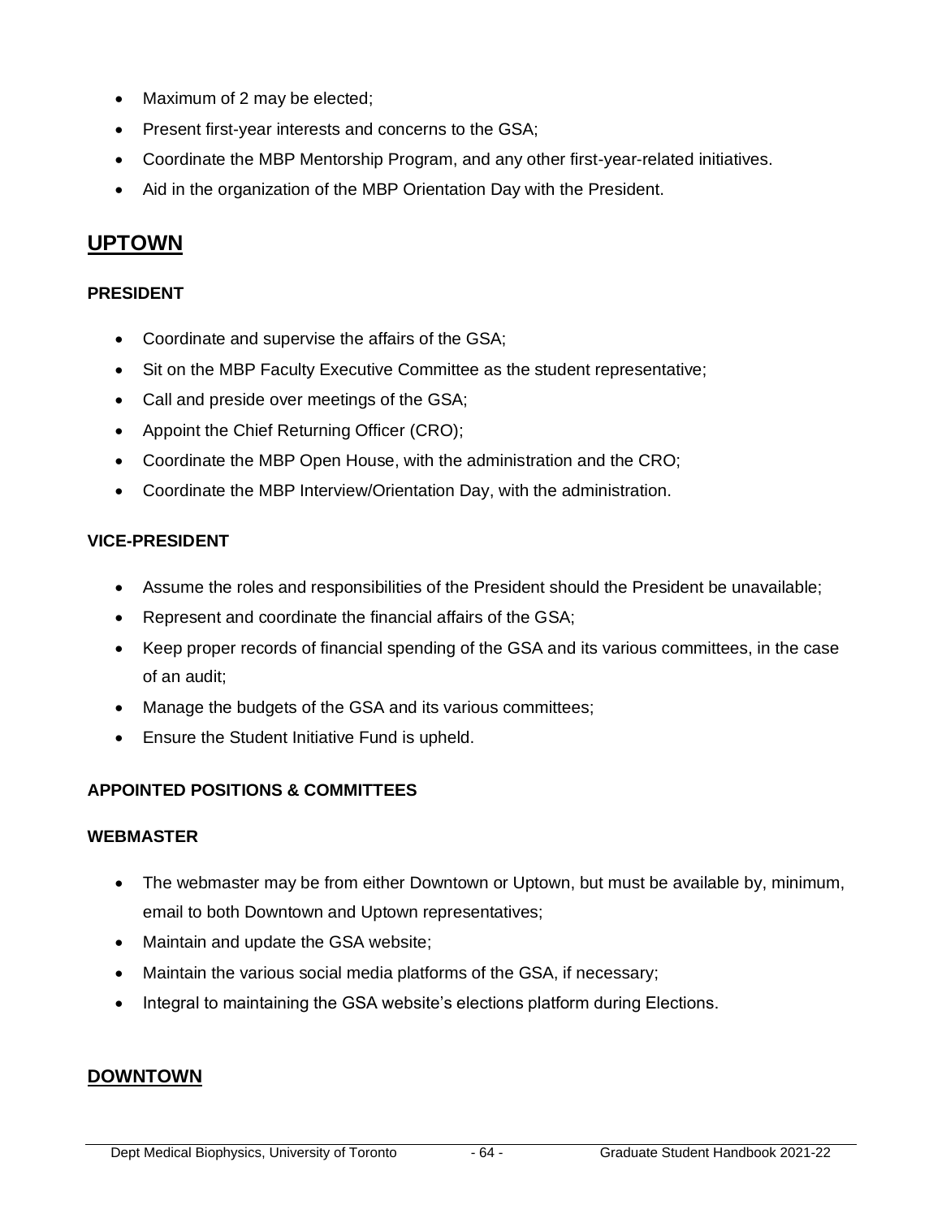- Maximum of 2 may be elected;
- Present first-year interests and concerns to the GSA;
- Coordinate the MBP Mentorship Program, and any other first-year-related initiatives.
- Aid in the organization of the MBP Orientation Day with the President.

## UPTOWN

### PRESIDENT

- Coordinate and supervise the affairs of the GSA;
- Sit on the MBP Faculty Executive Committee as the student representative;
- Call and preside over meetings of the GSA;
- Appoint the Chief Returning Officer (CRO);
- Coordinate the MBP Open House, with the administration and the CRO;
- Coordinate the MBP Interview/Orientation Day, with the administration.

### VICE-PRESIDENT

- Assume the roles and responsibilities of the President should the President be unavailable;
- Represent and coordinate the financial affairs of the GSA;
- Keep proper records of financial spending of the GSA and its various committees, in the case of an audit;
- Manage the budgets of the GSA and its various committees;
- Ensure the Student Initiative Fund is upheld.

### APPOINTED POSITIONS & COMMITTEES

### WEBMASTER

- The webmaster may be from either Downtown or Uptown, but must be available by, minimum, email to both Downtown and Uptown representatives;
- Maintain and update the GSA website;
- Maintain the various social media platforms of the GSA, if necessary;
- Integral to maintaining the GSA website's elections platform during Elections.

## DOWNTOWN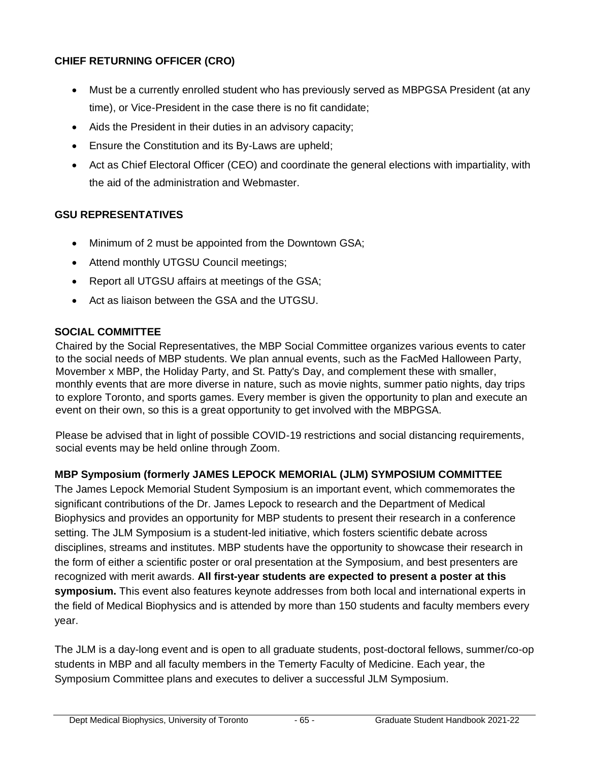### CHIEF RETURNING OFFICER (CRO)

- Must be a currently enrolled student who has previously served as MBPGSA President (at any time), or Vice-President in the case there is no fit candidate;
- Aids the President in their duties in an advisory capacity;
- Ensure the Constitution and its By-Laws are upheld;
- Act as Chief Electoral Officer (CEO) and coordinate the general elections with impartiality, with the aid of the administration and Webmaster.

### GSU REPRESENTATIVES

- Minimum of 2 must be appointed from the Downtown GSA;
- Attend monthly UTGSU Council meetings;
- Report all UTGSU affairs at meetings of the GSA;
- Act as liaison between the GSA and the UTGSU.

### SOCIAL COMMITTEE

Chaired by the Social Representatives, the MBP Social Committee organizes various events to cater to the social needs of MBP students. We plan annual events, such as the FacMed Halloween Party, Movember x MBP, the Holiday Party, and St. Patty's Day, and complement these with smaller, monthly events that are more diverse in nature, such as movie nights, summer patio nights, day trips to explore Toronto, and sports games. Every member is given the opportunity to plan and execute an event on their own, so this is a great opportunity to get involved with the MBPGSA.

Please be advised that in light of possible COVID-19 restrictions and social distancing requirements, social events may be held online through Zoom.

### MBP Symposium (formerly JAMES LEPOCK MEMORIAL (JLM) SYMPOSIUM COMMITTEE

The James Lepock Memorial Student Symposium is an important event, which commemorates the significant contributions of the Dr. James Lepock to research and the Department of Medical Biophysics and provides an opportunity for MBP students to present their research in a conference setting. The JLM Symposium is a student-led initiative, which fosters scientific debate across disciplines, streams and institutes. MBP students have the opportunity to showcase their research in the form of either a scientific poster or oral presentation at the Symposium, and best presenters are recognized with merit awards. **All first-year students are expected to present a poster at this symposium.** This event also features keynote addresses from both local and international experts in the field of Medical Biophysics and is attended by more than 150 students and faculty members every year.

The JLM is a day-long event and is open to all graduate students, post-doctoral fellows, summer/co-op students in MBP and all faculty members in the Temerty Faculty of Medicine. Each year, the Symposium Committee plans and executes to deliver a successful JLM Symposium.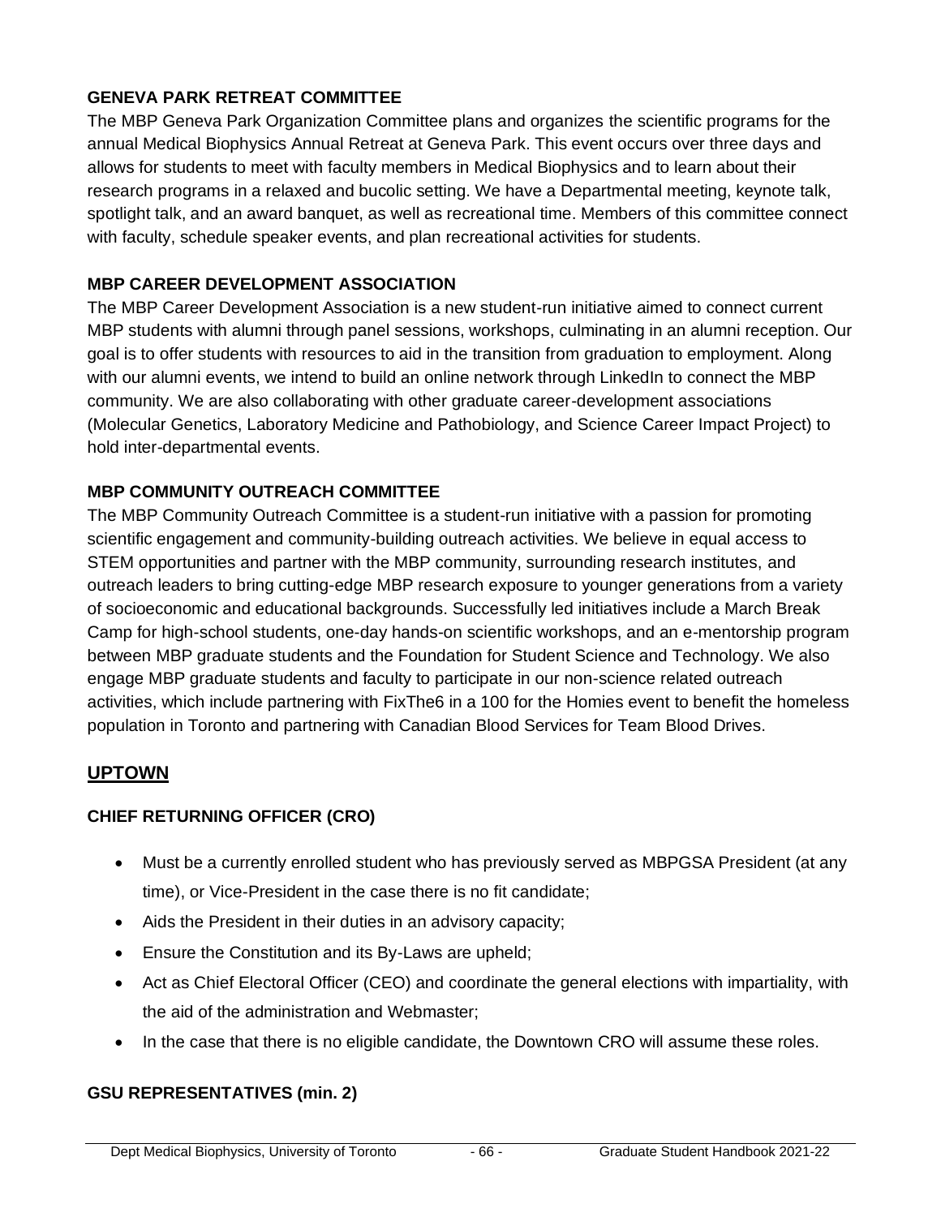### GENEVA PARK RETREAT COMMITTEE

The MBP Geneva Park Organization Committee plans and organizes the scientific programs for the annual Medical Biophysics Annual Retreat at Geneva Park. This event occurs over three days and allows for students to meet with faculty members in Medical Biophysics and to learn about their research programs in a relaxed and bucolic setting. We have a Departmental meeting, keynote talk, spotlight talk, and an award banquet, as well as recreational time. Members of this committee connect with faculty, schedule speaker events, and plan recreational activities for students.

### MBP CAREER DEVELOPMENT ASSOCIATION

The MBP Career Development Association is a new student-run initiative aimed to connect current MBP students with alumni through panel sessions, workshops, culminating in an alumni reception. Our goal is to offer students with resources to aid in the transition from graduation to employment. Along with our alumni events, we intend to build an online network through LinkedIn to connect the MBP community. We are also collaborating with other graduate career-development associations (Molecular Genetics, Laboratory Medicine and Pathobiology, and Science Career Impact Project) to hold inter-departmental events.

### MBP COMMUNITY OUTREACH COMMITTEE

The MBP Community Outreach Committee is a student-run initiative with a passion for promoting scientific engagement and community-building outreach activities. We believe in equal access to STEM opportunities and partner with the MBP community, surrounding research institutes, and outreach leaders to bring cutting-edge MBP research exposure to younger generations from a variety of socioeconomic and educational backgrounds. Successfully led initiatives include a March Break Camp for high-school students, one-day hands-on scientific workshops, and an e-mentorship program between MBP graduate students and the Foundation for Student Science and Technology. We also engage MBP graduate students and faculty to participate in our non-science related outreach activities, which include partnering with FixThe6 in a 100 for the Homies event to benefit the homeless population in Toronto and partnering with Canadian Blood Services for Team Blood Drives.

## UPTOWN

### CHIEF RETURNING OFFICER (CRO)

- Must be a currently enrolled student who has previously served as MBPGSA President (at any time), or Vice-President in the case there is no fit candidate;
- Aids the President in their duties in an advisory capacity;
- Ensure the Constitution and its By-Laws are upheld;
- Act as Chief Electoral Officer (CEO) and coordinate the general elections with impartiality, with the aid of the administration and Webmaster;
- In the case that there is no eligible candidate, the Downtown CRO will assume these roles.

### GSU REPRESENTATIVES (min. 2)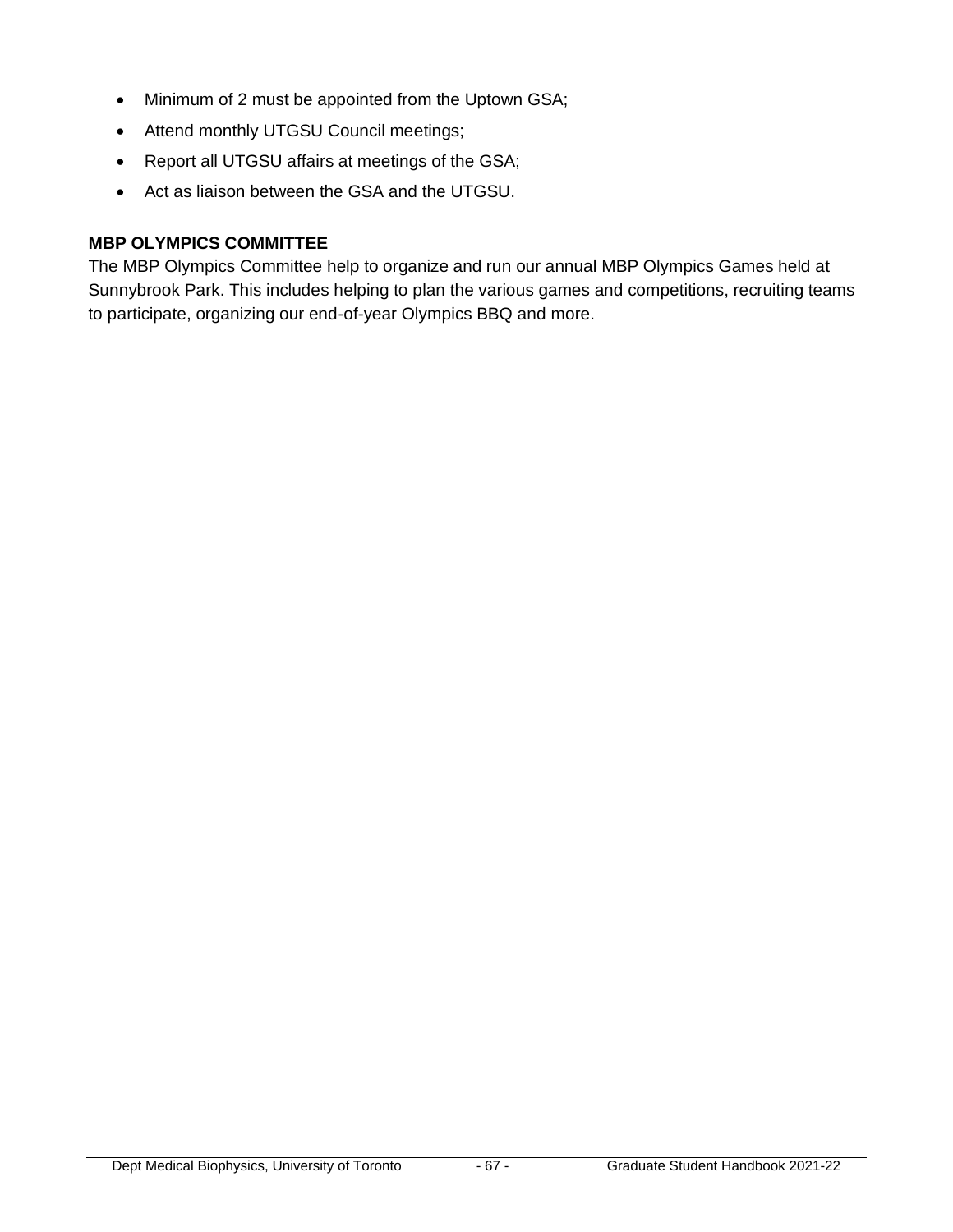- Minimum of 2 must be appointed from the Uptown GSA;
- Attend monthly UTGSU Council meetings;
- Report all UTGSU affairs at meetings of the GSA;
- Act as liaison between the GSA and the UTGSU.

**MBP OLYMPICS COMMITTEE**

The MBP Olympics Committee help to organize and run our annual MBP Olympics Games held at Sunnybrook Park. This includes helping to plan the various games and competitions, recruiting teams to participate, organizing our end-of-year Olympics BBQ and more.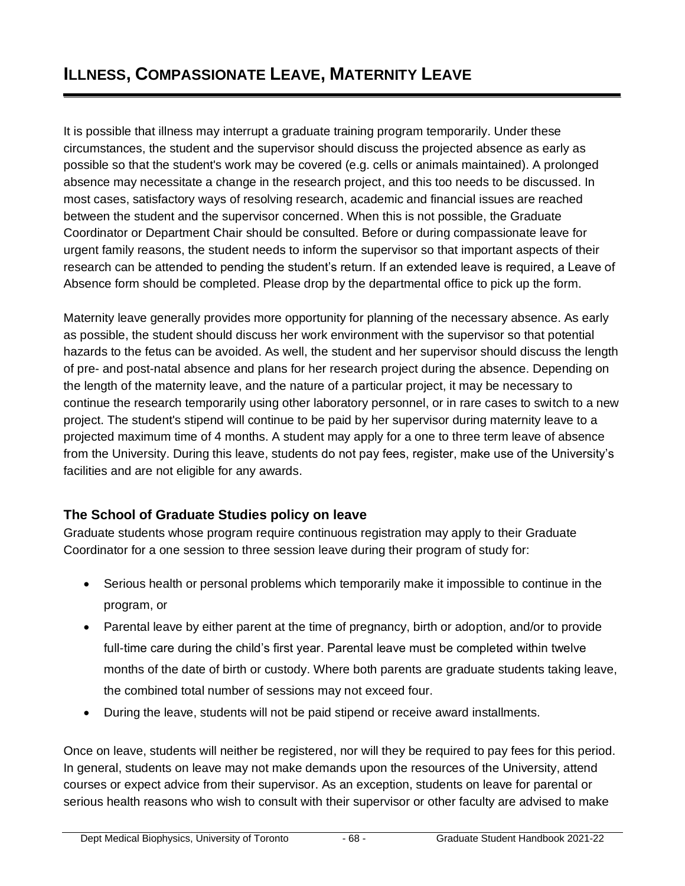# ILLNESS, COMPASSIONATE LEAVE, MATERNITY LEAVE

It is possible that illness may interrupt a graduate training program temporarily. Under these circumstances, the student and the supervisor should discuss the projected absence as early as possible so that the student's work may be covered (e.g. cells or animals maintained). A prolonged absence may necessitate a change in the research project, and this too needs to be discussed. In most cases, satisfactory ways of resolving research, academic and financial issues are reached between the student and the supervisor concerned. When this is not possible, the Graduate Coordinator or Department Chair should be consulted. Before or during compassionate leave for urgent family reasons, the student needs to inform the supervisor so that important aspects of their research can be attended to pending the student's return. If an extended leave is required, a Leave of Absence form should be completed. Please drop by the departmental office to pick up the form.

Maternity leave generally provides more opportunity for planning of the necessary absence. As early as possible, the student should discuss her work environment with the supervisor so that potential hazards to the fetus can be avoided. As well, the student and her supervisor should discuss the length of pre- and post-natal absence and plans for her research project during the absence. Depending on the length of the maternity leave, and the nature of a particular project, it may be necessary to continue the research temporarily using other laboratory personnel, or in rare cases to switch to a new project. The student's stipend will continue to be paid by her supervisor during maternity leave to a projected maximum time of 4 months. A student may apply for a one to three term leave of absence from the University. During this leave, students do not pay fees, register, make use of the University's facilities and are not eligible for any awards.

### The School of Graduate Studies policy on leave

Graduate students whose program require continuous registration may apply to their Graduate Coordinator for a one session to three session leave during their program of study for:

- Serious health or personal problems which temporarily make it impossible to continue in the program, or
- Parental leave by either parent at the time of pregnancy, birth or adoption, and/or to provide full-time care during the child's first year. Parental leave must be completed within twelve months of the date of birth or custody. Where both parents are graduate students taking leave, the combined total number of sessions may not exceed four.
- During the leave, students will not be paid stipend or receive award installments.

Once on leave, students will neither be registered, nor will they be required to pay fees for this period. In general, students on leave may not make demands upon the resources of the University, attend courses or expect advice from their supervisor. As an exception, students on leave for parental or serious health reasons who wish to consult with their supervisor or other faculty are advised to make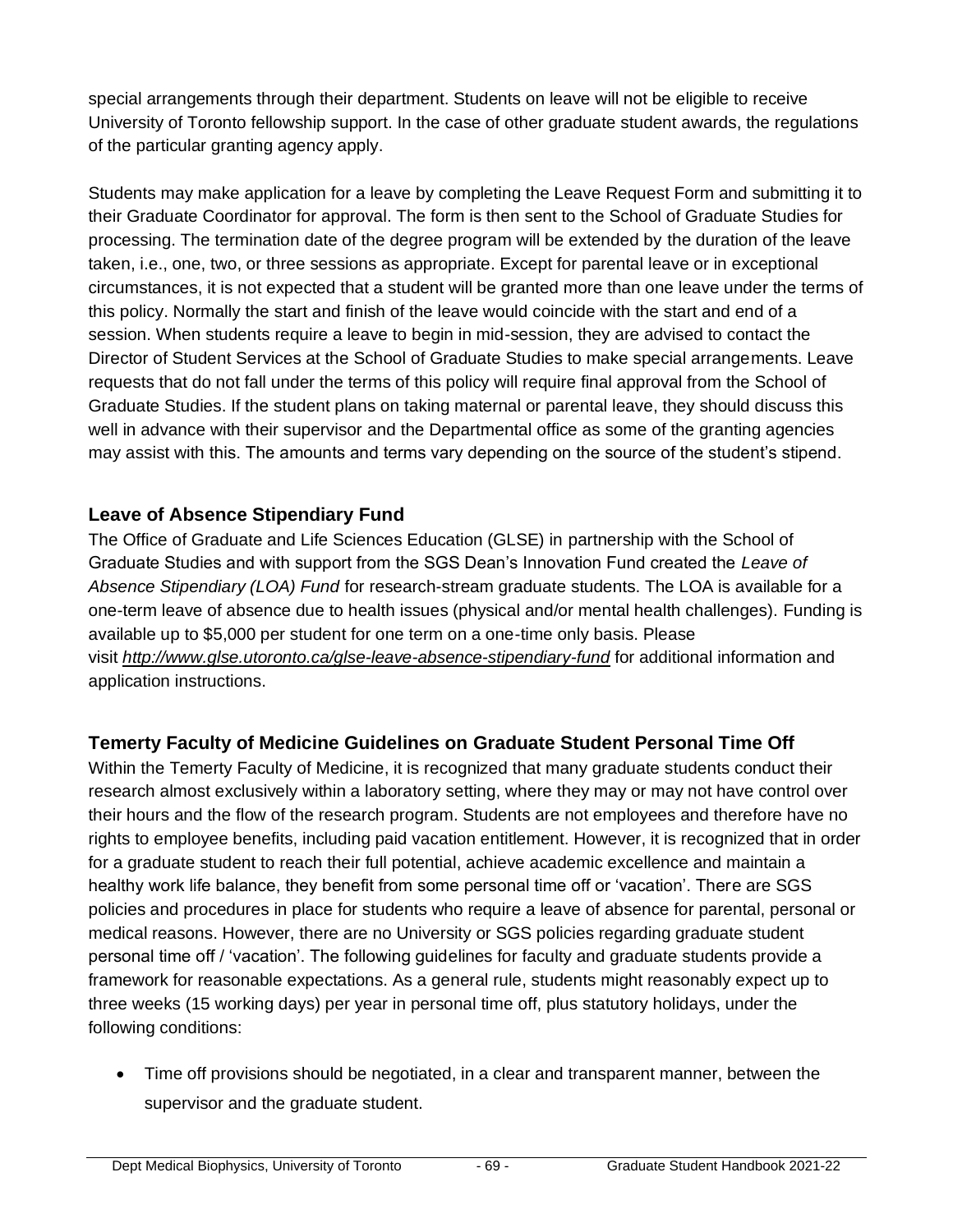special arrangements through their department. Students on leave will not be eligible to receive University of Toronto fellowship support. In the case of other graduate student awards, the regulations of the particular granting agency apply.

Students may make application for a leave by completing the Leave Request Form and submitting it to their Graduate Coordinator for approval. The form is then sent to the School of Graduate Studies for processing. The termination date of the degree program will be extended by the duration of the leave taken, i.e., one, two, or three sessions as appropriate. Except for parental leave or in exceptional circumstances, it is not expected that a student will be granted more than one leave under the terms of this policy. Normally the start and finish of the leave would coincide with the start and end of a session. When students require a leave to begin in mid-session, they are advised to contact the Director of Student Services at the School of Graduate Studies to make special arrangements. Leave requests that do not fall under the terms of this policy will require final approval from the School of Graduate Studies. If the student plans on taking maternal or parental leave, they should discuss this well in advance with their supervisor and the Departmental office as some of the granting agencies may assist with this. The amounts and terms vary depending on the source of the student's stipend.

## Leave of Absence Stipendiary Fund

The Office of Graduate and Life Sciences Education (GLSE) in partnership with the School of Graduate Studies and with support from the SGS Dean's Innovation Fund created the *Leave of Absence Stipendiary (LOA) Fund* for research-stream graduate students. The LOA is available for a one-term leave of absence due to health issues (physical and/or mental health challenges). Funding is available up to $5,000 per student for one term on a one-time only basis. Please visit ***http://www.glse.utoronto.ca/glse-leave-absence-stipendiary-fund*** for additional information and application instructions.

## Temerty Faculty of Medicine Guidelines on Graduate Student Personal Time Off

Within the Temerty Faculty of Medicine, it is recognized that many graduate students conduct their research almost exclusively within a laboratory setting, where they may or may not have control over their hours and the flow of the research program. Students are not employees and therefore have no rights to employee benefits, including paid vacation entitlement. However, it is recognized that in order for a graduate student to reach their full potential, achieve academic excellence and maintain a healthy work life balance, they benefit from some personal time off or 'vacation'. There are SGS policies and procedures in place for students who require a leave of absence for parental, personal or medical reasons. However, there are no University or SGS policies regarding graduate student personal time off / 'vacation'. The following guidelines for faculty and graduate students provide a framework for reasonable expectations. As a general rule, students might reasonably expect up to three weeks (15 working days) per year in personal time off, plus statutory holidays, under the following conditions:

- Time off provisions should be negotiated, in a clear and transparent manner, between the supervisor and the graduate student.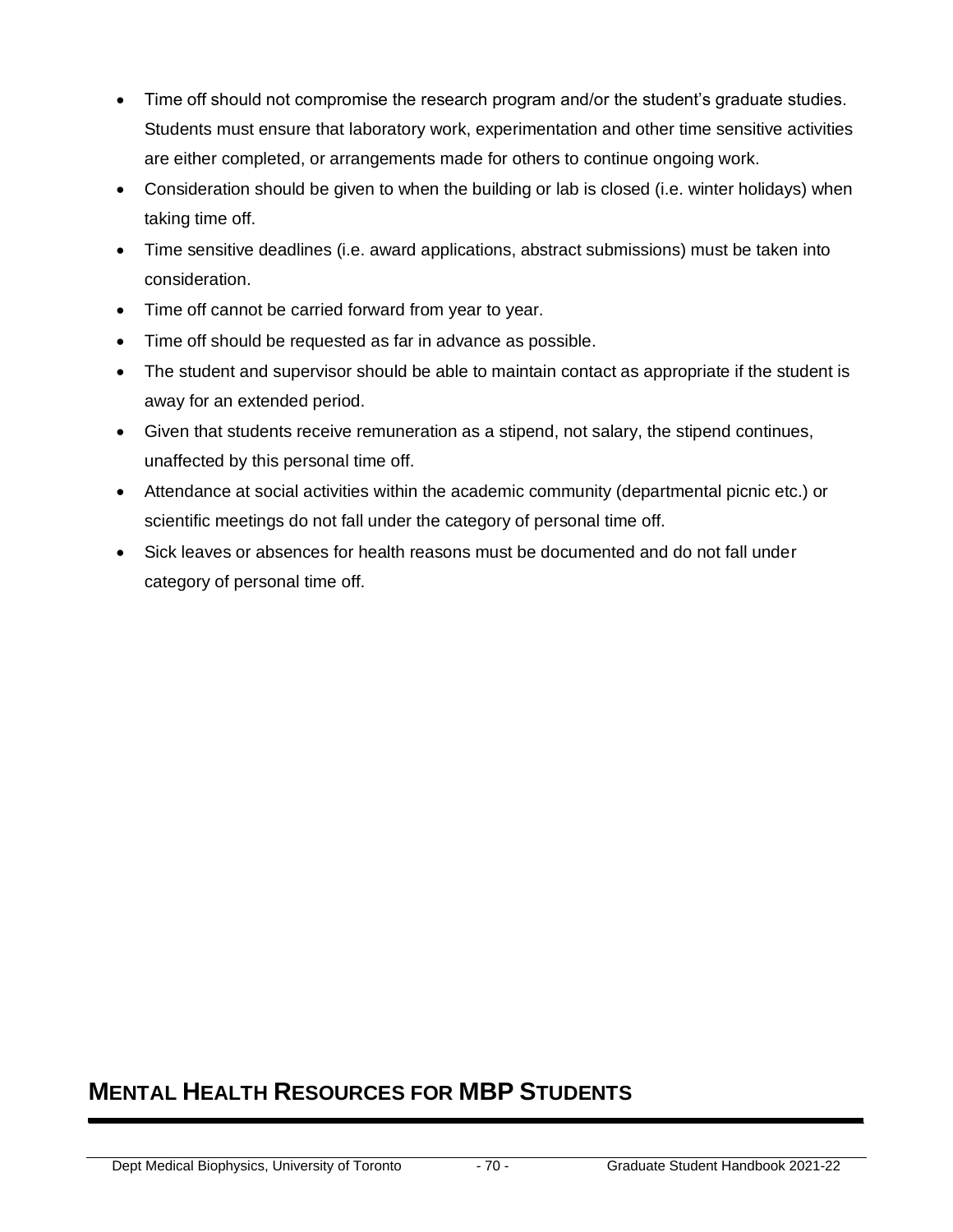- Time off should not compromise the research program and/or the student's graduate studies. Students must ensure that laboratory work, experimentation and other time sensitive activities are either completed, or arrangements made for others to continue ongoing work.
- Consideration should be given to when the building or lab is closed (i.e. winter holidays) when taking time off.
- Time sensitive deadlines (i.e. award applications, abstract submissions) must be taken into consideration.
- Time off cannot be carried forward from year to year.
- Time off should be requested as far in advance as possible.
- The student and supervisor should be able to maintain contact as appropriate if the student is away for an extended period.
- Given that students receive remuneration as a stipend, not salary, the stipend continues, unaffected by this personal time off.
- Attendance at social activities within the academic community (departmental picnic etc.) or scientific meetings do not fall under the category of personal time off.
- Sick leaves or absences for health reasons must be documented and do not fall under category of personal time off.

# MENTAL HEALTH RESOURCES FOR MBP STUDENTS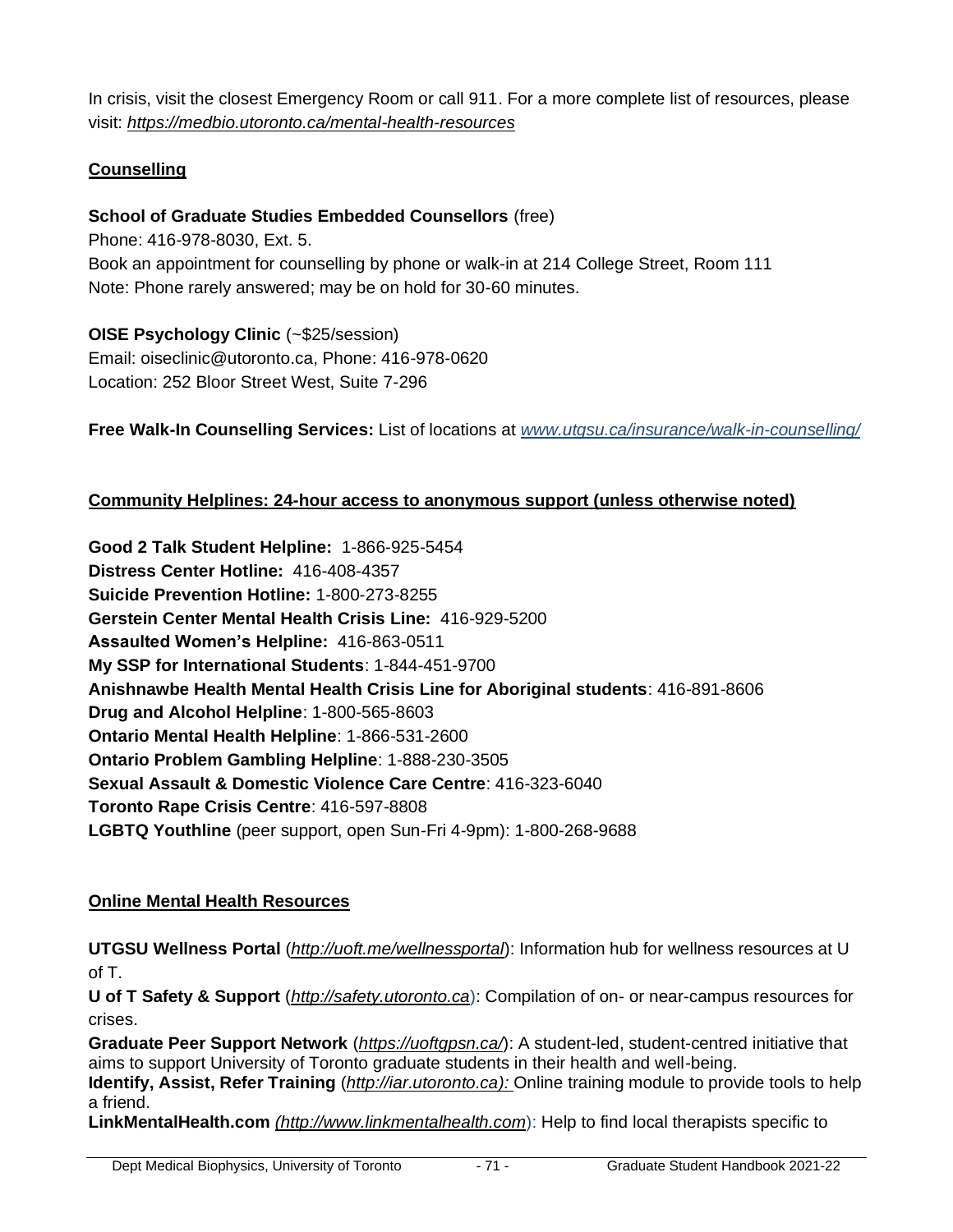In crisis, visit the closest Emergency Room or call 911. For a more complete list of resources, please visit: *https://medbio.utoronto.ca/mental-health-resources*

**Counselling**

**School of Graduate Studies Embedded Counsellors** (free)
Phone: 416-978-8030, Ext. 5.
Book an appointment for counselling by phone or walk-in at 214 College Street, Room 111
Note: Phone rarely answered; may be on hold for 30-60 minutes.

**OISE Psychology Clinic** (~$25/session)
Email: oiseclinic@utoronto.ca, Phone: 416-978-0620
Location: 252 Bloor Street West, Suite 7-296

**Free Walk-In Counselling Services:** List of locations at *www.utgsu.ca/insurance/walk-in-counselling/*

**Community Helplines: 24-hour access to anonymous support (unless otherwise noted)**

**Good 2 Talk Student Helpline:** 1-866-925-5454
**Distress Center Hotline:** 416-408-4357
**Suicide Prevention Hotline:** 1-800-273-8255
**Gerstein Center Mental Health Crisis Line:** 416-929-5200
**Assaulted Women's Helpline:** 416-863-0511
**My SSP for International Students**: 1-844-451-9700
**Anishnawbe Health Mental Health Crisis Line for Aboriginal students**: 416-891-8606
**Drug and Alcohol Helpline**: 1-800-565-8603
**Ontario Mental Health Helpline**: 1-866-531-2600
**Ontario Problem Gambling Helpline**: 1-888-230-3505
**Sexual Assault & Domestic Violence Care Centre**: 416-323-6040
**Toronto Rape Crisis Centre**: 416-597-8808
**LGBTQ Youthline** (peer support, open Sun-Fri 4-9pm): 1-800-268-9688

**Online Mental Health Resources**

**UTGSU Wellness Portal** (*http://uoft.me/wellnessportal*): Information hub for wellness resources at U of T.
**U of T Safety & Support** (*http://safety.utoronto.ca*): Compilation of on- or near-campus resources for crises.
**Graduate Peer Support Network** (*https://uoftgpsn.ca/*): A student-led, student-centred initiative that aims to support University of Toronto graduate students in their health and well-being.
**Identify, Assist, Refer Training** (*http://iar.utoronto.ca):* Online training module to provide tools to help a friend.
**LinkMentalHealth.com** *(http://www.linkmentalhealth.com*): Help to find local therapists specific to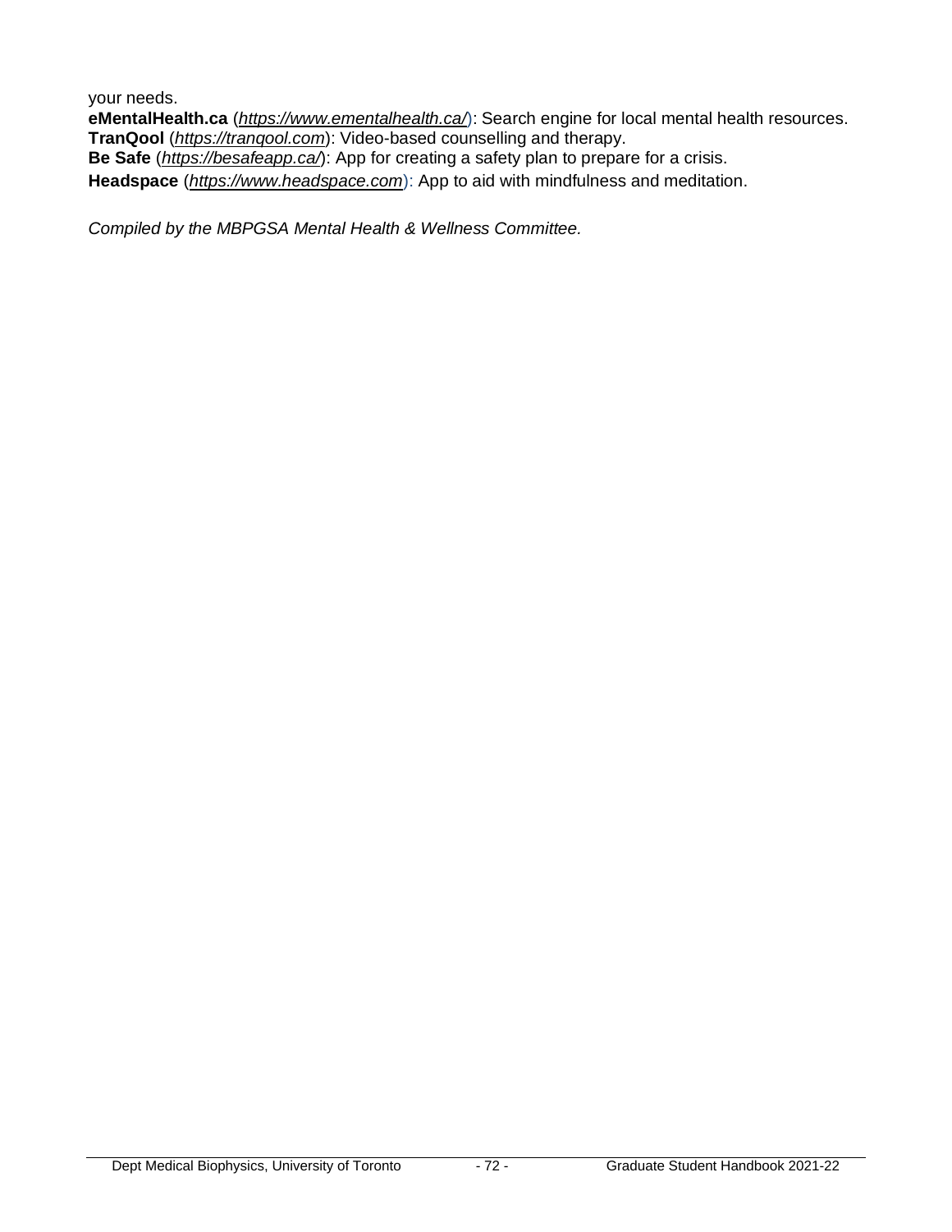your needs.

**eMentalHealth.ca** (*https://www.ementalhealth.ca/*): Search engine for local mental health resources.
**TranQool** (*https://tranqool.com*): Video-based counselling and therapy.
**Be Safe** (*https://besafeapp.ca/*): App for creating a safety plan to prepare for a crisis.
**Headspace** (*https://www.headspace.com*): App to aid with mindfulness and meditation.

*Compiled by the MBPGSA Mental Health & Wellness Committee.*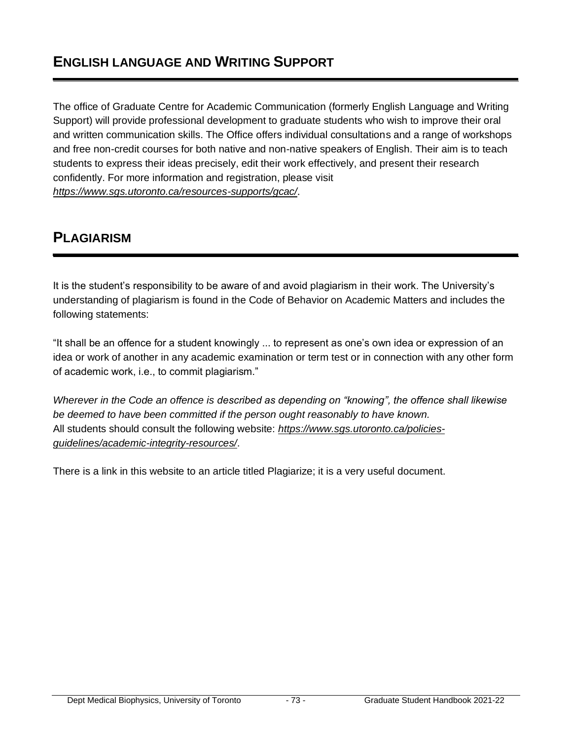## English Language and Writing Support

The office of Graduate Centre for Academic Communication (formerly English Language and Writing Support) will provide professional development to graduate students who wish to improve their oral and written communication skills. The Office offers individual consultations and a range of workshops and free non-credit courses for both native and non-native speakers of English. Their aim is to teach students to express their ideas precisely, edit their work effectively, and present their research confidently. For more information and registration, please visit *https://www.sgs.utoronto.ca/resources-supports/gcac/*.

## Plagiarism

It is the student's responsibility to be aware of and avoid plagiarism in their work. The University's understanding of plagiarism is found in the Code of Behavior on Academic Matters and includes the following statements:

"It shall be an offence for a student knowingly ... to represent as one's own idea or expression of an idea or work of another in any academic examination or term test or in connection with any other form of academic work, i.e., to commit plagiarism."

*Wherever in the Code an offence is described as depending on "knowing", the offence shall likewise be deemed to have been committed if the person ought reasonably to have known.*
All students should consult the following website: *https://www.sgs.utoronto.ca/policies-guidelines/academic-integrity-resources/*.

There is a link in this website to an article titled Plagiarize; it is a very useful document.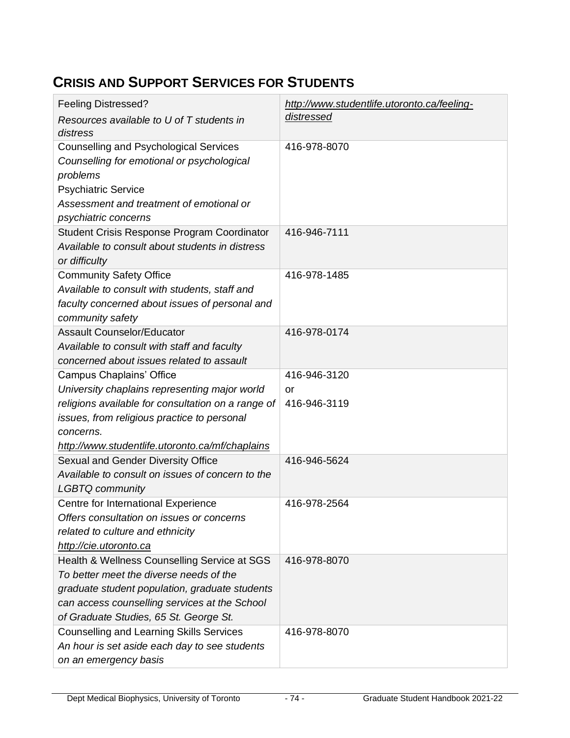## CRISIS AND SUPPORT SERVICES FOR STUDENTS

| | |
|---|---|
| Feeling Distressed?<br>*Resources available to U of T students in distress* | *http://www.studentlife.utoronto.ca/feeling-distressed* |
| Counselling and Psychological Services<br>*Counselling for emotional or psychological problems*<br>Psychiatric Service<br>*Assessment and treatment of emotional or psychiatric concerns* | 416-978-8070 |
| Student Crisis Response Program Coordinator<br>*Available to consult about students in distress or difficulty* | 416-946-7111 |
| Community Safety Office<br>*Available to consult with students, staff and faculty concerned about issues of personal and community safety* | 416-978-1485 |
| Assault Counselor/Educator<br>*Available to consult with staff and faculty concerned about issues related to assault* | 416-978-0174 |
| Campus Chaplains' Office<br>*University chaplains representing major world religions available for consultation on a range of issues, from religious practice to personal concerns.*<br>*http://www.studentlife.utoronto.ca/mf/chaplains* | 416-946-3120<br>or<br>416-946-3119 |
| Sexual and Gender Diversity Office<br>*Available to consult on issues of concern to the LGBTQ community* | 416-946-5624 |
| Centre for International Experience<br>*Offers consultation on issues or concerns related to culture and ethnicity*<br>*http://cie.utoronto.ca* | 416-978-2564 |
| Health & Wellness Counselling Service at SGS<br>*To better meet the diverse needs of the graduate student population, graduate students can access counselling services at the School of Graduate Studies, 65 St. George St.* | 416-978-8070 |
| Counselling and Learning Skills Services<br>*An hour is set aside each day to see students on an emergency basis* | 416-978-8070 |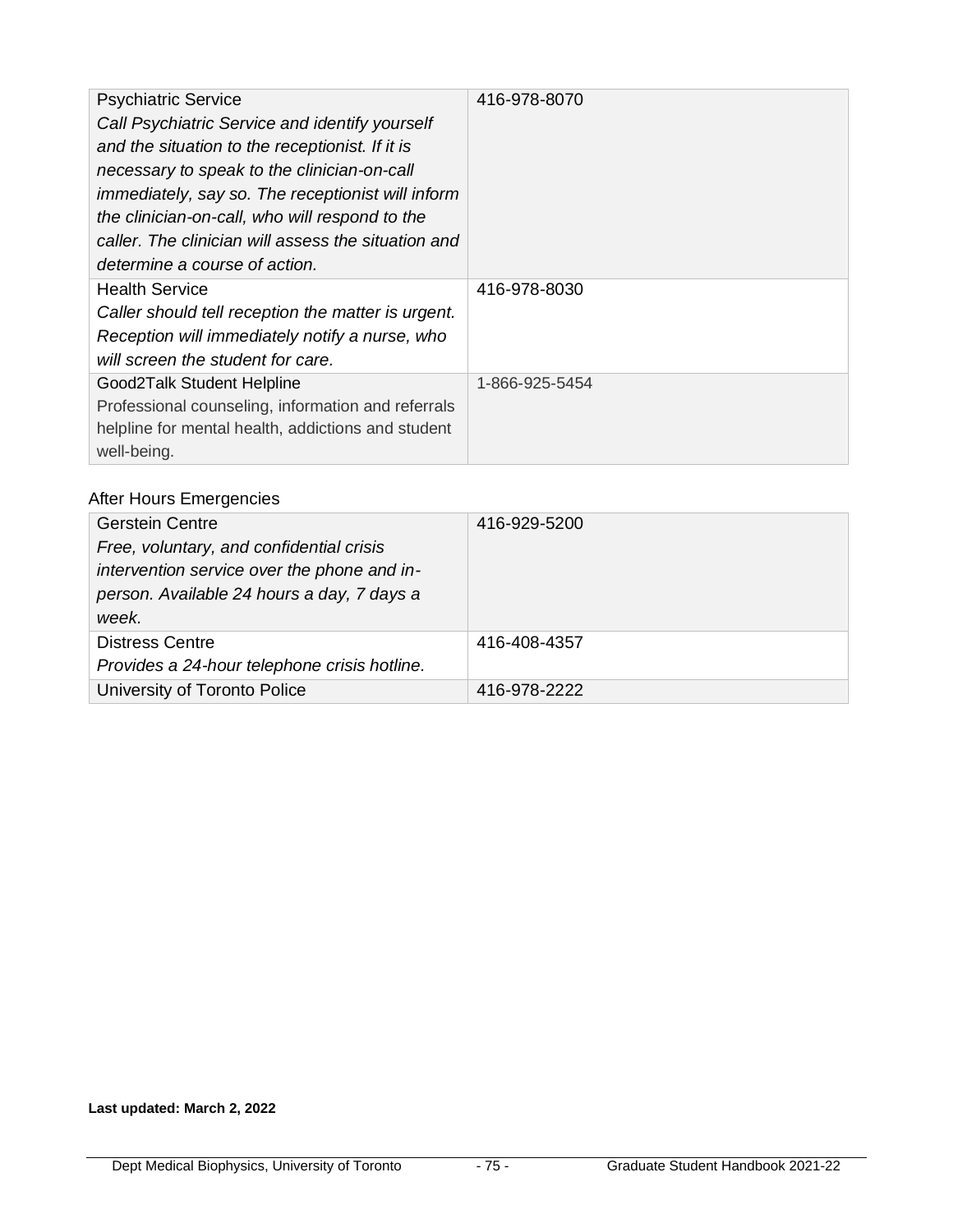| | |
|---|---|
| Psychiatric Service<br>*Call Psychiatric Service and identify yourself and the situation to the receptionist. If it is necessary to speak to the clinician-on-call immediately, say so. The receptionist will inform the clinician-on-call, who will respond to the caller. The clinician will assess the situation and determine a course of action.* | 416-978-8070 |
| Health Service<br>*Caller should tell reception the matter is urgent. Reception will immediately notify a nurse, who will screen the student for care.* | 416-978-8030 |
| Good2Talk Student Helpline<br>Professional counseling, information and referrals helpline for mental health, addictions and student well-being. | 1-866-925-5454 |

After Hours Emergencies

| | |
|---|---|
| Gerstein Centre<br>*Free, voluntary, and confidential crisis intervention service over the phone and in-person. Available 24 hours a day, 7 days a week.* | 416-929-5200 |
| Distress Centre<br>*Provides a 24-hour telephone crisis hotline.* | 416-408-4357 |
| University of Toronto Police | 416-978-2222 |

**Last updated: March 2, 2022**